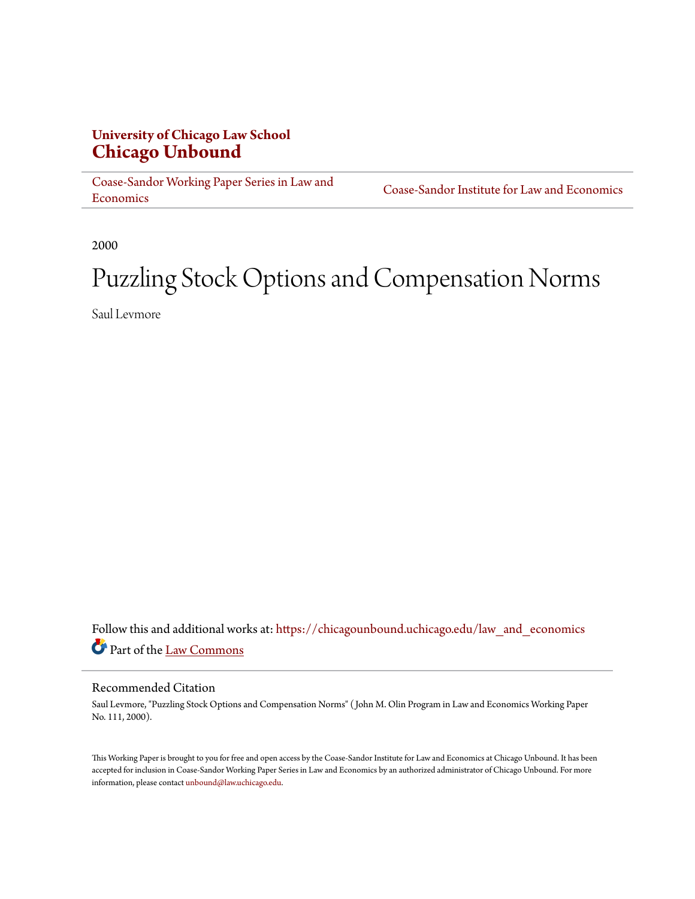**University of Chicago Law School**
**Chicago Unbound**

Coase-Sandor Working Paper Series in Law and Economics | Coase-Sandor Institute for Law and Economics

2000

# Puzzling Stock Options and Compensation Norms

Saul Levmore

Follow this and additional works at: https://chicagounbound.uchicago.edu/law_and_economics

Part of the Law Commons

## Recommended Citation

Saul Levmore, "Puzzling Stock Options and Compensation Norms" ( John M. Olin Program in Law and Economics Working Paper No. 111, 2000).

This Working Paper is brought to you for free and open access by the Coase-Sandor Institute for Law and Economics at Chicago Unbound. It has been accepted for inclusion in Coase-Sandor Working Paper Series in Law and Economics by an authorized administrator of Chicago Unbound. For more information, please contact unbound@law.uchicago.edu.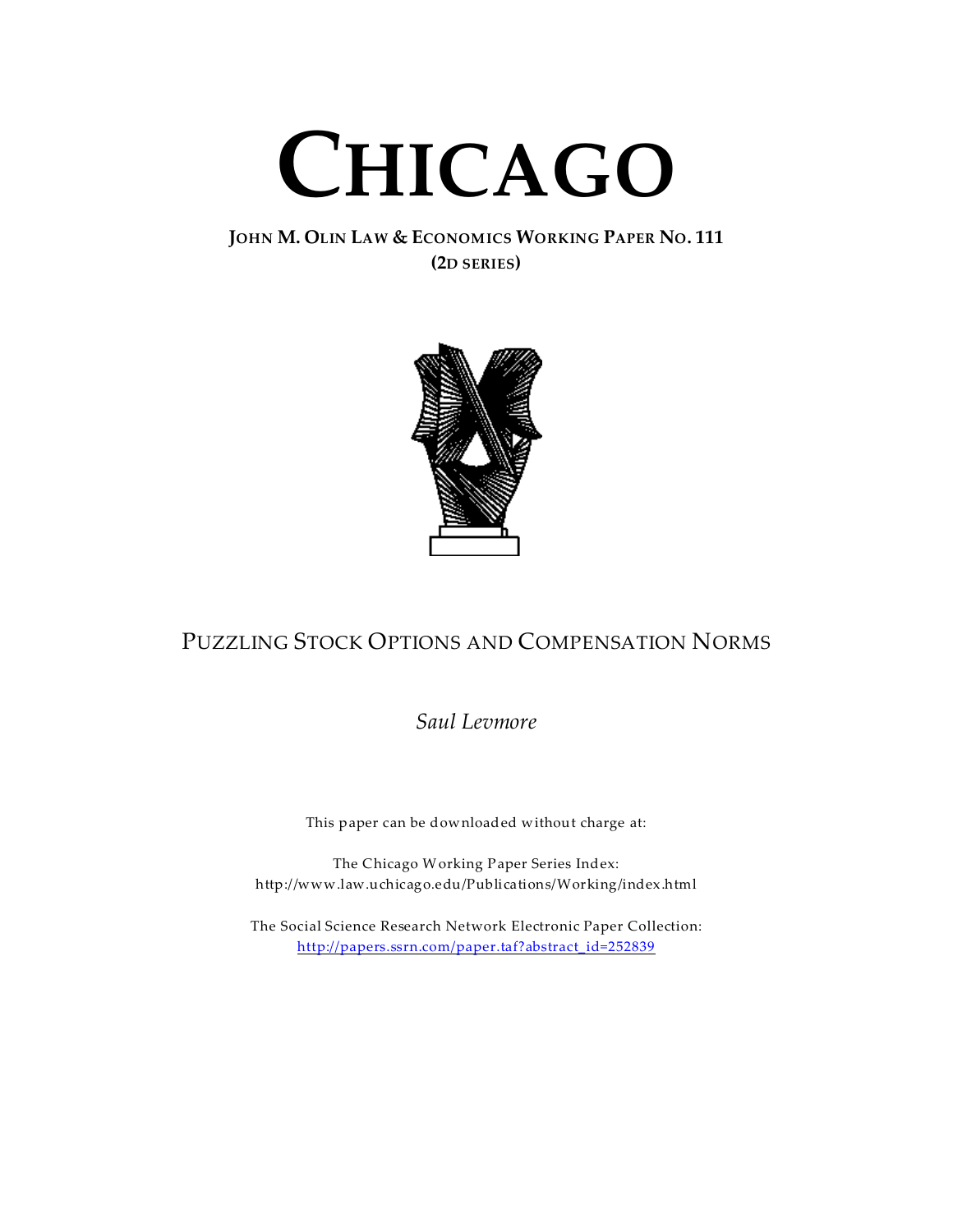# CHICAGO

**JOHN M. OLIN LAW & ECONOMICS WORKING PAPER NO. 111**
**(2D SERIES)**

## PUZZLING STOCK OPTIONS AND COMPENSATION NORMS

*Saul Levmore*

This paper can be downloaded without charge at:

The Chicago Working Paper Series Index:
http://www.law.uchicago.edu/Publications/Working/index.html

The Social Science Research Network Electronic Paper Collection:
http://papers.ssrn.com/paper.taf?abstract_id=252839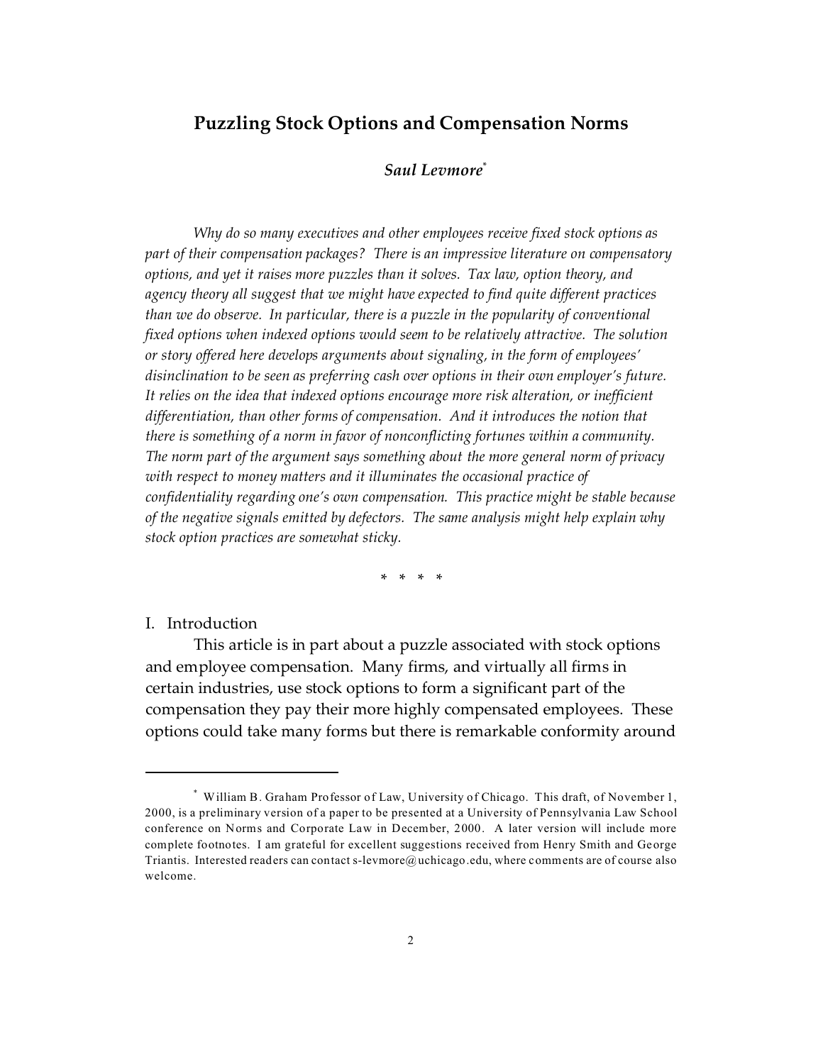# Puzzling Stock Options and Compensation Norms

***Saul Levmore***[*]

*Why do so many executives and other employees receive fixed stock options as part of their compensation packages? There is an impressive literature on compensatory options, and yet it raises more puzzles than it solves. Tax law, option theory, and agency theory all suggest that we might have expected to find quite different practices than we do observe. In particular, there is a puzzle in the popularity of conventional fixed options when indexed options would seem to be relatively attractive. The solution or story offered here develops arguments about signaling, in the form of employees' disinclination to be seen as preferring cash over options in their own employer's future. It relies on the idea that indexed options encourage more risk alteration, or inefficient differentiation, than other forms of compensation. And it introduces the notion that there is something of a norm in favor of nonconflicting fortunes within a community. The norm part of the argument says something about the more general norm of privacy with respect to money matters and it illuminates the occasional practice of confidentiality regarding one's own compensation. This practice might be stable because of the negative signals emitted by defectors. The same analysis might help explain why stock option practices are somewhat sticky.*

\* \* \* \*

## I. Introduction

This article is in part about a puzzle associated with stock options and employee compensation. Many firms, and virtually all firms in certain industries, use stock options to form a significant part of the compensation they pay their more highly compensated employees. These options could take many forms but there is remarkable conformity around

---

[*] William B. Graham Professor of Law, University of Chicago. This draft, of November 1, 2000, is a preliminary version of a paper to be presented at a University of Pennsylvania Law School conference on Norms and Corporate Law in December, 2000. A later version will include more complete footnotes. I am grateful for excellent suggestions received from Henry Smith and George Triantis. Interested readers can contact s-levmore@uchicago.edu, where comments are of course also welcome.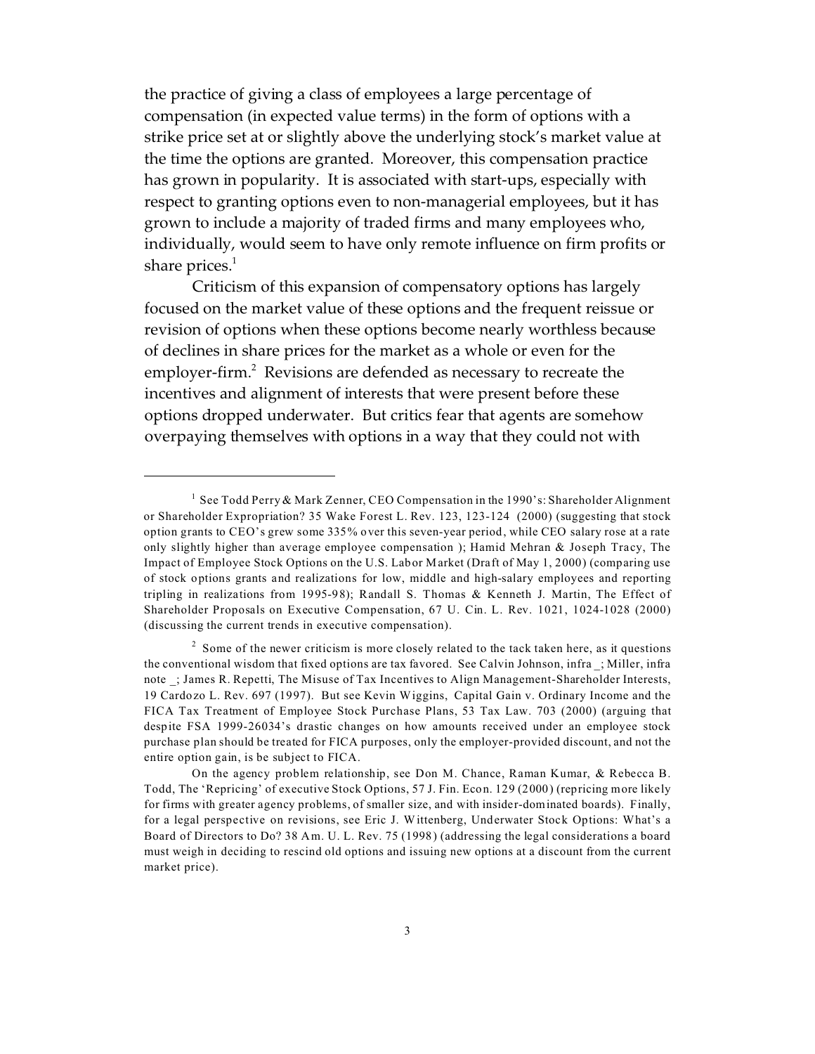the practice of giving a class of employees a large percentage of compensation (in expected value terms) in the form of options with a strike price set at or slightly above the underlying stock's market value at the time the options are granted. Moreover, this compensation practice has grown in popularity. It is associated with start-ups, especially with respect to granting options even to non-managerial employees, but it has grown to include a majority of traded firms and many employees who, individually, would seem to have only remote influence on firm profits or share prices.[1]

Criticism of this expansion of compensatory options has largely focused on the market value of these options and the frequent reissue or revision of options when these options become nearly worthless because of declines in share prices for the market as a whole or even for the employer-firm.[2] Revisions are defended as necessary to recreate the incentives and alignment of interests that were present before these options dropped underwater. But critics fear that agents are somehow overpaying themselves with options in a way that they could not with

---

[1] See Todd Perry & Mark Zenner, CEO Compensation in the 1990's: Shareholder Alignment or Shareholder Expropriation? 35 Wake Forest L. Rev. 123, 123-124 (2000) (suggesting that stock option grants to CEO's grew some 335% over this seven-year period, while CEO salary rose at a rate only slightly higher than average employee compensation ); Hamid Mehran & Joseph Tracy, The Impact of Employee Stock Options on the U.S. Labor Market (Draft of May 1, 2000) (comparing use of stock options grants and realizations for low, middle and high-salary employees and reporting tripling in realizations from 1995-98); Randall S. Thomas & Kenneth J. Martin, The Effect of Shareholder Proposals on Executive Compensation, 67 U. Cin. L. Rev. 1021, 1024-1028 (2000) (discussing the current trends in executive compensation).

[2] Some of the newer criticism is more closely related to the tack taken here, as it questions the conventional wisdom that fixed options are tax favored. See Calvin Johnson, infra _; Miller, infra note _; James R. Repetti, The Misuse of Tax Incentives to Align Management-Shareholder Interests, 19 Cardozo L. Rev. 697 (1997). But see Kevin Wiggins, Capital Gain v. Ordinary Income and the FICA Tax Treatment of Employee Stock Purchase Plans, 53 Tax Law. 703 (2000) (arguing that despite FSA 1999-26034's drastic changes on how amounts received under an employee stock purchase plan should be treated for FICA purposes, only the employer-provided discount, and not the entire option gain, is be subject to FICA.

On the agency problem relationship, see Don M. Chance, Raman Kumar, & Rebecca B. Todd, The 'Repricing' of executive Stock Options, 57 J. Fin. Econ. 129 (2000) (repricing more likely for firms with greater agency problems, of smaller size, and with insider-dominated boards). Finally, for a legal perspective on revisions, see Eric J. Wittenberg, Underwater Stock Options: What's a Board of Directors to Do? 38 Am. U. L. Rev. 75 (1998) (addressing the legal considerations a board must weigh in deciding to rescind old options and issuing new options at a discount from the current market price).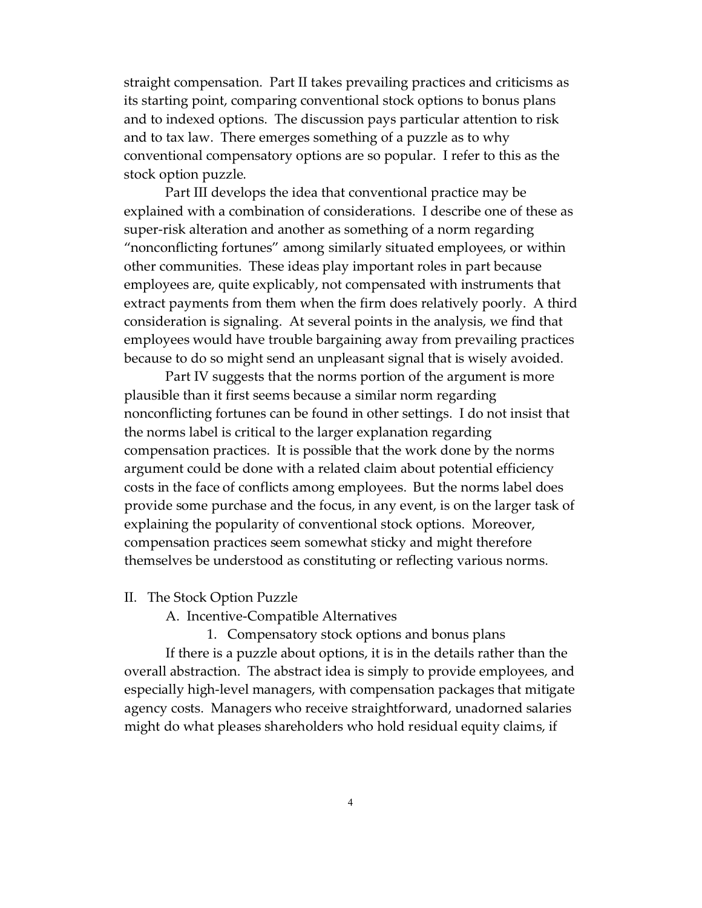straight compensation. Part II takes prevailing practices and criticisms as its starting point, comparing conventional stock options to bonus plans and to indexed options. The discussion pays particular attention to risk and to tax law. There emerges something of a puzzle as to why conventional compensatory options are so popular. I refer to this as the stock option puzzle.

Part III develops the idea that conventional practice may be explained with a combination of considerations. I describe one of these as super-risk alteration and another as something of a norm regarding "nonconflicting fortunes" among similarly situated employees, or within other communities. These ideas play important roles in part because employees are, quite explicably, not compensated with instruments that extract payments from them when the firm does relatively poorly. A third consideration is signaling. At several points in the analysis, we find that employees would have trouble bargaining away from prevailing practices because to do so might send an unpleasant signal that is wisely avoided.

Part IV suggests that the norms portion of the argument is more plausible than it first seems because a similar norm regarding nonconflicting fortunes can be found in other settings. I do not insist that the norms label is critical to the larger explanation regarding compensation practices. It is possible that the work done by the norms argument could be done with a related claim about potential efficiency costs in the face of conflicts among employees. But the norms label does provide some purchase and the focus, in any event, is on the larger task of explaining the popularity of conventional stock options. Moreover, compensation practices seem somewhat sticky and might therefore themselves be understood as constituting or reflecting various norms.

## II. The Stock Option Puzzle

### A. Incentive-Compatible Alternatives

#### 1. Compensatory stock options and bonus plans

If there is a puzzle about options, it is in the details rather than the overall abstraction. The abstract idea is simply to provide employees, and especially high-level managers, with compensation packages that mitigate agency costs. Managers who receive straightforward, unadorned salaries might do what pleases shareholders who hold residual equity claims, if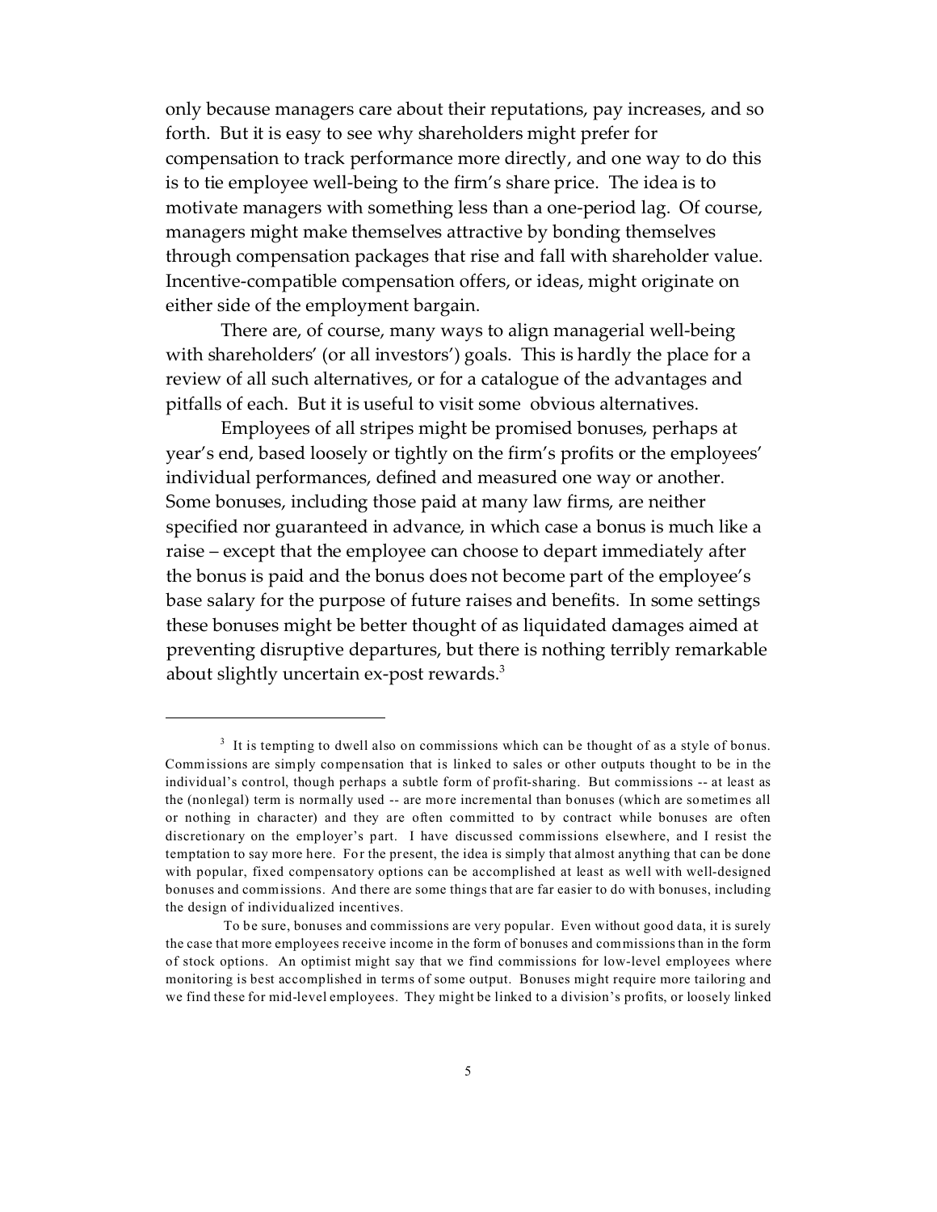only because managers care about their reputations, pay increases, and so forth. But it is easy to see why shareholders might prefer for compensation to track performance more directly, and one way to do this is to tie employee well-being to the firm's share price. The idea is to motivate managers with something less than a one-period lag. Of course, managers might make themselves attractive by bonding themselves through compensation packages that rise and fall with shareholder value. Incentive-compatible compensation offers, or ideas, might originate on either side of the employment bargain.

There are, of course, many ways to align managerial well-being with shareholders' (or all investors') goals. This is hardly the place for a review of all such alternatives, or for a catalogue of the advantages and pitfalls of each. But it is useful to visit some obvious alternatives.

Employees of all stripes might be promised bonuses, perhaps at year's end, based loosely or tightly on the firm's profits or the employees' individual performances, defined and measured one way or another. Some bonuses, including those paid at many law firms, are neither specified nor guaranteed in advance, in which case a bonus is much like a raise – except that the employee can choose to depart immediately after the bonus is paid and the bonus does not become part of the employee's base salary for the purpose of future raises and benefits. In some settings these bonuses might be better thought of as liquidated damages aimed at preventing disruptive departures, but there is nothing terribly remarkable about slightly uncertain ex-post rewards.[3]

---

[3] It is tempting to dwell also on commissions which can be thought of as a style of bonus. Commissions are simply compensation that is linked to sales or other outputs thought to be in the individual's control, though perhaps a subtle form of profit-sharing. But commissions -- at least as the (nonlegal) term is normally used -- are more incremental than bonuses (which are sometimes all or nothing in character) and they are often committed to by contract while bonuses are often discretionary on the employer's part. I have discussed commissions elsewhere, and I resist the temptation to say more here. For the present, the idea is simply that almost anything that can be done with popular, fixed compensatory options can be accomplished at least as well with well-designed bonuses and commissions. And there are some things that are far easier to do with bonuses, including the design of individualized incentives.

To be sure, bonuses and commissions are very popular. Even without good data, it is surely the case that more employees receive income in the form of bonuses and commissions than in the form of stock options. An optimist might say that we find commissions for low-level employees where monitoring is best accomplished in terms of some output. Bonuses might require more tailoring and we find these for mid-level employees. They might be linked to a division's profits, or loosely linked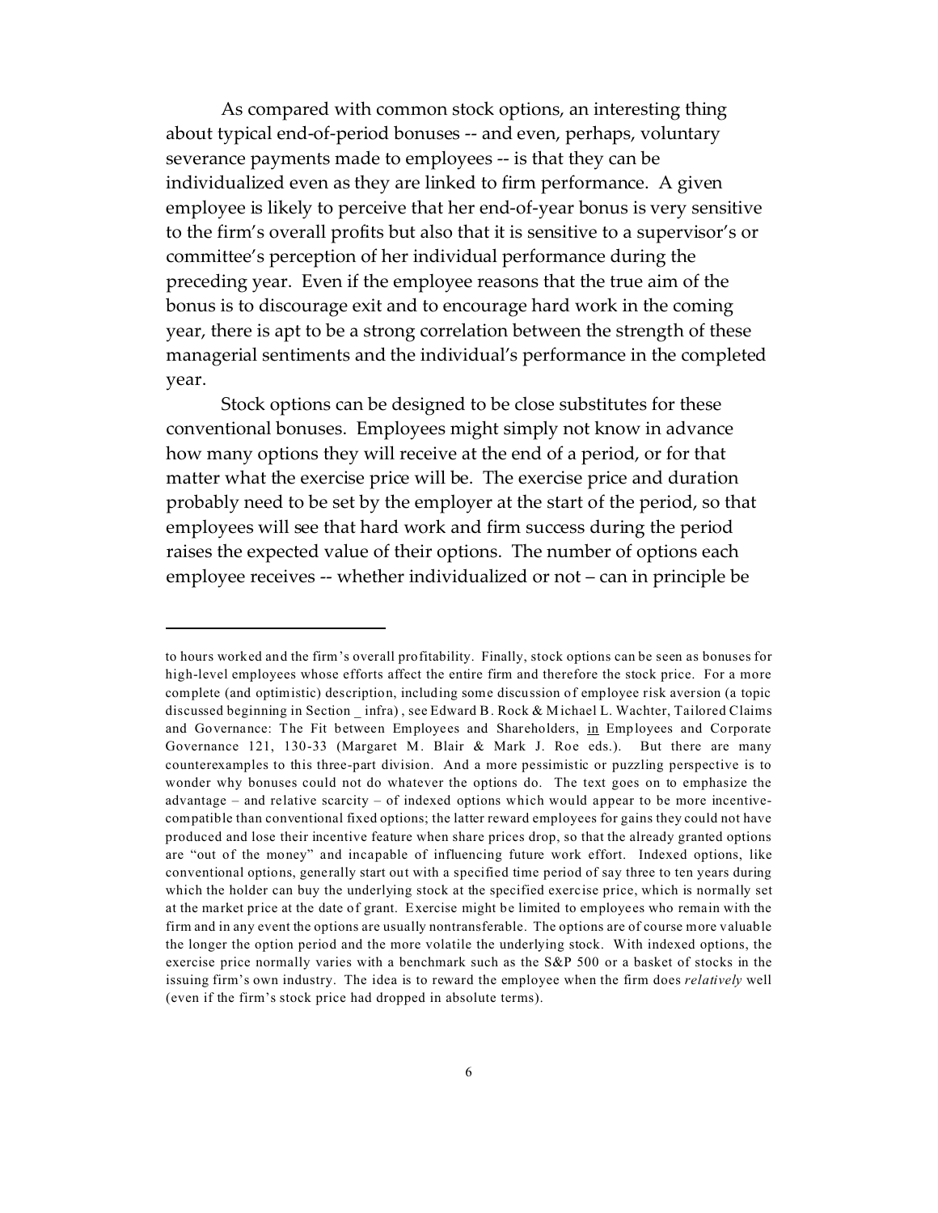As compared with common stock options, an interesting thing about typical end-of-period bonuses -- and even, perhaps, voluntary severance payments made to employees -- is that they can be individualized even as they are linked to firm performance. A given employee is likely to perceive that her end-of-year bonus is very sensitive to the firm's overall profits but also that it is sensitive to a supervisor's or committee's perception of her individual performance during the preceding year. Even if the employee reasons that the true aim of the bonus is to discourage exit and to encourage hard work in the coming year, there is apt to be a strong correlation between the strength of these managerial sentiments and the individual's performance in the completed year.

Stock options can be designed to be close substitutes for these conventional bonuses. Employees might simply not know in advance how many options they will receive at the end of a period, or for that matter what the exercise price will be. The exercise price and duration probably need to be set by the employer at the start of the period, so that employees will see that hard work and firm success during the period raises the expected value of their options. The number of options each employee receives -- whether individualized or not – can in principle be

---

to hours worked and the firm's overall profitability. Finally, stock options can be seen as bonuses for high-level employees whose efforts affect the entire firm and therefore the stock price. For a more complete (and optimistic) description, including some discussion of employee risk aversion (a topic discussed beginning in Section _ infra) , see Edward B. Rock & Michael L. Wachter, Tailored Claims and Governance: The Fit between Employees and Shareholders, in Employees and Corporate Governance 121, 130-33 (Margaret M. Blair & Mark J. Roe eds.). But there are many counterexamples to this three-part division. And a more pessimistic or puzzling perspective is to wonder why bonuses could not do whatever the options do. The text goes on to emphasize the advantage – and relative scarcity – of indexed options which would appear to be more incentive-compatible than conventional fixed options; the latter reward employees for gains they could not have produced and lose their incentive feature when share prices drop, so that the already granted options are "out of the money" and incapable of influencing future work effort. Indexed options, like conventional options, generally start out with a specified time period of say three to ten years during which the holder can buy the underlying stock at the specified exercise price, which is normally set at the market price at the date of grant. Exercise might be limited to employees who remain with the firm and in any event the options are usually nontransferable. The options are of course more valuable the longer the option period and the more volatile the underlying stock. With indexed options, the exercise price normally varies with a benchmark such as the S&P 500 or a basket of stocks in the issuing firm's own industry. The idea is to reward the employee when the firm does *relatively* well (even if the firm's stock price had dropped in absolute terms).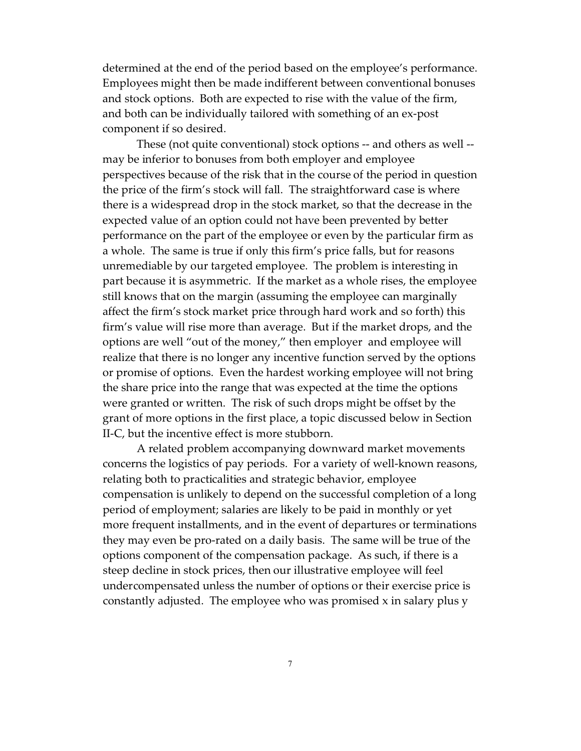determined at the end of the period based on the employee's performance. Employees might then be made indifferent between conventional bonuses and stock options. Both are expected to rise with the value of the firm, and both can be individually tailored with something of an ex-post component if so desired.

These (not quite conventional) stock options -- and others as well -- may be inferior to bonuses from both employer and employee perspectives because of the risk that in the course of the period in question the price of the firm's stock will fall. The straightforward case is where there is a widespread drop in the stock market, so that the decrease in the expected value of an option could not have been prevented by better performance on the part of the employee or even by the particular firm as a whole. The same is true if only this firm's price falls, but for reasons unremediable by our targeted employee. The problem is interesting in part because it is asymmetric. If the market as a whole rises, the employee still knows that on the margin (assuming the employee can marginally affect the firm's stock market price through hard work and so forth) this firm's value will rise more than average. But if the market drops, and the options are well "out of the money," then employer and employee will realize that there is no longer any incentive function served by the options or promise of options. Even the hardest working employee will not bring the share price into the range that was expected at the time the options were granted or written. The risk of such drops might be offset by the grant of more options in the first place, a topic discussed below in Section II-C, but the incentive effect is more stubborn.

A related problem accompanying downward market movements concerns the logistics of pay periods. For a variety of well-known reasons, relating both to practicalities and strategic behavior, employee compensation is unlikely to depend on the successful completion of a long period of employment; salaries are likely to be paid in monthly or yet more frequent installments, and in the event of departures or terminations they may even be pro-rated on a daily basis. The same will be true of the options component of the compensation package. As such, if there is a steep decline in stock prices, then our illustrative employee will feel undercompensated unless the number of options or their exercise price is constantly adjusted. The employee who was promised x in salary plus y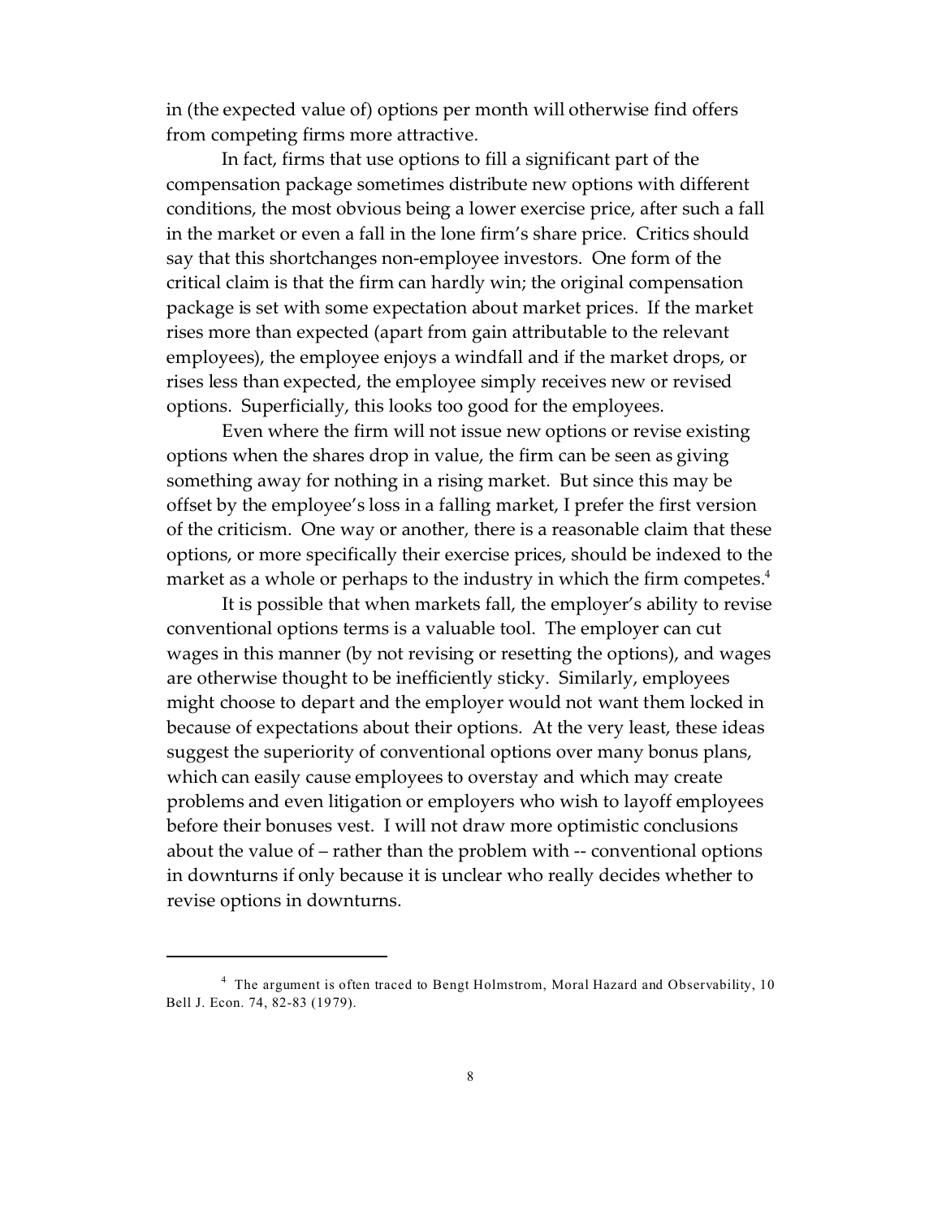in (the expected value of) options per month will otherwise find offers from competing firms more attractive.

In fact, firms that use options to fill a significant part of the compensation package sometimes distribute new options with different conditions, the most obvious being a lower exercise price, after such a fall in the market or even a fall in the lone firm's share price. Critics should say that this shortchanges non-employee investors. One form of the critical claim is that the firm can hardly win; the original compensation package is set with some expectation about market prices. If the market rises more than expected (apart from gain attributable to the relevant employees), the employee enjoys a windfall and if the market drops, or rises less than expected, the employee simply receives new or revised options. Superficially, this looks too good for the employees.

Even where the firm will not issue new options or revise existing options when the shares drop in value, the firm can be seen as giving something away for nothing in a rising market. But since this may be offset by the employee's loss in a falling market, I prefer the first version of the criticism. One way or another, there is a reasonable claim that these options, or more specifically their exercise prices, should be indexed to the market as a whole or perhaps to the industry in which the firm competes.[4]

It is possible that when markets fall, the employer's ability to revise conventional options terms is a valuable tool. The employer can cut wages in this manner (by not revising or resetting the options), and wages are otherwise thought to be inefficiently sticky. Similarly, employees might choose to depart and the employer would not want them locked in because of expectations about their options. At the very least, these ideas suggest the superiority of conventional options over many bonus plans, which can easily cause employees to overstay and which may create problems and even litigation or employers who wish to layoff employees before their bonuses vest. I will not draw more optimistic conclusions about the value of – rather than the problem with -- conventional options in downturns if only because it is unclear who really decides whether to revise options in downturns.

---

[4] The argument is often traced to Bengt Holmstrom, Moral Hazard and Observability, 10 Bell J. Econ. 74, 82-83 (1979).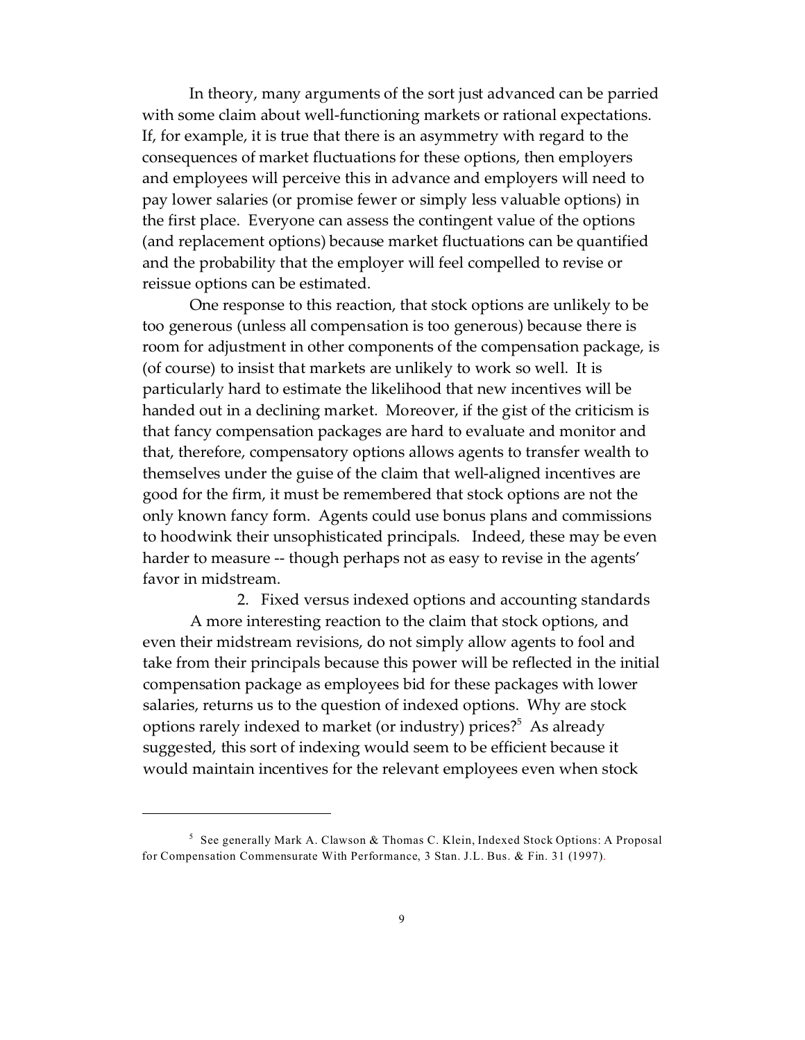In theory, many arguments of the sort just advanced can be parried with some claim about well-functioning markets or rational expectations. If, for example, it is true that there is an asymmetry with regard to the consequences of market fluctuations for these options, then employers and employees will perceive this in advance and employers will need to pay lower salaries (or promise fewer or simply less valuable options) in the first place. Everyone can assess the contingent value of the options (and replacement options) because market fluctuations can be quantified and the probability that the employer will feel compelled to revise or reissue options can be estimated.

One response to this reaction, that stock options are unlikely to be too generous (unless all compensation is too generous) because there is room for adjustment in other components of the compensation package, is (of course) to insist that markets are unlikely to work so well. It is particularly hard to estimate the likelihood that new incentives will be handed out in a declining market. Moreover, if the gist of the criticism is that fancy compensation packages are hard to evaluate and monitor and that, therefore, compensatory options allows agents to transfer wealth to themselves under the guise of the claim that well-aligned incentives are good for the firm, it must be remembered that stock options are not the only known fancy form. Agents could use bonus plans and commissions to hoodwink their unsophisticated principals. Indeed, these may be even harder to measure -- though perhaps not as easy to revise in the agents' favor in midstream.

### 2. Fixed versus indexed options and accounting standards

A more interesting reaction to the claim that stock options, and even their midstream revisions, do not simply allow agents to fool and take from their principals because this power will be reflected in the initial compensation package as employees bid for these packages with lower salaries, returns us to the question of indexed options. Why are stock options rarely indexed to market (or industry) prices?[5] As already suggested, this sort of indexing would seem to be efficient because it would maintain incentives for the relevant employees even when stock

---

[5] See generally Mark A. Clawson & Thomas C. Klein, Indexed Stock Options: A Proposal for Compensation Commensurate With Performance, 3 Stan. J.L. Bus. & Fin. 31 (1997).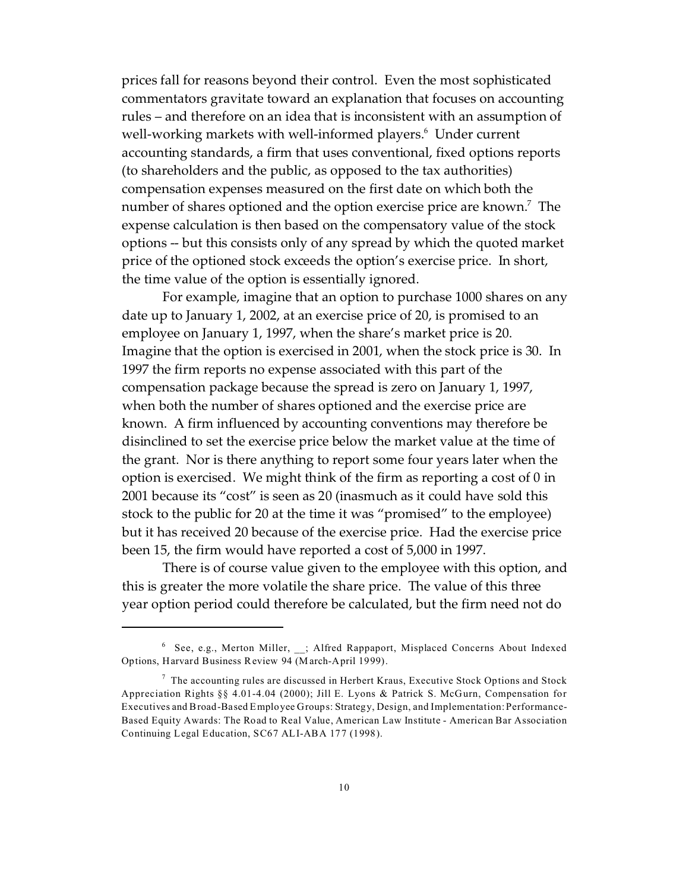prices fall for reasons beyond their control. Even the most sophisticated commentators gravitate toward an explanation that focuses on accounting rules – and therefore on an idea that is inconsistent with an assumption of well-working markets with well-informed players.[6] Under current accounting standards, a firm that uses conventional, fixed options reports (to shareholders and the public, as opposed to the tax authorities) compensation expenses measured on the first date on which both the number of shares optioned and the option exercise price are known.[7] The expense calculation is then based on the compensatory value of the stock options -- but this consists only of any spread by which the quoted market price of the optioned stock exceeds the option's exercise price. In short, the time value of the option is essentially ignored.

For example, imagine that an option to purchase 1000 shares on any date up to January 1, 2002, at an exercise price of 20, is promised to an employee on January 1, 1997, when the share's market price is 20. Imagine that the option is exercised in 2001, when the stock price is 30. In 1997 the firm reports no expense associated with this part of the compensation package because the spread is zero on January 1, 1997, when both the number of shares optioned and the exercise price are known. A firm influenced by accounting conventions may therefore be disinclined to set the exercise price below the market value at the time of the grant. Nor is there anything to report some four years later when the option is exercised. We might think of the firm as reporting a cost of 0 in 2001 because its "cost" is seen as 20 (inasmuch as it could have sold this stock to the public for 20 at the time it was "promised" to the employee) but it has received 20 because of the exercise price. Had the exercise price been 15, the firm would have reported a cost of 5,000 in 1997.

There is of course value given to the employee with this option, and this is greater the more volatile the share price. The value of this three year option period could therefore be calculated, but the firm need not do

---

[6] See, e.g., Merton Miller, __; Alfred Rappaport, Misplaced Concerns About Indexed Options, Harvard Business Review 94 (March-April 1999).

[7] The accounting rules are discussed in Herbert Kraus, Executive Stock Options and Stock Appreciation Rights §§ 4.01-4.04 (2000); Jill E. Lyons & Patrick S. McGurn, Compensation for Executives and Broad-Based Employee Groups: Strategy, Design, and Implementation: Performance-Based Equity Awards: The Road to Real Value, American Law Institute - American Bar Association Continuing Legal Education, SC67 ALI-ABA 177 (1998).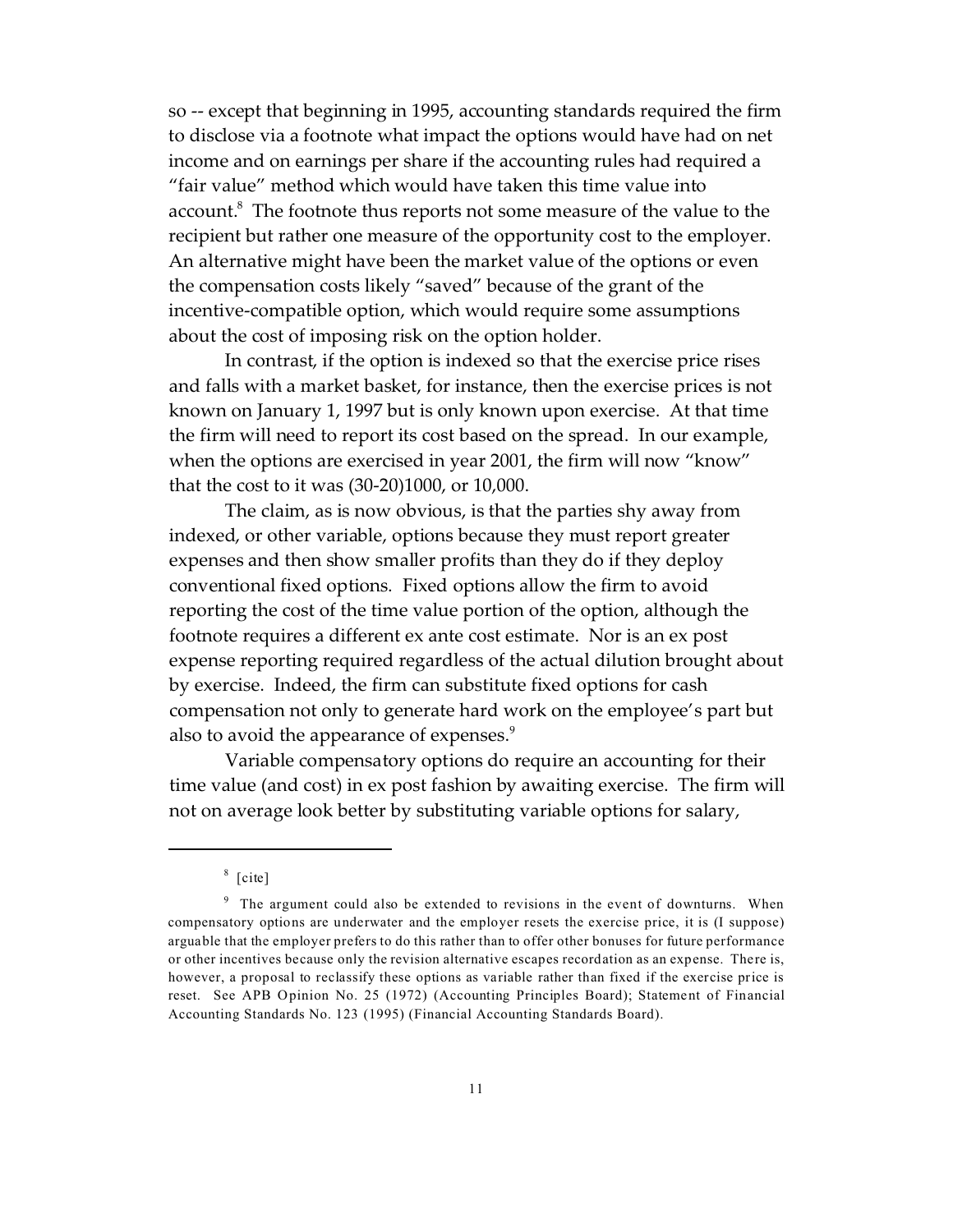so -- except that beginning in 1995, accounting standards required the firm to disclose via a footnote what impact the options would have had on net income and on earnings per share if the accounting rules had required a "fair value" method which would have taken this time value into account.[8] The footnote thus reports not some measure of the value to the recipient but rather one measure of the opportunity cost to the employer. An alternative might have been the market value of the options or even the compensation costs likely "saved" because of the grant of the incentive-compatible option, which would require some assumptions about the cost of imposing risk on the option holder.

In contrast, if the option is indexed so that the exercise price rises and falls with a market basket, for instance, then the exercise prices is not known on January 1, 1997 but is only known upon exercise. At that time the firm will need to report its cost based on the spread. In our example, when the options are exercised in year 2001, the firm will now "know" that the cost to it was (30-20)1000, or 10,000.

The claim, as is now obvious, is that the parties shy away from indexed, or other variable, options because they must report greater expenses and then show smaller profits than they do if they deploy conventional fixed options. Fixed options allow the firm to avoid reporting the cost of the time value portion of the option, although the footnote requires a different ex ante cost estimate. Nor is an ex post expense reporting required regardless of the actual dilution brought about by exercise. Indeed, the firm can substitute fixed options for cash compensation not only to generate hard work on the employee's part but also to avoid the appearance of expenses.[9]

Variable compensatory options do require an accounting for their time value (and cost) in ex post fashion by awaiting exercise. The firm will not on average look better by substituting variable options for salary,

---

[8] [cite]

[9] The argument could also be extended to revisions in the event of downturns. When compensatory options are underwater and the employer resets the exercise price, it is (I suppose) arguable that the employer prefers to do this rather than to offer other bonuses for future performance or other incentives because only the revision alternative escapes recordation as an expense. There is, however, a proposal to reclassify these options as variable rather than fixed if the exercise price is reset. See APB Opinion No. 25 (1972) (Accounting Principles Board); Statement of Financial Accounting Standards No. 123 (1995) (Financial Accounting Standards Board).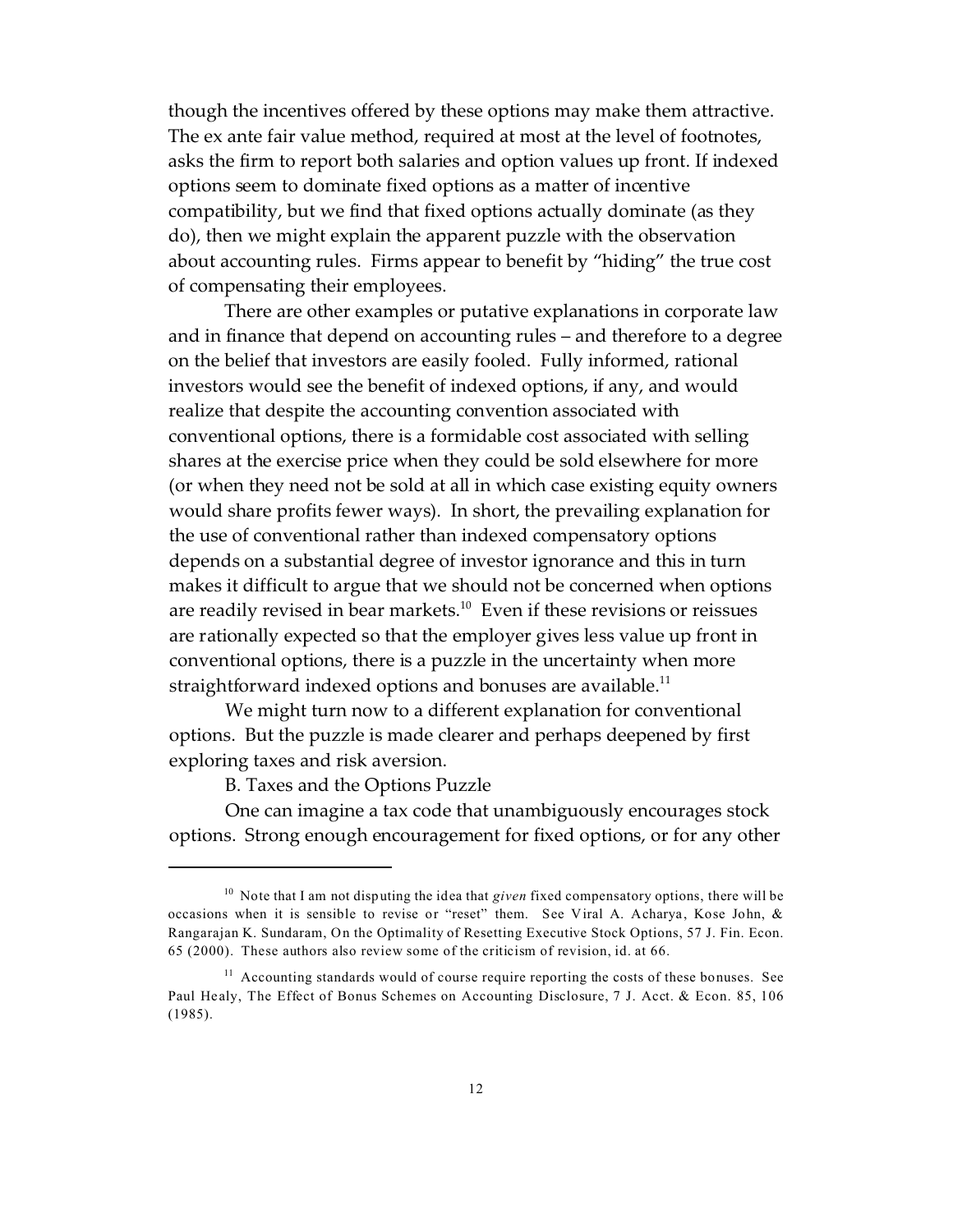though the incentives offered by these options may make them attractive. The ex ante fair value method, required at most at the level of footnotes, asks the firm to report both salaries and option values up front. If indexed options seem to dominate fixed options as a matter of incentive compatibility, but we find that fixed options actually dominate (as they do), then we might explain the apparent puzzle with the observation about accounting rules. Firms appear to benefit by "hiding" the true cost of compensating their employees.

There are other examples or putative explanations in corporate law and in finance that depend on accounting rules – and therefore to a degree on the belief that investors are easily fooled. Fully informed, rational investors would see the benefit of indexed options, if any, and would realize that despite the accounting convention associated with conventional options, there is a formidable cost associated with selling shares at the exercise price when they could be sold elsewhere for more (or when they need not be sold at all in which case existing equity owners would share profits fewer ways). In short, the prevailing explanation for the use of conventional rather than indexed compensatory options depends on a substantial degree of investor ignorance and this in turn makes it difficult to argue that we should not be concerned when options are readily revised in bear markets.[10] Even if these revisions or reissues are rationally expected so that the employer gives less value up front in conventional options, there is a puzzle in the uncertainty when more straightforward indexed options and bonuses are available.[11]

We might turn now to a different explanation for conventional options. But the puzzle is made clearer and perhaps deepened by first exploring taxes and risk aversion.

### B. Taxes and the Options Puzzle

One can imagine a tax code that unambiguously encourages stock options. Strong enough encouragement for fixed options, or for any other

---

[10] Note that I am not disputing the idea that *given* fixed compensatory options, there will be occasions when it is sensible to revise or "reset" them. See Viral A. Acharya, Kose John, & Rangarajan K. Sundaram, On the Optimality of Resetting Executive Stock Options, 57 J. Fin. Econ. 65 (2000). These authors also review some of the criticism of revision, id. at 66.

[11] Accounting standards would of course require reporting the costs of these bonuses. See Paul Healy, The Effect of Bonus Schemes on Accounting Disclosure, 7 J. Acct. & Econ. 85, 106 (1985).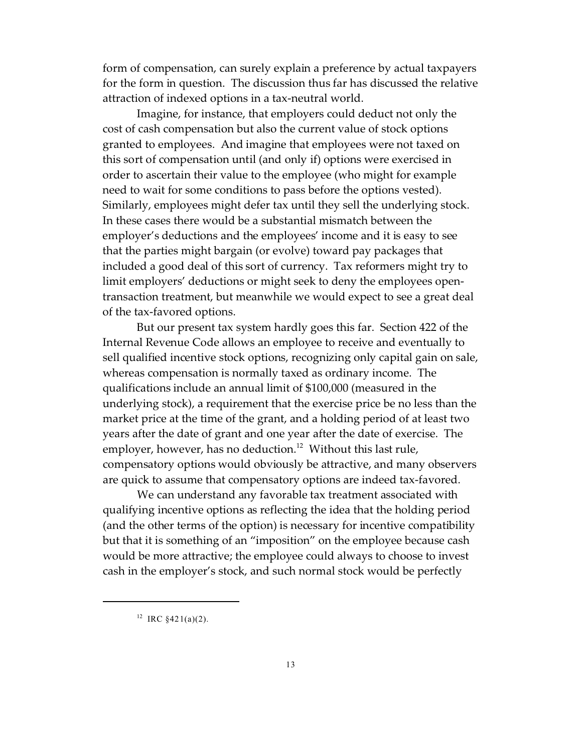form of compensation, can surely explain a preference by actual taxpayers for the form in question. The discussion thus far has discussed the relative attraction of indexed options in a tax-neutral world.

Imagine, for instance, that employers could deduct not only the cost of cash compensation but also the current value of stock options granted to employees. And imagine that employees were not taxed on this sort of compensation until (and only if) options were exercised in order to ascertain their value to the employee (who might for example need to wait for some conditions to pass before the options vested). Similarly, employees might defer tax until they sell the underlying stock. In these cases there would be a substantial mismatch between the employer's deductions and the employees' income and it is easy to see that the parties might bargain (or evolve) toward pay packages that included a good deal of this sort of currency. Tax reformers might try to limit employers' deductions or might seek to deny the employees open-transaction treatment, but meanwhile we would expect to see a great deal of the tax-favored options.

But our present tax system hardly goes this far. Section 422 of the Internal Revenue Code allows an employee to receive and eventually to sell qualified incentive stock options, recognizing only capital gain on sale, whereas compensation is normally taxed as ordinary income. The qualifications include an annual limit of $100,000 (measured in the underlying stock), a requirement that the exercise price be no less than the market price at the time of the grant, and a holding period of at least two years after the date of grant and one year after the date of exercise. The employer, however, has no deduction.[12] Without this last rule, compensatory options would obviously be attractive, and many observers are quick to assume that compensatory options are indeed tax-favored.

We can understand any favorable tax treatment associated with qualifying incentive options as reflecting the idea that the holding period (and the other terms of the option) is necessary for incentive compatibility but that it is something of an "imposition" on the employee because cash would be more attractive; the employee could always to choose to invest cash in the employer's stock, and such normal stock would be perfectly

---

[12] IRC §421(a)(2).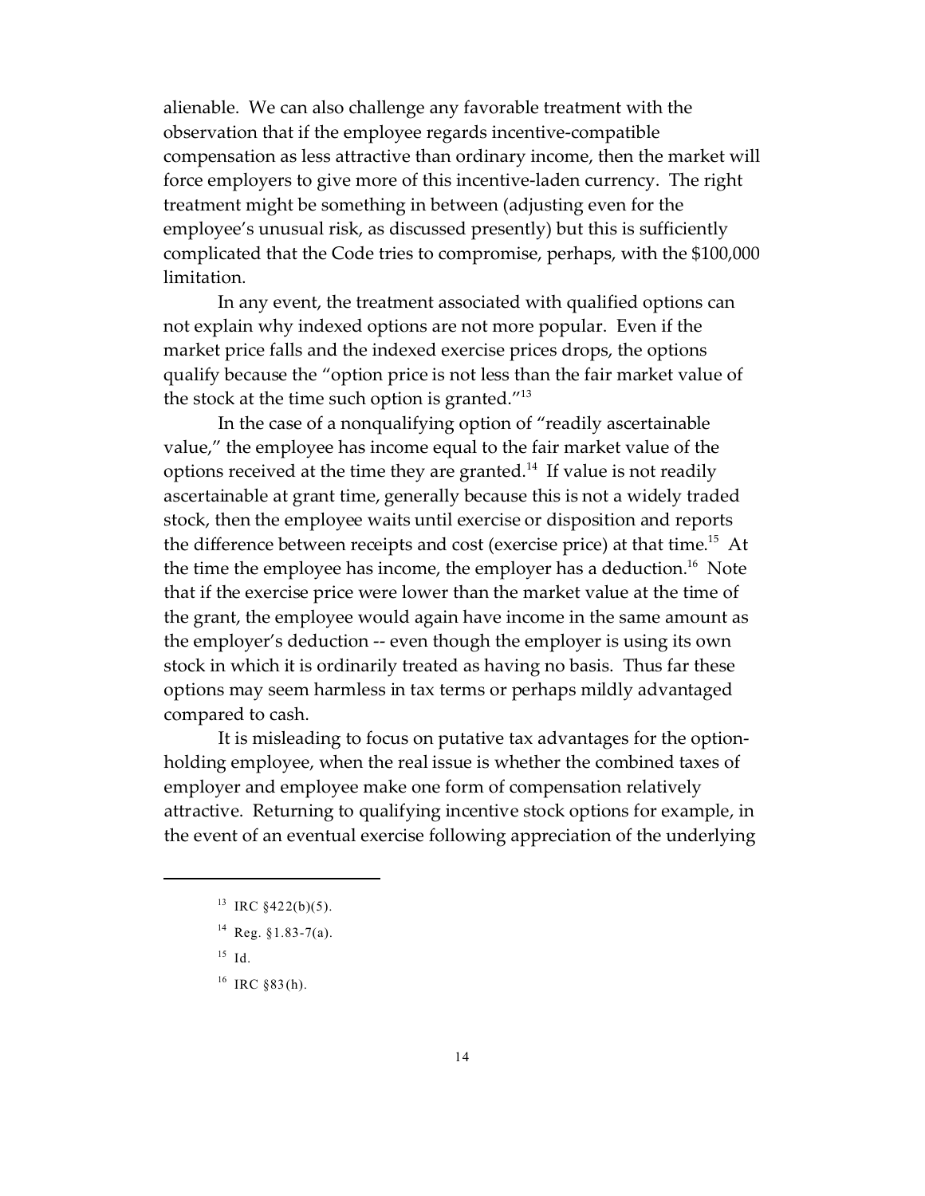alienable. We can also challenge any favorable treatment with the observation that if the employee regards incentive-compatible compensation as less attractive than ordinary income, then the market will force employers to give more of this incentive-laden currency. The right treatment might be something in between (adjusting even for the employee's unusual risk, as discussed presently) but this is sufficiently complicated that the Code tries to compromise, perhaps, with the $100,000 limitation.

In any event, the treatment associated with qualified options can not explain why indexed options are not more popular. Even if the market price falls and the indexed exercise prices drops, the options qualify because the "option price is not less than the fair market value of the stock at the time such option is granted."[13]

In the case of a nonqualifying option of "readily ascertainable value," the employee has income equal to the fair market value of the options received at the time they are granted.[14] If value is not readily ascertainable at grant time, generally because this is not a widely traded stock, then the employee waits until exercise or disposition and reports the difference between receipts and cost (exercise price) at that time.[15] At the time the employee has income, the employer has a deduction.[16] Note that if the exercise price were lower than the market value at the time of the grant, the employee would again have income in the same amount as the employer's deduction -- even though the employer is using its own stock in which it is ordinarily treated as having no basis. Thus far these options may seem harmless in tax terms or perhaps mildly advantaged compared to cash.

It is misleading to focus on putative tax advantages for the option-holding employee, when the real issue is whether the combined taxes of employer and employee make one form of compensation relatively attractive. Returning to qualifying incentive stock options for example, in the event of an eventual exercise following appreciation of the underlying

---

[13] IRC §422(b)(5).

[14] Reg. §1.83-7(a).

[15] Id.

[16] IRC §83(h).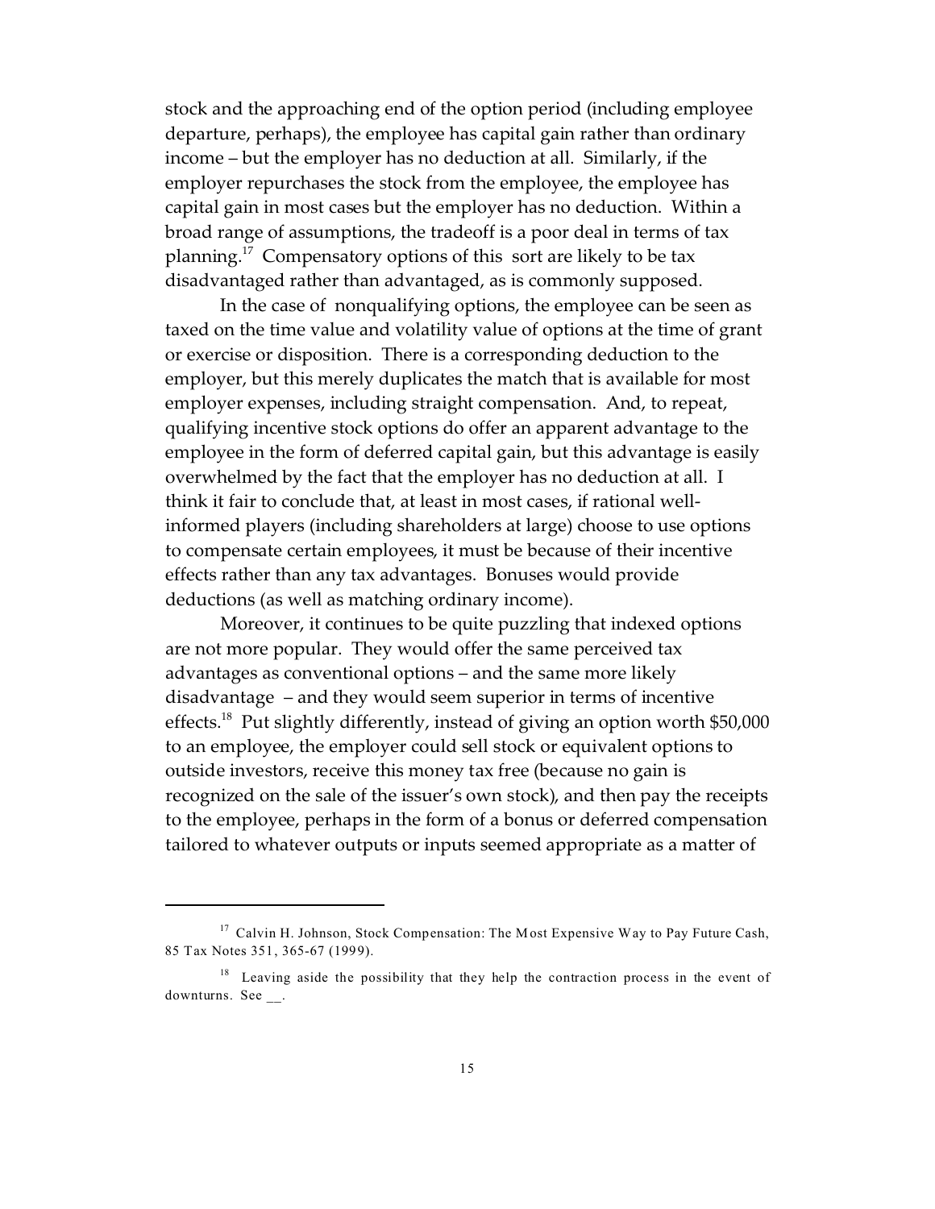stock and the approaching end of the option period (including employee departure, perhaps), the employee has capital gain rather than ordinary income – but the employer has no deduction at all. Similarly, if the employer repurchases the stock from the employee, the employee has capital gain in most cases but the employer has no deduction. Within a broad range of assumptions, the tradeoff is a poor deal in terms of tax planning.[17] Compensatory options of this sort are likely to be tax disadvantaged rather than advantaged, as is commonly supposed.

In the case of nonqualifying options, the employee can be seen as taxed on the time value and volatility value of options at the time of grant or exercise or disposition. There is a corresponding deduction to the employer, but this merely duplicates the match that is available for most employer expenses, including straight compensation. And, to repeat, qualifying incentive stock options do offer an apparent advantage to the employee in the form of deferred capital gain, but this advantage is easily overwhelmed by the fact that the employer has no deduction at all. I think it fair to conclude that, at least in most cases, if rational well-informed players (including shareholders at large) choose to use options to compensate certain employees, it must be because of their incentive effects rather than any tax advantages. Bonuses would provide deductions (as well as matching ordinary income).

Moreover, it continues to be quite puzzling that indexed options are not more popular. They would offer the same perceived tax advantages as conventional options – and the same more likely disadvantage – and they would seem superior in terms of incentive effects.[18] Put slightly differently, instead of giving an option worth $50,000 to an employee, the employer could sell stock or equivalent options to outside investors, receive this money tax free (because no gain is recognized on the sale of the issuer's own stock), and then pay the receipts to the employee, perhaps in the form of a bonus or deferred compensation tailored to whatever outputs or inputs seemed appropriate as a matter of

---

[17] Calvin H. Johnson, Stock Compensation: The Most Expensive Way to Pay Future Cash, 85 Tax Notes 351, 365-67 (1999).

[18] Leaving aside the possibility that they help the contraction process in the event of downturns. See __.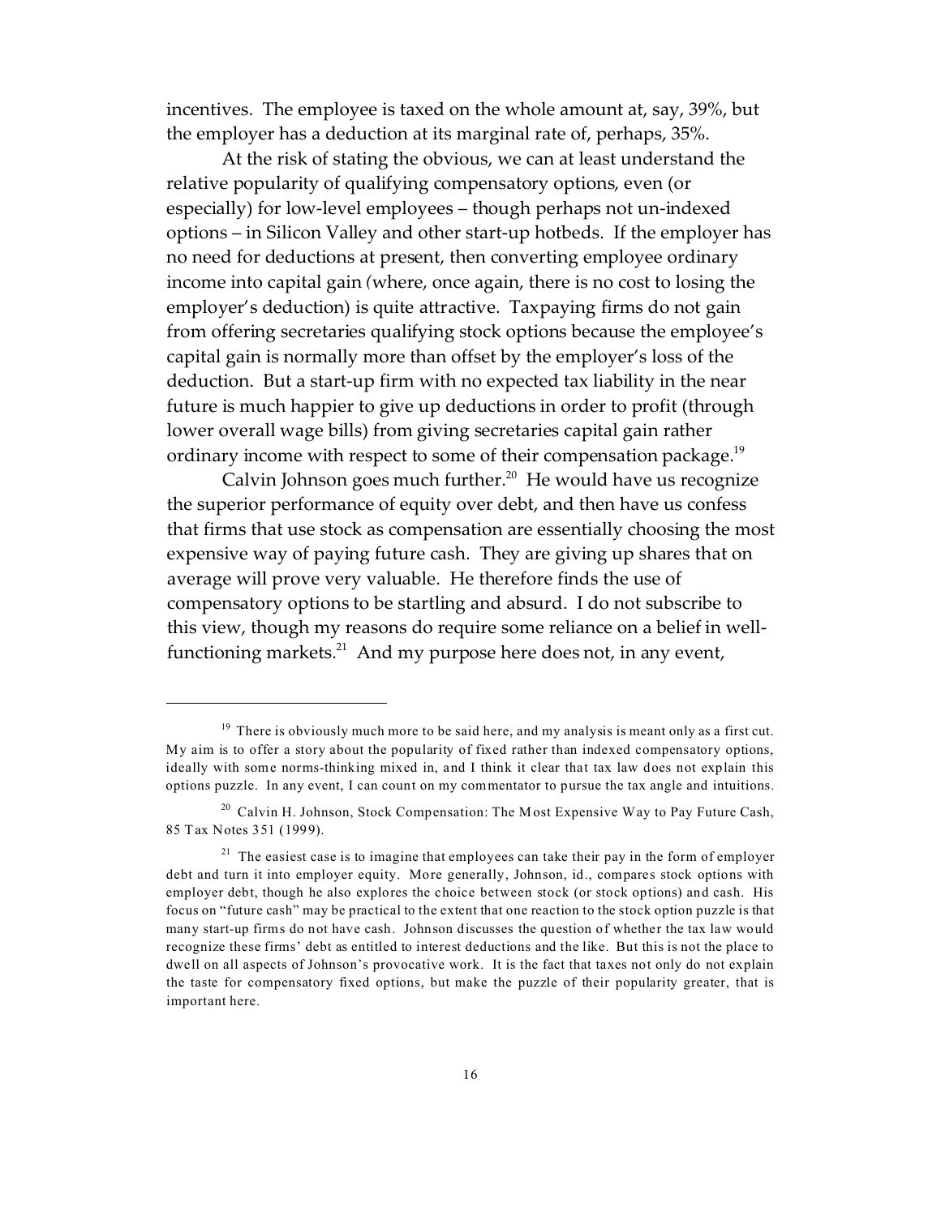incentives. The employee is taxed on the whole amount at, say, 39%, but the employer has a deduction at its marginal rate of, perhaps, 35%.

At the risk of stating the obvious, we can at least understand the relative popularity of qualifying compensatory options, even (or especially) for low-level employees – though perhaps not un-indexed options – in Silicon Valley and other start-up hotbeds. If the employer has no need for deductions at present, then converting employee ordinary income into capital gain (where, once again, there is no cost to losing the employer's deduction) is quite attractive. Taxpaying firms do not gain from offering secretaries qualifying stock options because the employee's capital gain is normally more than offset by the employer's loss of the deduction. But a start-up firm with no expected tax liability in the near future is much happier to give up deductions in order to profit (through lower overall wage bills) from giving secretaries capital gain rather ordinary income with respect to some of their compensation package.[19]

Calvin Johnson goes much further.[20] He would have us recognize the superior performance of equity over debt, and then have us confess that firms that use stock as compensation are essentially choosing the most expensive way of paying future cash. They are giving up shares that on average will prove very valuable. He therefore finds the use of compensatory options to be startling and absurd. I do not subscribe to this view, though my reasons do require some reliance on a belief in well-functioning markets.[21] And my purpose here does not, in any event,

---

[19] There is obviously much more to be said here, and my analysis is meant only as a first cut. My aim is to offer a story about the popularity of fixed rather than indexed compensatory options, ideally with some norms-thinking mixed in, and I think it clear that tax law does not explain this options puzzle. In any event, I can count on my commentator to pursue the tax angle and intuitions.

[20] Calvin H. Johnson, Stock Compensation: The Most Expensive Way to Pay Future Cash, 85 Tax Notes 351 (1999).

[21] The easiest case is to imagine that employees can take their pay in the form of employer debt and turn it into employer equity. More generally, Johnson, id., compares stock options with employer debt, though he also explores the choice between stock (or stock options) and cash. His focus on "future cash" may be practical to the extent that one reaction to the stock option puzzle is that many start-up firms do not have cash. Johnson discusses the question of whether the tax law would recognize these firms' debt as entitled to interest deductions and the like. But this is not the place to dwell on all aspects of Johnson's provocative work. It is the fact that taxes not only do not explain the taste for compensatory fixed options, but make the puzzle of their popularity greater, that is important here.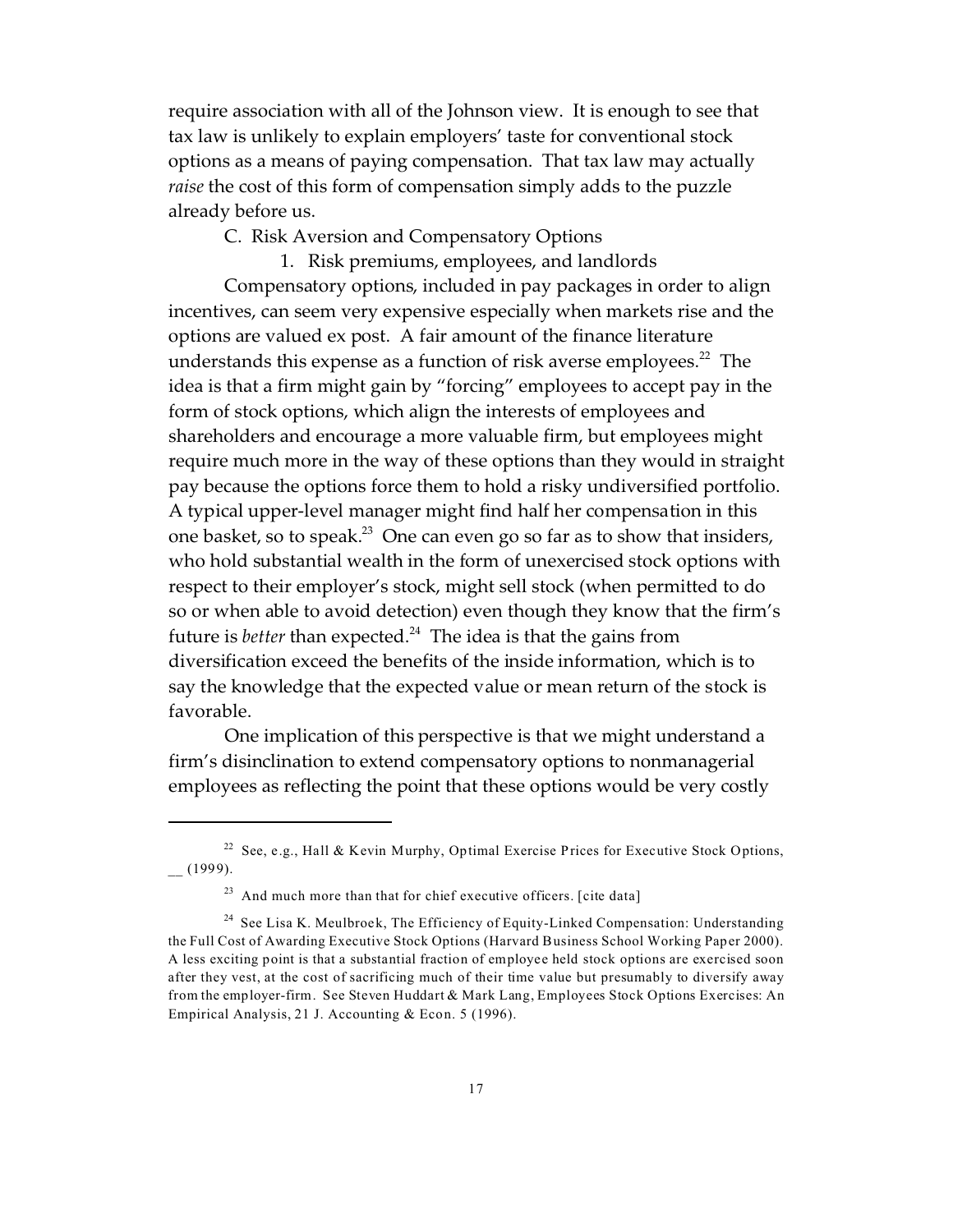require association with all of the Johnson view. It is enough to see that tax law is unlikely to explain employers' taste for conventional stock options as a means of paying compensation. That tax law may actually *raise* the cost of this form of compensation simply adds to the puzzle already before us.

### C. Risk Aversion and Compensatory Options

#### 1. Risk premiums, employees, and landlords

Compensatory options, included in pay packages in order to align incentives, can seem very expensive especially when markets rise and the options are valued ex post. A fair amount of the finance literature understands this expense as a function of risk averse employees.[22] The idea is that a firm might gain by "forcing" employees to accept pay in the form of stock options, which align the interests of employees and shareholders and encourage a more valuable firm, but employees might require much more in the way of these options than they would in straight pay because the options force them to hold a risky undiversified portfolio. A typical upper-level manager might find half her compensation in this one basket, so to speak.[23] One can even go so far as to show that insiders, who hold substantial wealth in the form of unexercised stock options with respect to their employer's stock, might sell stock (when permitted to do so or when able to avoid detection) even though they know that the firm's future is *better* than expected.[24] The idea is that the gains from diversification exceed the benefits of the inside information, which is to say the knowledge that the expected value or mean return of the stock is favorable.

One implication of this perspective is that we might understand a firm's disinclination to extend compensatory options to nonmanagerial employees as reflecting the point that these options would be very costly

---

[22] See, e.g., Hall & Kevin Murphy, Optimal Exercise Prices for Executive Stock Options, __ (1999).

[23] And much more than that for chief executive officers. [cite data]

[24] See Lisa K. Meulbroek, The Efficiency of Equity-Linked Compensation: Understanding the Full Cost of Awarding Executive Stock Options (Harvard Business School Working Paper 2000). A less exciting point is that a substantial fraction of employee held stock options are exercised soon after they vest, at the cost of sacrificing much of their time value but presumably to diversify away from the employer-firm. See Steven Huddart & Mark Lang, Employees Stock Options Exercises: An Empirical Analysis, 21 J. Accounting & Econ. 5 (1996).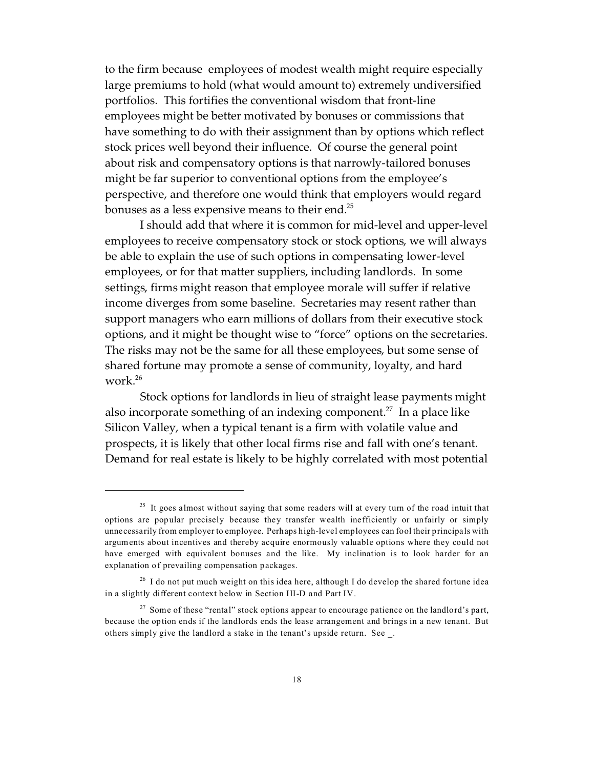to the firm because employees of modest wealth might require especially large premiums to hold (what would amount to) extremely undiversified portfolios. This fortifies the conventional wisdom that front-line employees might be better motivated by bonuses or commissions that have something to do with their assignment than by options which reflect stock prices well beyond their influence. Of course the general point about risk and compensatory options is that narrowly-tailored bonuses might be far superior to conventional options from the employee's perspective, and therefore one would think that employers would regard bonuses as a less expensive means to their end.[25]

I should add that where it is common for mid-level and upper-level employees to receive compensatory stock or stock options, we will always be able to explain the use of such options in compensating lower-level employees, or for that matter suppliers, including landlords. In some settings, firms might reason that employee morale will suffer if relative income diverges from some baseline. Secretaries may resent rather than support managers who earn millions of dollars from their executive stock options, and it might be thought wise to "force" options on the secretaries. The risks may not be the same for all these employees, but some sense of shared fortune may promote a sense of community, loyalty, and hard work.[26]

Stock options for landlords in lieu of straight lease payments might also incorporate something of an indexing component.[27] In a place like Silicon Valley, when a typical tenant is a firm with volatile value and prospects, it is likely that other local firms rise and fall with one's tenant. Demand for real estate is likely to be highly correlated with most potential

---

[25] It goes almost without saying that some readers will at every turn of the road intuit that options are popular precisely because they transfer wealth inefficiently or unfairly or simply unnecessarily from employer to employee. Perhaps high-level employees can fool their principals with arguments about incentives and thereby acquire enormously valuable options where they could not have emerged with equivalent bonuses and the like. My inclination is to look harder for an explanation of prevailing compensation packages.

[26] I do not put much weight on this idea here, although I do develop the shared fortune idea in a slightly different context below in Section III-D and Part IV.

[27] Some of these "rental" stock options appear to encourage patience on the landlord's part, because the option ends if the landlords ends the lease arrangement and brings in a new tenant. But others simply give the landlord a stake in the tenant's upside return. See _.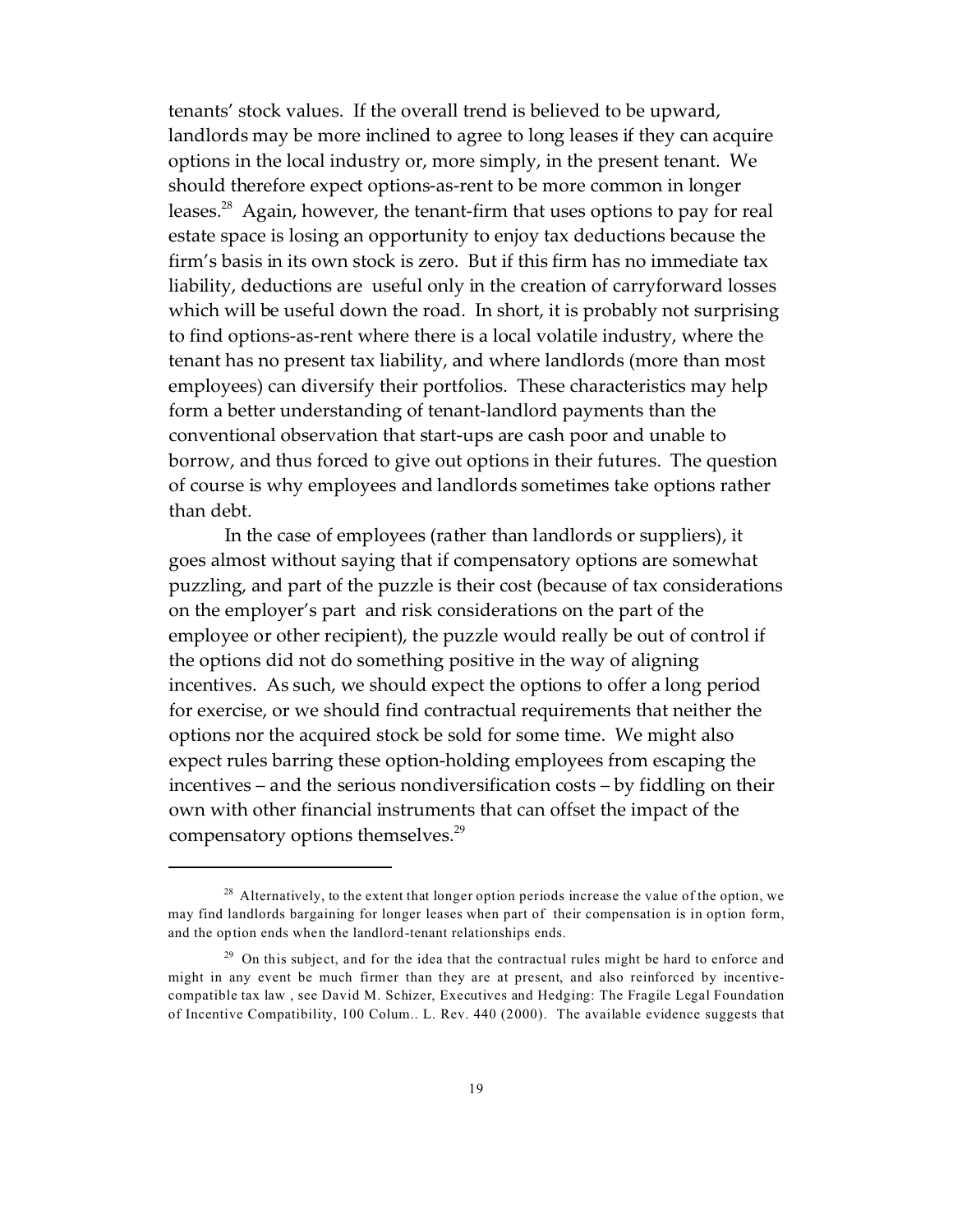tenants' stock values. If the overall trend is believed to be upward, landlords may be more inclined to agree to long leases if they can acquire options in the local industry or, more simply, in the present tenant. We should therefore expect options-as-rent to be more common in longer leases.[28] Again, however, the tenant-firm that uses options to pay for real estate space is losing an opportunity to enjoy tax deductions because the firm's basis in its own stock is zero. But if this firm has no immediate tax liability, deductions are useful only in the creation of carryforward losses which will be useful down the road. In short, it is probably not surprising to find options-as-rent where there is a local volatile industry, where the tenant has no present tax liability, and where landlords (more than most employees) can diversify their portfolios. These characteristics may help form a better understanding of tenant-landlord payments than the conventional observation that start-ups are cash poor and unable to borrow, and thus forced to give out options in their futures. The question of course is why employees and landlords sometimes take options rather than debt.

In the case of employees (rather than landlords or suppliers), it goes almost without saying that if compensatory options are somewhat puzzling, and part of the puzzle is their cost (because of tax considerations on the employer's part and risk considerations on the part of the employee or other recipient), the puzzle would really be out of control if the options did not do something positive in the way of aligning incentives. As such, we should expect the options to offer a long period for exercise, or we should find contractual requirements that neither the options nor the acquired stock be sold for some time. We might also expect rules barring these option-holding employees from escaping the incentives – and the serious nondiversification costs – by fiddling on their own with other financial instruments that can offset the impact of the compensatory options themselves.[29]

---

[28] Alternatively, to the extent that longer option periods increase the value of the option, we may find landlords bargaining for longer leases when part of their compensation is in option form, and the option ends when the landlord-tenant relationships ends.

[29] On this subject, and for the idea that the contractual rules might be hard to enforce and might in any event be much firmer than they are at present, and also reinforced by incentive-compatible tax law , see David M. Schizer, Executives and Hedging: The Fragile Legal Foundation of Incentive Compatibility, 100 Colum.. L. Rev. 440 (2000). The available evidence suggests that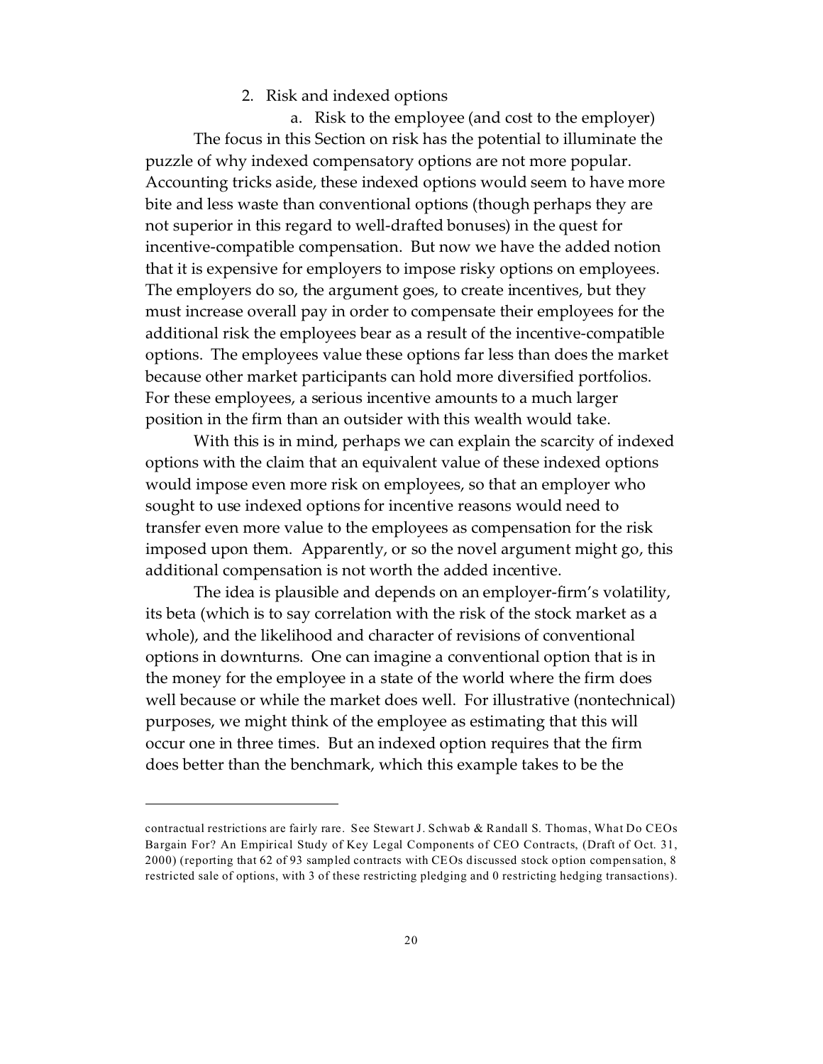2. Risk and indexed options

a. Risk to the employee (and cost to the employer)

The focus in this Section on risk has the potential to illuminate the puzzle of why indexed compensatory options are not more popular. Accounting tricks aside, these indexed options would seem to have more bite and less waste than conventional options (though perhaps they are not superior in this regard to well-drafted bonuses) in the quest for incentive-compatible compensation. But now we have the added notion that it is expensive for employers to impose risky options on employees. The employers do so, the argument goes, to create incentives, but they must increase overall pay in order to compensate their employees for the additional risk the employees bear as a result of the incentive-compatible options. The employees value these options far less than does the market because other market participants can hold more diversified portfolios. For these employees, a serious incentive amounts to a much larger position in the firm than an outsider with this wealth would take.

With this is in mind, perhaps we can explain the scarcity of indexed options with the claim that an equivalent value of these indexed options would impose even more risk on employees, so that an employer who sought to use indexed options for incentive reasons would need to transfer even more value to the employees as compensation for the risk imposed upon them. Apparently, or so the novel argument might go, this additional compensation is not worth the added incentive.

The idea is plausible and depends on an employer-firm's volatility, its beta (which is to say correlation with the risk of the stock market as a whole), and the likelihood and character of revisions of conventional options in downturns. One can imagine a conventional option that is in the money for the employee in a state of the world where the firm does well because or while the market does well. For illustrative (nontechnical) purposes, we might think of the employee as estimating that this will occur one in three times. But an indexed option requires that the firm does better than the benchmark, which this example takes to be the

---

contractual restrictions are fairly rare. See Stewart J. Schwab & Randall S. Thomas, What Do CEOs Bargain For? An Empirical Study of Key Legal Components of CEO Contracts, (Draft of Oct. 31, 2000) (reporting that 62 of 93 sampled contracts with CEOs discussed stock option compensation, 8 restricted sale of options, with 3 of these restricting pledging and 0 restricting hedging transactions).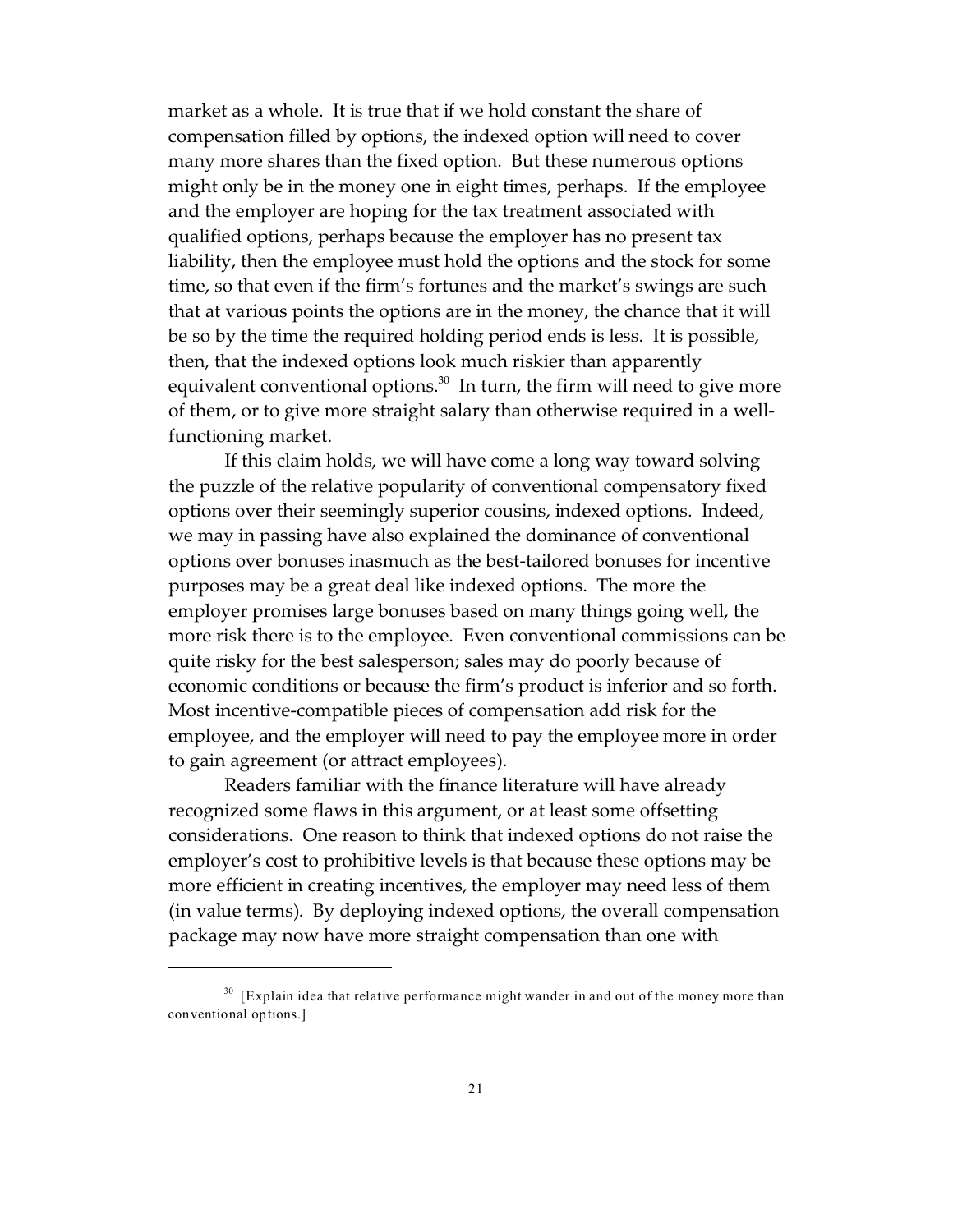market as a whole. It is true that if we hold constant the share of compensation filled by options, the indexed option will need to cover many more shares than the fixed option. But these numerous options might only be in the money one in eight times, perhaps. If the employee and the employer are hoping for the tax treatment associated with qualified options, perhaps because the employer has no present tax liability, then the employee must hold the options and the stock for some time, so that even if the firm's fortunes and the market's swings are such that at various points the options are in the money, the chance that it will be so by the time the required holding period ends is less. It is possible, then, that the indexed options look much riskier than apparently equivalent conventional options.[30] In turn, the firm will need to give more of them, or to give more straight salary than otherwise required in a well-functioning market.

If this claim holds, we will have come a long way toward solving the puzzle of the relative popularity of conventional compensatory fixed options over their seemingly superior cousins, indexed options. Indeed, we may in passing have also explained the dominance of conventional options over bonuses inasmuch as the best-tailored bonuses for incentive purposes may be a great deal like indexed options. The more the employer promises large bonuses based on many things going well, the more risk there is to the employee. Even conventional commissions can be quite risky for the best salesperson; sales may do poorly because of economic conditions or because the firm's product is inferior and so forth. Most incentive-compatible pieces of compensation add risk for the employee, and the employer will need to pay the employee more in order to gain agreement (or attract employees).

Readers familiar with the finance literature will have already recognized some flaws in this argument, or at least some offsetting considerations. One reason to think that indexed options do not raise the employer's cost to prohibitive levels is that because these options may be more efficient in creating incentives, the employer may need less of them (in value terms). By deploying indexed options, the overall compensation package may now have more straight compensation than one with

---

[30] [Explain idea that relative performance might wander in and out of the money more than conventional options.]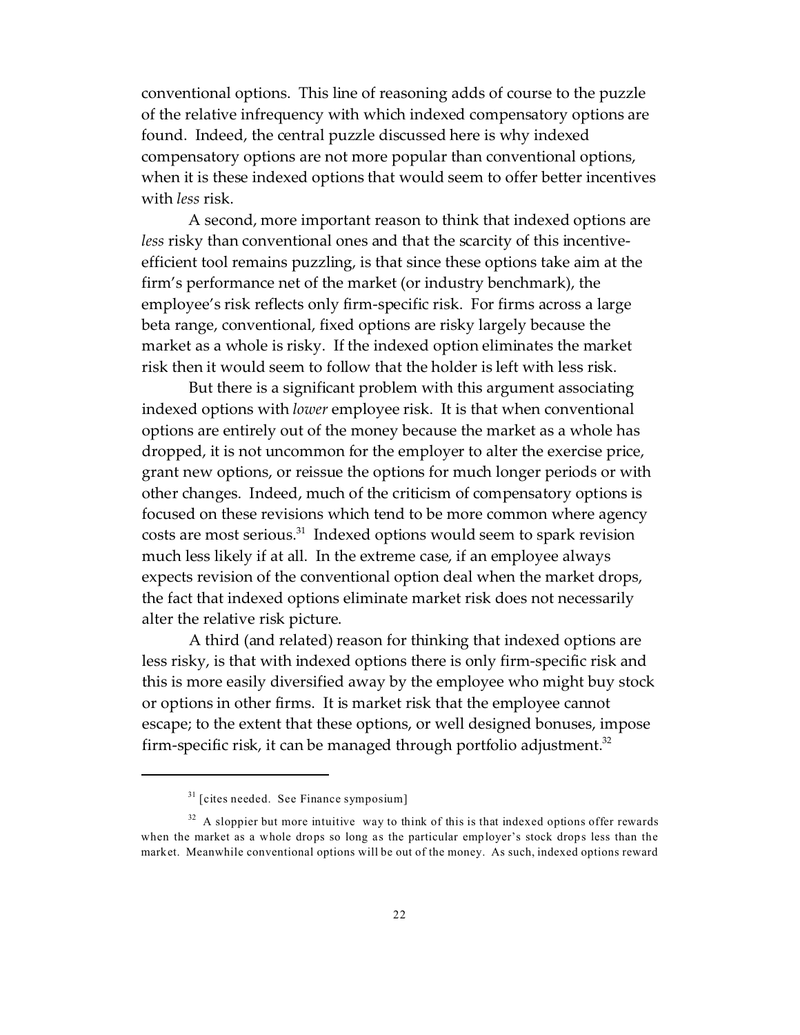conventional options. This line of reasoning adds of course to the puzzle of the relative infrequency with which indexed compensatory options are found. Indeed, the central puzzle discussed here is why indexed compensatory options are not more popular than conventional options, when it is these indexed options that would seem to offer better incentives with *less* risk.

A second, more important reason to think that indexed options are *less* risky than conventional ones and that the scarcity of this incentive-efficient tool remains puzzling, is that since these options take aim at the firm's performance net of the market (or industry benchmark), the employee's risk reflects only firm-specific risk. For firms across a large beta range, conventional, fixed options are risky largely because the market as a whole is risky. If the indexed option eliminates the market risk then it would seem to follow that the holder is left with less risk.

But there is a significant problem with this argument associating indexed options with *lower* employee risk. It is that when conventional options are entirely out of the money because the market as a whole has dropped, it is not uncommon for the employer to alter the exercise price, grant new options, or reissue the options for much longer periods or with other changes. Indeed, much of the criticism of compensatory options is focused on these revisions which tend to be more common where agency costs are most serious.[31] Indexed options would seem to spark revision much less likely if at all. In the extreme case, if an employee always expects revision of the conventional option deal when the market drops, the fact that indexed options eliminate market risk does not necessarily alter the relative risk picture.

A third (and related) reason for thinking that indexed options are less risky, is that with indexed options there is only firm-specific risk and this is more easily diversified away by the employee who might buy stock or options in other firms. It is market risk that the employee cannot escape; to the extent that these options, or well designed bonuses, impose firm-specific risk, it can be managed through portfolio adjustment.[32]

---

[31] [cites needed. See Finance symposium]

[32] A sloppier but more intuitive way to think of this is that indexed options offer rewards when the market as a whole drops so long as the particular employer's stock drops less than the market. Meanwhile conventional options will be out of the money. As such, indexed options reward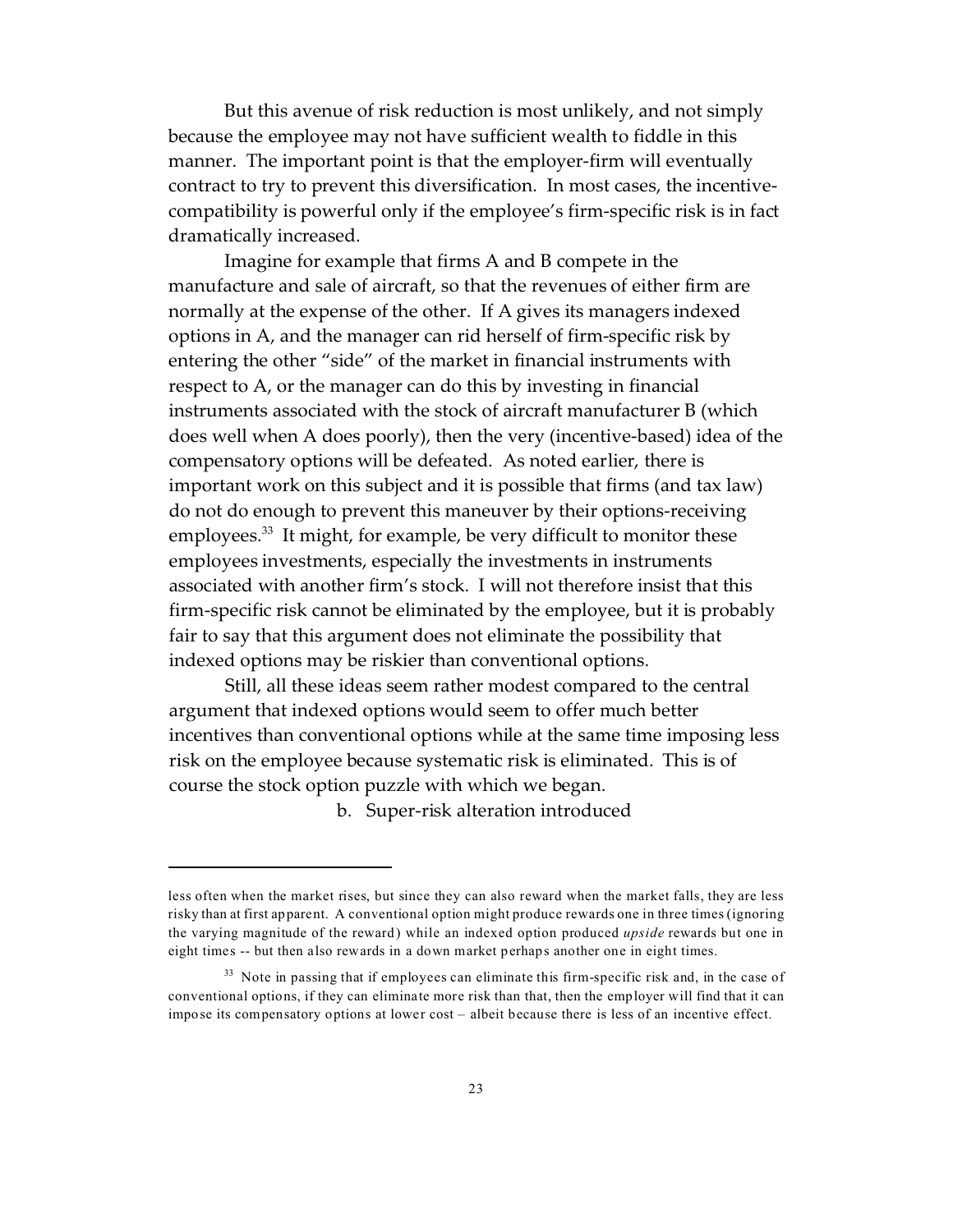But this avenue of risk reduction is most unlikely, and not simply because the employee may not have sufficient wealth to fiddle in this manner. The important point is that the employer-firm will eventually contract to try to prevent this diversification. In most cases, the incentive-compatibility is powerful only if the employee's firm-specific risk is in fact dramatically increased.

Imagine for example that firms A and B compete in the manufacture and sale of aircraft, so that the revenues of either firm are normally at the expense of the other. If A gives its managers indexed options in A, and the manager can rid herself of firm-specific risk by entering the other "side" of the market in financial instruments with respect to A, or the manager can do this by investing in financial instruments associated with the stock of aircraft manufacturer B (which does well when A does poorly), then the very (incentive-based) idea of the compensatory options will be defeated. As noted earlier, there is important work on this subject and it is possible that firms (and tax law) do not do enough to prevent this maneuver by their options-receiving employees.[33] It might, for example, be very difficult to monitor these employees investments, especially the investments in instruments associated with another firm's stock. I will not therefore insist that this firm-specific risk cannot be eliminated by the employee, but it is probably fair to say that this argument does not eliminate the possibility that indexed options may be riskier than conventional options.

Still, all these ideas seem rather modest compared to the central argument that indexed options would seem to offer much better incentives than conventional options while at the same time imposing less risk on the employee because systematic risk is eliminated. This is of course the stock option puzzle with which we began.

b. Super-risk alteration introduced

---

less often when the market rises, but since they can also reward when the market falls, they are less risky than at first apparent. A conventional option might produce rewards one in three times (ignoring the varying magnitude of the reward) while an indexed option produced *upside* rewards but one in eight times -- but then also rewards in a down market perhaps another one in eight times.

[33] Note in passing that if employees can eliminate this firm-specific risk and, in the case of conventional options, if they can eliminate more risk than that, then the employer will find that it can impose its compensatory options at lower cost – albeit because there is less of an incentive effect.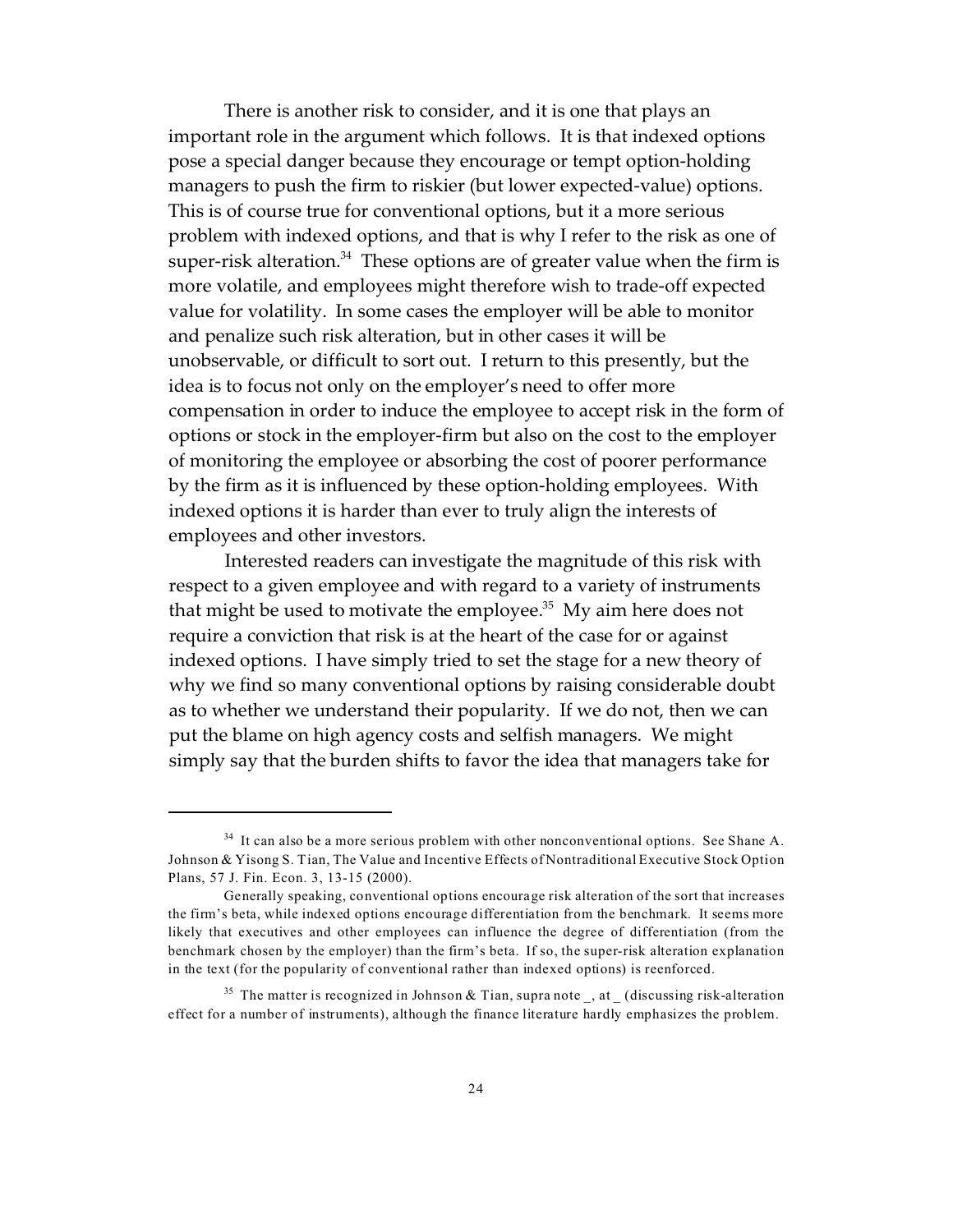There is another risk to consider, and it is one that plays an important role in the argument which follows. It is that indexed options pose a special danger because they encourage or tempt option-holding managers to push the firm to riskier (but lower expected-value) options. This is of course true for conventional options, but it a more serious problem with indexed options, and that is why I refer to the risk as one of super-risk alteration.[34] These options are of greater value when the firm is more volatile, and employees might therefore wish to trade-off expected value for volatility. In some cases the employer will be able to monitor and penalize such risk alteration, but in other cases it will be unobservable, or difficult to sort out. I return to this presently, but the idea is to focus not only on the employer's need to offer more compensation in order to induce the employee to accept risk in the form of options or stock in the employer-firm but also on the cost to the employer of monitoring the employee or absorbing the cost of poorer performance by the firm as it is influenced by these option-holding employees. With indexed options it is harder than ever to truly align the interests of employees and other investors.

Interested readers can investigate the magnitude of this risk with respect to a given employee and with regard to a variety of instruments that might be used to motivate the employee.[35] My aim here does not require a conviction that risk is at the heart of the case for or against indexed options. I have simply tried to set the stage for a new theory of why we find so many conventional options by raising considerable doubt as to whether we understand their popularity. If we do not, then we can put the blame on high agency costs and selfish managers. We might simply say that the burden shifts to favor the idea that managers take for

---

[34] It can also be a more serious problem with other nonconventional options. See Shane A. Johnson & Yisong S. Tian, The Value and Incentive Effects of Nontraditional Executive Stock Option Plans, 57 J. Fin. Econ. 3, 13-15 (2000).

Generally speaking, conventional options encourage risk alteration of the sort that increases the firm's beta, while indexed options encourage differentiation from the benchmark. It seems more likely that executives and other employees can influence the degree of differentiation (from the benchmark chosen by the employer) than the firm's beta. If so, the super-risk alteration explanation in the text (for the popularity of conventional rather than indexed options) is reenforced.

[35] The matter is recognized in Johnson & Tian, supra note _, at _ (discussing risk-alteration effect for a number of instruments), although the finance literature hardly emphasizes the problem.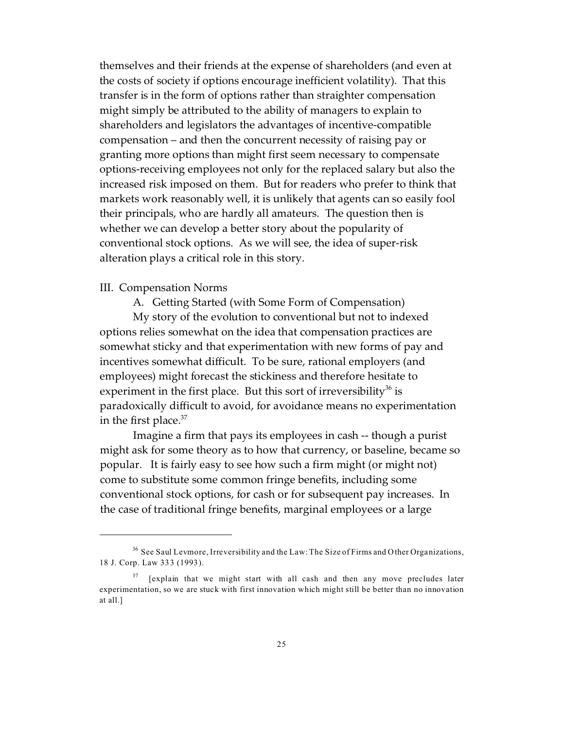themselves and their friends at the expense of shareholders (and even at the costs of society if options encourage inefficient volatility). That this transfer is in the form of options rather than straighter compensation might simply be attributed to the ability of managers to explain to shareholders and legislators the advantages of incentive-compatible compensation – and then the concurrent necessity of raising pay or granting more options than might first seem necessary to compensate options-receiving employees not only for the replaced salary but also the increased risk imposed on them. But for readers who prefer to think that markets work reasonably well, it is unlikely that agents can so easily fool their principals, who are hardly all amateurs. The question then is whether we can develop a better story about the popularity of conventional stock options. As we will see, the idea of super-risk alteration plays a critical role in this story.

## III. Compensation Norms

### A. Getting Started (with Some Form of Compensation)

My story of the evolution to conventional but not to indexed options relies somewhat on the idea that compensation practices are somewhat sticky and that experimentation with new forms of pay and incentives somewhat difficult. To be sure, rational employers (and employees) might forecast the stickiness and therefore hesitate to experiment in the first place. But this sort of irreversibility[36] is paradoxically difficult to avoid, for avoidance means no experimentation in the first place.[37]

Imagine a firm that pays its employees in cash -- though a purist might ask for some theory as to how that currency, or baseline, became so popular. It is fairly easy to see how such a firm might (or might not) come to substitute some common fringe benefits, including some conventional stock options, for cash or for subsequent pay increases. In the case of traditional fringe benefits, marginal employees or a large

---

[36] See Saul Levmore, Irreversibility and the Law: The Size of Firms and Other Organizations, 18 J. Corp. Law 333 (1993).

[37] [explain that we might start with all cash and then any move precludes later experimentation, so we are stuck with first innovation which might still be better than no innovation at all.]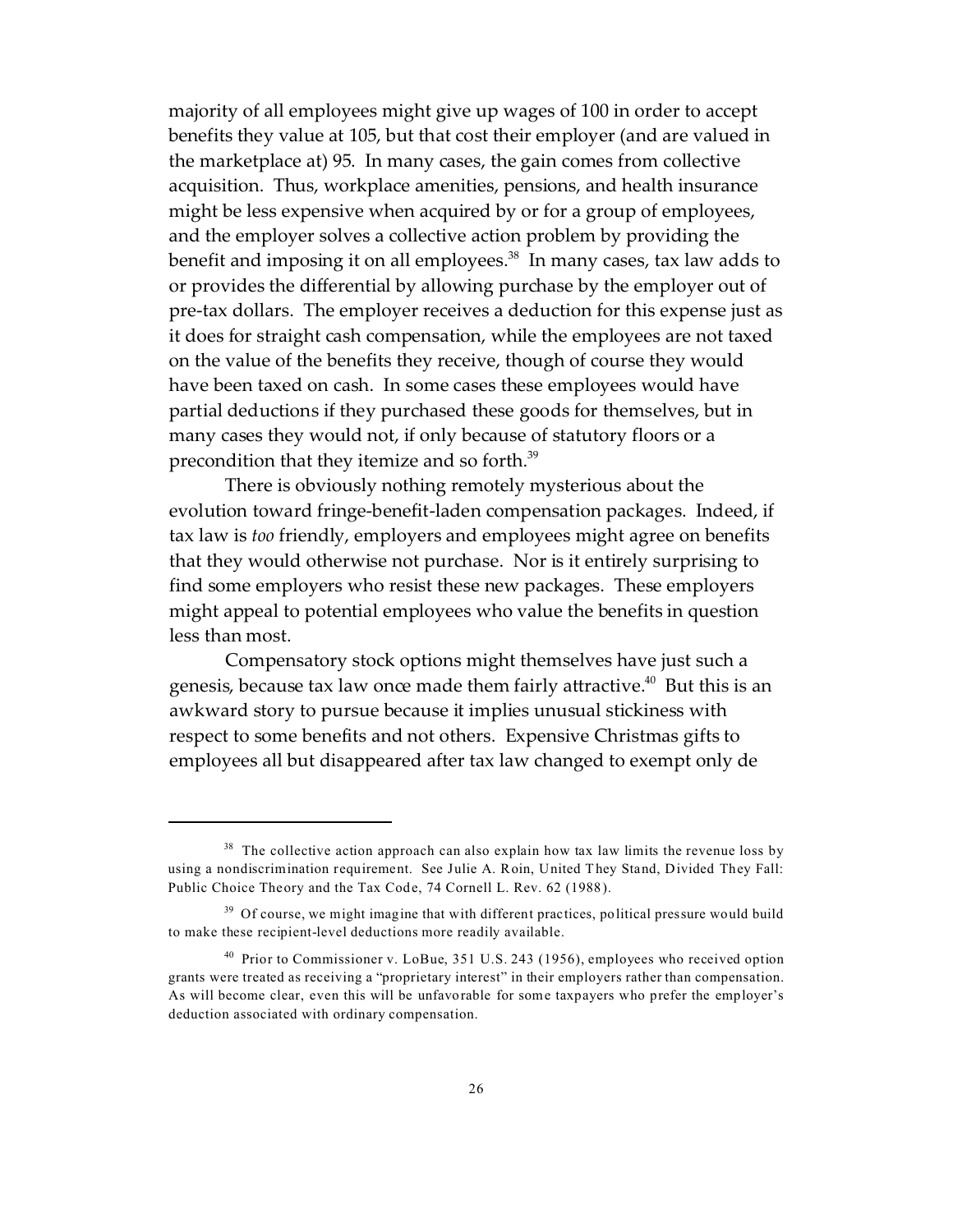majority of all employees might give up wages of 100 in order to accept benefits they value at 105, but that cost their employer (and are valued in the marketplace at) 95. In many cases, the gain comes from collective acquisition. Thus, workplace amenities, pensions, and health insurance might be less expensive when acquired by or for a group of employees, and the employer solves a collective action problem by providing the benefit and imposing it on all employees.[38] In many cases, tax law adds to or provides the differential by allowing purchase by the employer out of pre-tax dollars. The employer receives a deduction for this expense just as it does for straight cash compensation, while the employees are not taxed on the value of the benefits they receive, though of course they would have been taxed on cash. In some cases these employees would have partial deductions if they purchased these goods for themselves, but in many cases they would not, if only because of statutory floors or a precondition that they itemize and so forth.[39]

There is obviously nothing remotely mysterious about the evolution toward fringe-benefit-laden compensation packages. Indeed, if tax law is *too* friendly, employers and employees might agree on benefits that they would otherwise not purchase. Nor is it entirely surprising to find some employers who resist these new packages. These employers might appeal to potential employees who value the benefits in question less than most.

Compensatory stock options might themselves have just such a genesis, because tax law once made them fairly attractive.[40] But this is an awkward story to pursue because it implies unusual stickiness with respect to some benefits and not others. Expensive Christmas gifts to employees all but disappeared after tax law changed to exempt only de

---

[38] The collective action approach can also explain how tax law limits the revenue loss by using a nondiscrimination requirement. See Julie A. Roin, United They Stand, Divided They Fall: Public Choice Theory and the Tax Code, 74 Cornell L. Rev. 62 (1988).

[39] Of course, we might imagine that with different practices, political pressure would build to make these recipient-level deductions more readily available.

[40] Prior to Commissioner v. LoBue, 351 U.S. 243 (1956), employees who received option grants were treated as receiving a "proprietary interest" in their employers rather than compensation. As will become clear, even this will be unfavorable for some taxpayers who prefer the employer's deduction associated with ordinary compensation.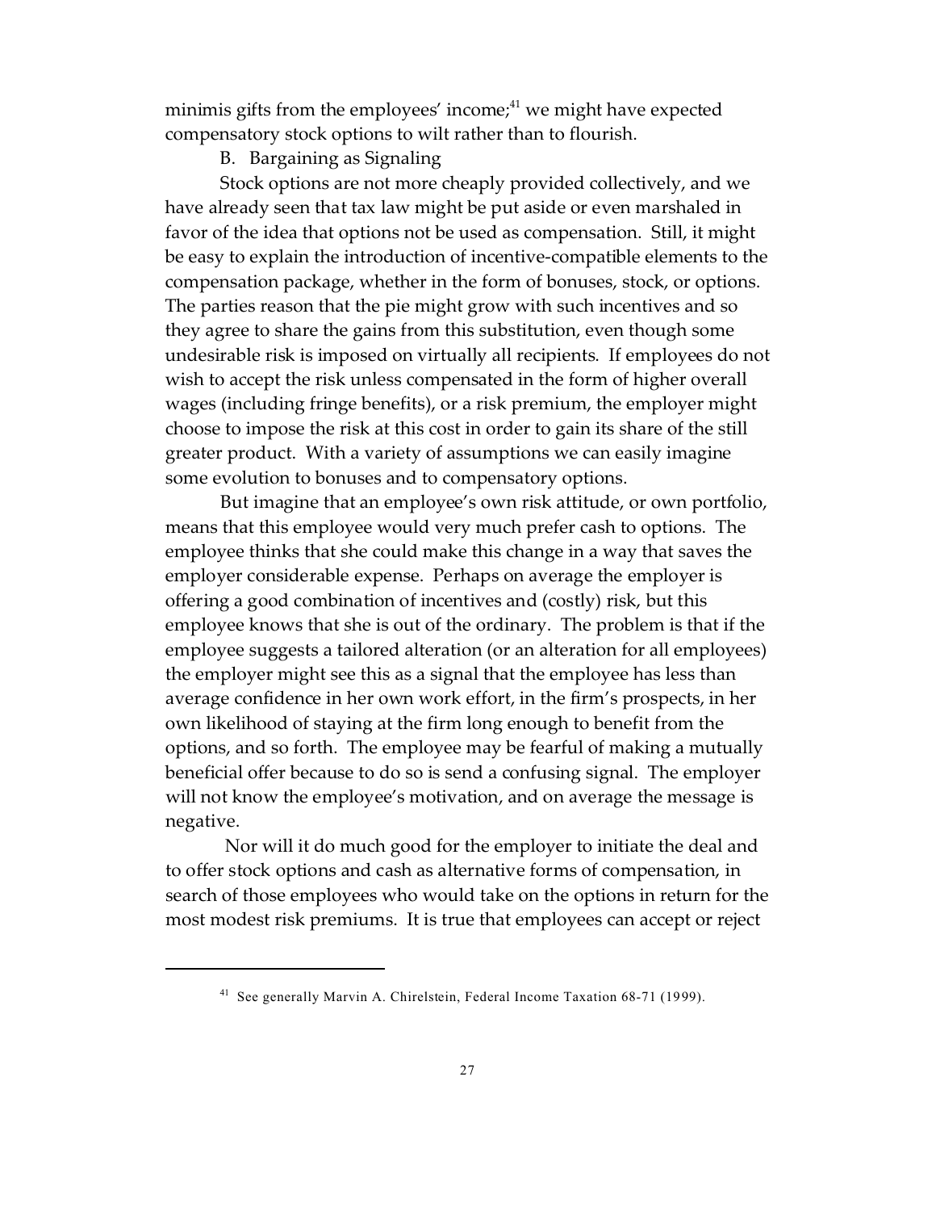minimis gifts from the employees' income;[41] we might have expected compensatory stock options to wilt rather than to flourish.

B. Bargaining as Signaling

Stock options are not more cheaply provided collectively, and we have already seen that tax law might be put aside or even marshaled in favor of the idea that options not be used as compensation. Still, it might be easy to explain the introduction of incentive-compatible elements to the compensation package, whether in the form of bonuses, stock, or options. The parties reason that the pie might grow with such incentives and so they agree to share the gains from this substitution, even though some undesirable risk is imposed on virtually all recipients. If employees do not wish to accept the risk unless compensated in the form of higher overall wages (including fringe benefits), or a risk premium, the employer might choose to impose the risk at this cost in order to gain its share of the still greater product. With a variety of assumptions we can easily imagine some evolution to bonuses and to compensatory options.

But imagine that an employee's own risk attitude, or own portfolio, means that this employee would very much prefer cash to options. The employee thinks that she could make this change in a way that saves the employer considerable expense. Perhaps on average the employer is offering a good combination of incentives and (costly) risk, but this employee knows that she is out of the ordinary. The problem is that if the employee suggests a tailored alteration (or an alteration for all employees) the employer might see this as a signal that the employee has less than average confidence in her own work effort, in the firm's prospects, in her own likelihood of staying at the firm long enough to benefit from the options, and so forth. The employee may be fearful of making a mutually beneficial offer because to do so is send a confusing signal. The employer will not know the employee's motivation, and on average the message is negative.

Nor will it do much good for the employer to initiate the deal and to offer stock options and cash as alternative forms of compensation, in search of those employees who would take on the options in return for the most modest risk premiums. It is true that employees can accept or reject

---

[41] See generally Marvin A. Chirelstein, Federal Income Taxation 68-71 (1999).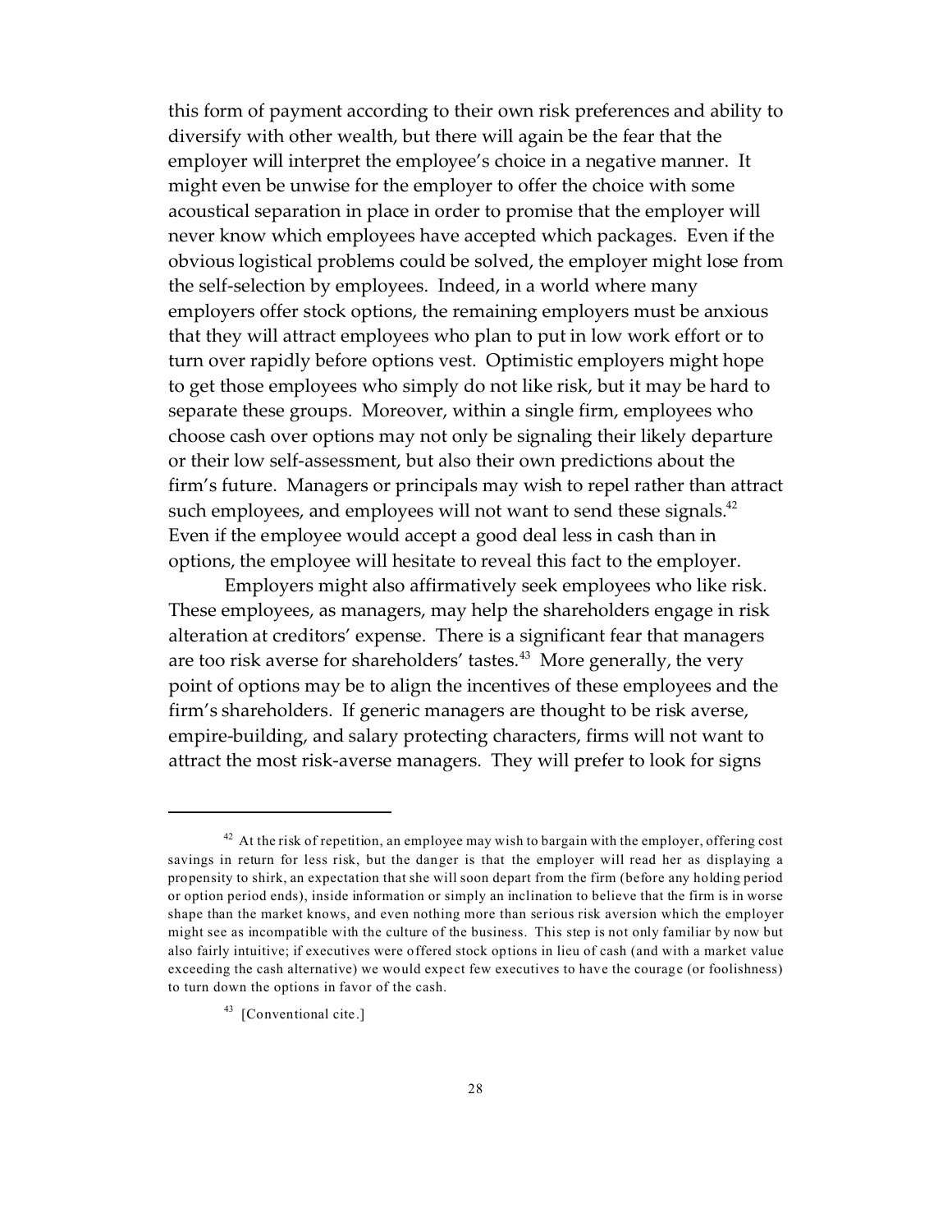this form of payment according to their own risk preferences and ability to diversify with other wealth, but there will again be the fear that the employer will interpret the employee's choice in a negative manner. It might even be unwise for the employer to offer the choice with some acoustical separation in place in order to promise that the employer will never know which employees have accepted which packages. Even if the obvious logistical problems could be solved, the employer might lose from the self-selection by employees. Indeed, in a world where many employers offer stock options, the remaining employers must be anxious that they will attract employees who plan to put in low work effort or to turn over rapidly before options vest. Optimistic employers might hope to get those employees who simply do not like risk, but it may be hard to separate these groups. Moreover, within a single firm, employees who choose cash over options may not only be signaling their likely departure or their low self-assessment, but also their own predictions about the firm's future. Managers or principals may wish to repel rather than attract such employees, and employees will not want to send these signals.[42] Even if the employee would accept a good deal less in cash than in options, the employee will hesitate to reveal this fact to the employer.

Employers might also affirmatively seek employees who like risk. These employees, as managers, may help the shareholders engage in risk alteration at creditors' expense. There is a significant fear that managers are too risk averse for shareholders' tastes.[43] More generally, the very point of options may be to align the incentives of these employees and the firm's shareholders. If generic managers are thought to be risk averse, empire-building, and salary protecting characters, firms will not want to attract the most risk-averse managers. They will prefer to look for signs

---

[42] At the risk of repetition, an employee may wish to bargain with the employer, offering cost savings in return for less risk, but the danger is that the employer will read her as displaying a propensity to shirk, an expectation that she will soon depart from the firm (before any holding period or option period ends), inside information or simply an inclination to believe that the firm is in worse shape than the market knows, and even nothing more than serious risk aversion which the employer might see as incompatible with the culture of the business. This step is not only familiar by now but also fairly intuitive; if executives were offered stock options in lieu of cash (and with a market value exceeding the cash alternative) we would expect few executives to have the courage (or foolishness) to turn down the options in favor of the cash.

[43] [Conventional cite.]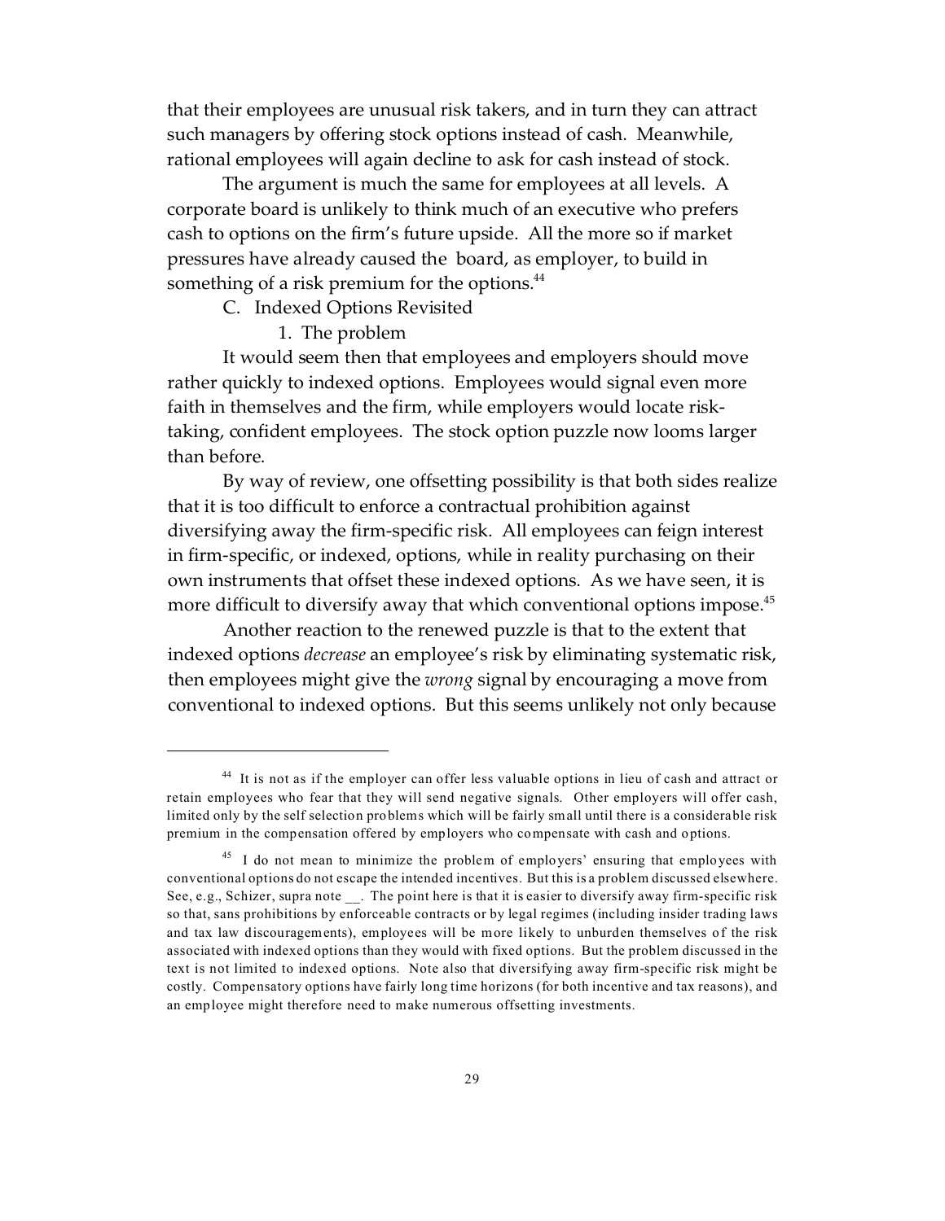that their employees are unusual risk takers, and in turn they can attract such managers by offering stock options instead of cash. Meanwhile, rational employees will again decline to ask for cash instead of stock.

The argument is much the same for employees at all levels. A corporate board is unlikely to think much of an executive who prefers cash to options on the firm's future upside. All the more so if market pressures have already caused the board, as employer, to build in something of a risk premium for the options.[44]

### C. Indexed Options Revisited

#### 1. The problem

It would seem then that employees and employers should move rather quickly to indexed options. Employees would signal even more faith in themselves and the firm, while employers would locate risk-taking, confident employees. The stock option puzzle now looms larger than before.

By way of review, one offsetting possibility is that both sides realize that it is too difficult to enforce a contractual prohibition against diversifying away the firm-specific risk. All employees can feign interest in firm-specific, or indexed, options, while in reality purchasing on their own instruments that offset these indexed options. As we have seen, it is more difficult to diversify away that which conventional options impose.[45]

Another reaction to the renewed puzzle is that to the extent that indexed options *decrease* an employee's risk by eliminating systematic risk, then employees might give the *wrong* signal by encouraging a move from conventional to indexed options. But this seems unlikely not only because

---

[44] It is not as if the employer can offer less valuable options in lieu of cash and attract or retain employees who fear that they will send negative signals. Other employers will offer cash, limited only by the self selection problems which will be fairly small until there is a considerable risk premium in the compensation offered by employers who compensate with cash and options.

[45] I do not mean to minimize the problem of employers' ensuring that employees with conventional options do not escape the intended incentives. But this is a problem discussed elsewhere. See, e.g., Schizer, supra note __. The point here is that it is easier to diversify away firm-specific risk so that, sans prohibitions by enforceable contracts or by legal regimes (including insider trading laws and tax law discouragements), employees will be more likely to unburden themselves of the risk associated with indexed options than they would with fixed options. But the problem discussed in the text is not limited to indexed options. Note also that diversifying away firm-specific risk might be costly. Compensatory options have fairly long time horizons (for both incentive and tax reasons), and an employee might therefore need to make numerous offsetting investments.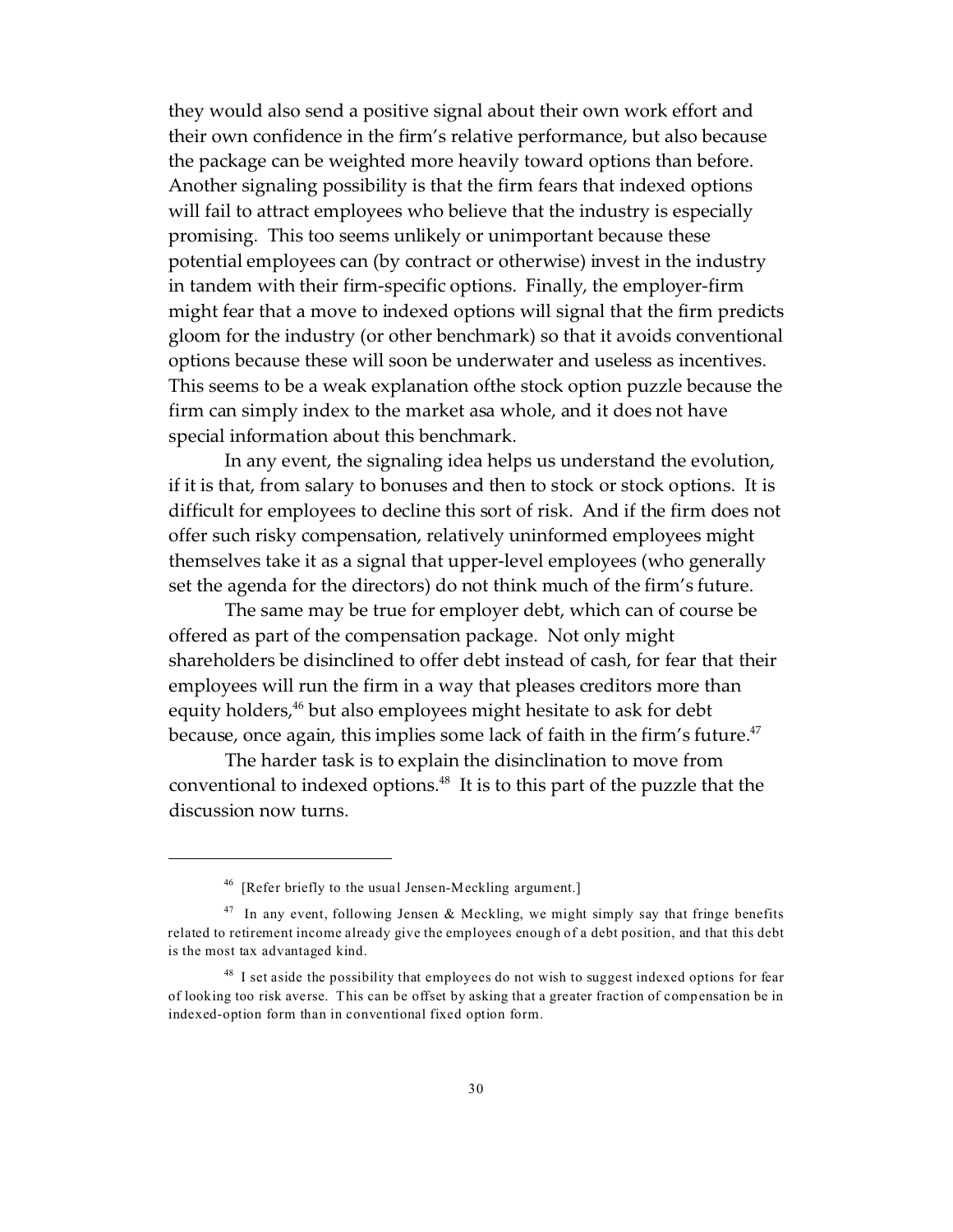they would also send a positive signal about their own work effort and their own confidence in the firm's relative performance, but also because the package can be weighted more heavily toward options than before. Another signaling possibility is that the firm fears that indexed options will fail to attract employees who believe that the industry is especially promising. This too seems unlikely or unimportant because these potential employees can (by contract or otherwise) invest in the industry in tandem with their firm-specific options. Finally, the employer-firm might fear that a move to indexed options will signal that the firm predicts gloom for the industry (or other benchmark) so that it avoids conventional options because these will soon be underwater and useless as incentives. This seems to be a weak explanation ofthe stock option puzzle because the firm can simply index to the market asa whole, and it does not have special information about this benchmark.

In any event, the signaling idea helps us understand the evolution, if it is that, from salary to bonuses and then to stock or stock options. It is difficult for employees to decline this sort of risk. And if the firm does not offer such risky compensation, relatively uninformed employees might themselves take it as a signal that upper-level employees (who generally set the agenda for the directors) do not think much of the firm's future.

The same may be true for employer debt, which can of course be offered as part of the compensation package. Not only might shareholders be disinclined to offer debt instead of cash, for fear that their employees will run the firm in a way that pleases creditors more than equity holders,[46] but also employees might hesitate to ask for debt because, once again, this implies some lack of faith in the firm's future.[47]

The harder task is to explain the disinclination to move from conventional to indexed options.[48] It is to this part of the puzzle that the discussion now turns.

---

[46] [Refer briefly to the usual Jensen-Meckling argument.]

[47] In any event, following Jensen & Meckling, we might simply say that fringe benefits related to retirement income already give the employees enough of a debt position, and that this debt is the most tax advantaged kind.

[48] I set aside the possibility that employees do not wish to suggest indexed options for fear of looking too risk averse. This can be offset by asking that a greater fraction of compensation be in indexed-option form than in conventional fixed option form.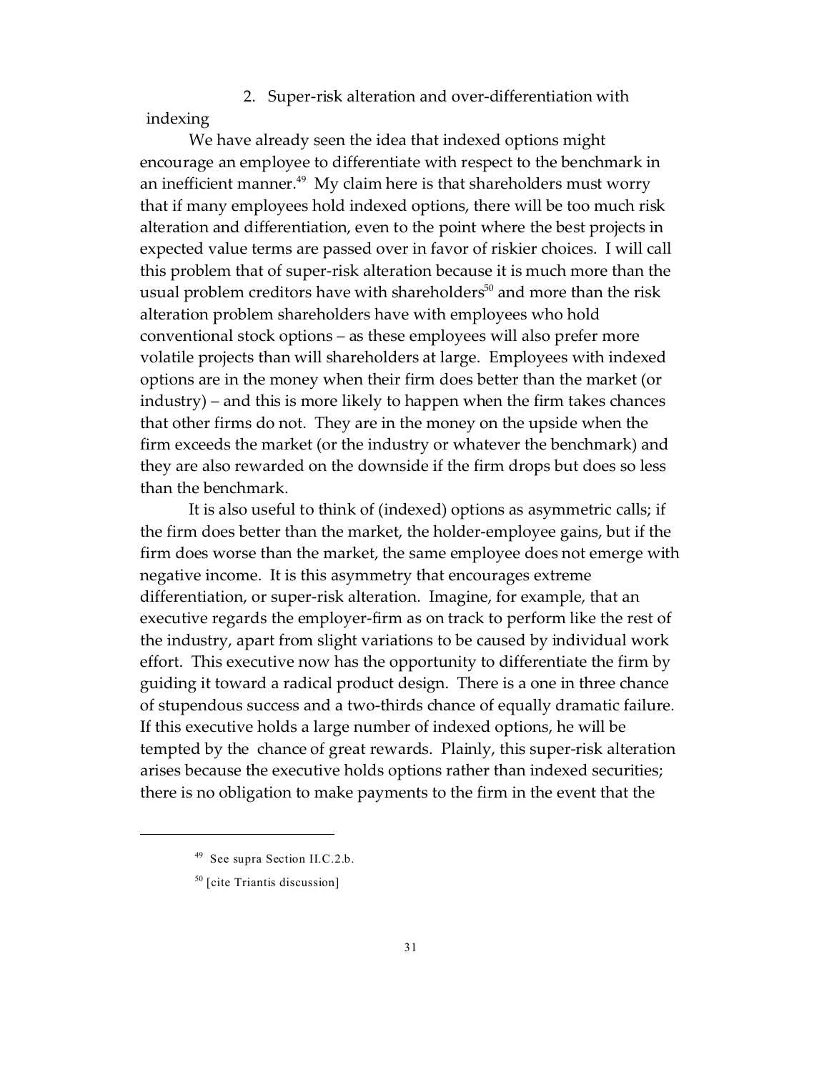### 2. Super-risk alteration and over-differentiation with indexing

We have already seen the idea that indexed options might encourage an employee to differentiate with respect to the benchmark in an inefficient manner.[49] My claim here is that shareholders must worry that if many employees hold indexed options, there will be too much risk alteration and differentiation, even to the point where the best projects in expected value terms are passed over in favor of riskier choices. I will call this problem that of super-risk alteration because it is much more than the usual problem creditors have with shareholders[50] and more than the risk alteration problem shareholders have with employees who hold conventional stock options – as these employees will also prefer more volatile projects than will shareholders at large. Employees with indexed options are in the money when their firm does better than the market (or industry) – and this is more likely to happen when the firm takes chances that other firms do not. They are in the money on the upside when the firm exceeds the market (or the industry or whatever the benchmark) and they are also rewarded on the downside if the firm drops but does so less than the benchmark.

It is also useful to think of (indexed) options as asymmetric calls; if the firm does better than the market, the holder-employee gains, but if the firm does worse than the market, the same employee does not emerge with negative income. It is this asymmetry that encourages extreme differentiation, or super-risk alteration. Imagine, for example, that an executive regards the employer-firm as on track to perform like the rest of the industry, apart from slight variations to be caused by individual work effort. This executive now has the opportunity to differentiate the firm by guiding it toward a radical product design. There is a one in three chance of stupendous success and a two-thirds chance of equally dramatic failure. If this executive holds a large number of indexed options, he will be tempted by the chance of great rewards. Plainly, this super-risk alteration arises because the executive holds options rather than indexed securities; there is no obligation to make payments to the firm in the event that the

---

[49] See supra Section II.C.2.b.

[50] [cite Triantis discussion]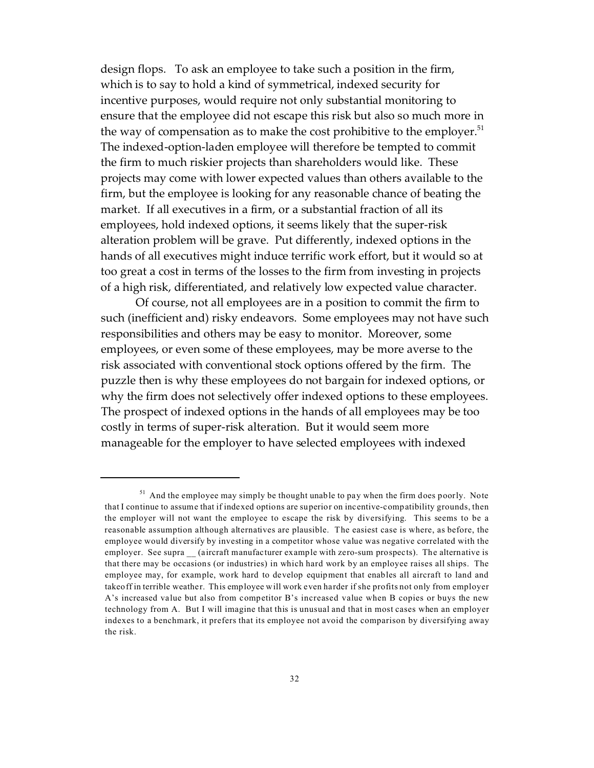design flops. To ask an employee to take such a position in the firm, which is to say to hold a kind of symmetrical, indexed security for incentive purposes, would require not only substantial monitoring to ensure that the employee did not escape this risk but also so much more in the way of compensation as to make the cost prohibitive to the employer.[51] The indexed-option-laden employee will therefore be tempted to commit the firm to much riskier projects than shareholders would like. These projects may come with lower expected values than others available to the firm, but the employee is looking for any reasonable chance of beating the market. If all executives in a firm, or a substantial fraction of all its employees, hold indexed options, it seems likely that the super-risk alteration problem will be grave. Put differently, indexed options in the hands of all executives might induce terrific work effort, but it would so at too great a cost in terms of the losses to the firm from investing in projects of a high risk, differentiated, and relatively low expected value character.

Of course, not all employees are in a position to commit the firm to such (inefficient and) risky endeavors. Some employees may not have such responsibilities and others may be easy to monitor. Moreover, some employees, or even some of these employees, may be more averse to the risk associated with conventional stock options offered by the firm. The puzzle then is why these employees do not bargain for indexed options, or why the firm does not selectively offer indexed options to these employees. The prospect of indexed options in the hands of all employees may be too costly in terms of super-risk alteration. But it would seem more manageable for the employer to have selected employees with indexed

---

[51] And the employee may simply be thought unable to pay when the firm does poorly. Note that I continue to assume that if indexed options are superior on incentive-compatibility grounds, then the employer will not want the employee to escape the risk by diversifying. This seems to be a reasonable assumption although alternatives are plausible. The easiest case is where, as before, the employee would diversify by investing in a competitor whose value was negative correlated with the employer. See supra __ (aircraft manufacturer example with zero-sum prospects). The alternative is that there may be occasions (or industries) in which hard work by an employee raises all ships. The employee may, for example, work hard to develop equipment that enables all aircraft to land and takeoff in terrible weather. This employee will work even harder if she profits not only from employer A's increased value but also from competitor B's increased value when B copies or buys the new technology from A. But I will imagine that this is unusual and that in most cases when an employer indexes to a benchmark, it prefers that its employee not avoid the comparison by diversifying away the risk.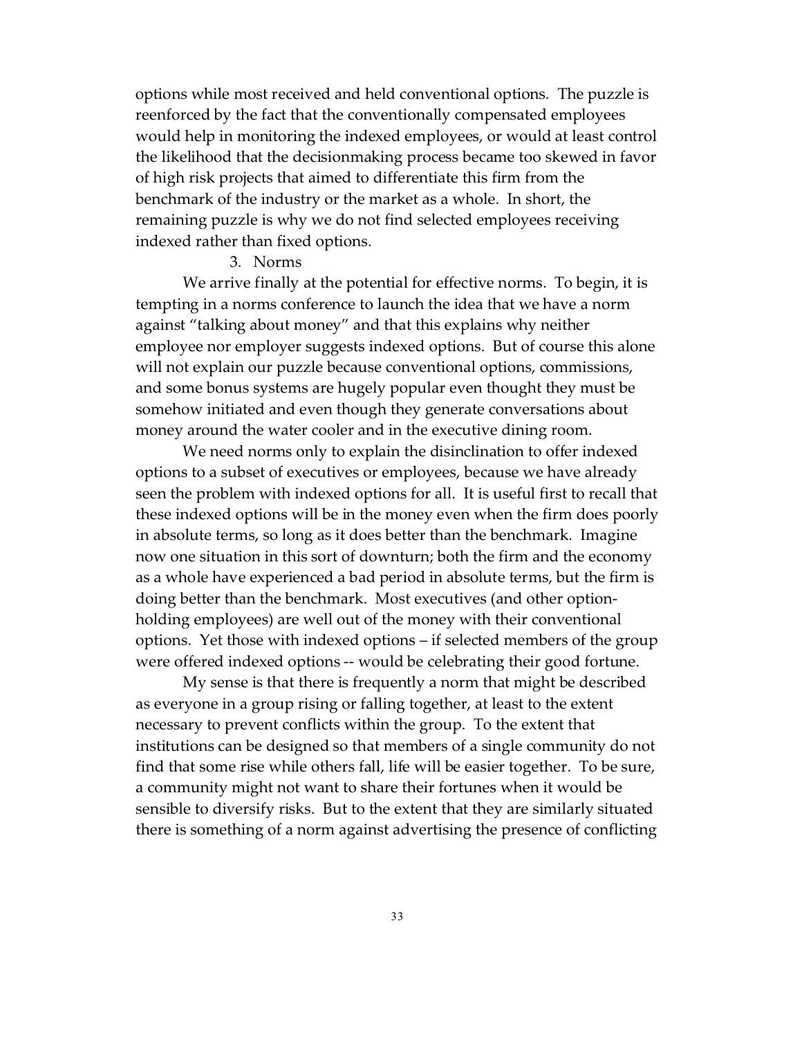options while most received and held conventional options. The puzzle is reenforced by the fact that the conventionally compensated employees would help in monitoring the indexed employees, or would at least control the likelihood that the decisionmaking process became too skewed in favor of high risk projects that aimed to differentiate this firm from the benchmark of the industry or the market as a whole. In short, the remaining puzzle is why we do not find selected employees receiving indexed rather than fixed options.

### 3. Norms

We arrive finally at the potential for effective norms. To begin, it is tempting in a norms conference to launch the idea that we have a norm against "talking about money" and that this explains why neither employee nor employer suggests indexed options. But of course this alone will not explain our puzzle because conventional options, commissions, and some bonus systems are hugely popular even thought they must be somehow initiated and even though they generate conversations about money around the water cooler and in the executive dining room.

We need norms only to explain the disinclination to offer indexed options to a subset of executives or employees, because we have already seen the problem with indexed options for all. It is useful first to recall that these indexed options will be in the money even when the firm does poorly in absolute terms, so long as it does better than the benchmark. Imagine now one situation in this sort of downturn; both the firm and the economy as a whole have experienced a bad period in absolute terms, but the firm is doing better than the benchmark. Most executives (and other option-holding employees) are well out of the money with their conventional options. Yet those with indexed options – if selected members of the group were offered indexed options -- would be celebrating their good fortune.

My sense is that there is frequently a norm that might be described as everyone in a group rising or falling together, at least to the extent necessary to prevent conflicts within the group. To the extent that institutions can be designed so that members of a single community do not find that some rise while others fall, life will be easier together. To be sure, a community might not want to share their fortunes when it would be sensible to diversify risks. But to the extent that they are similarly situated there is something of a norm against advertising the presence of conflicting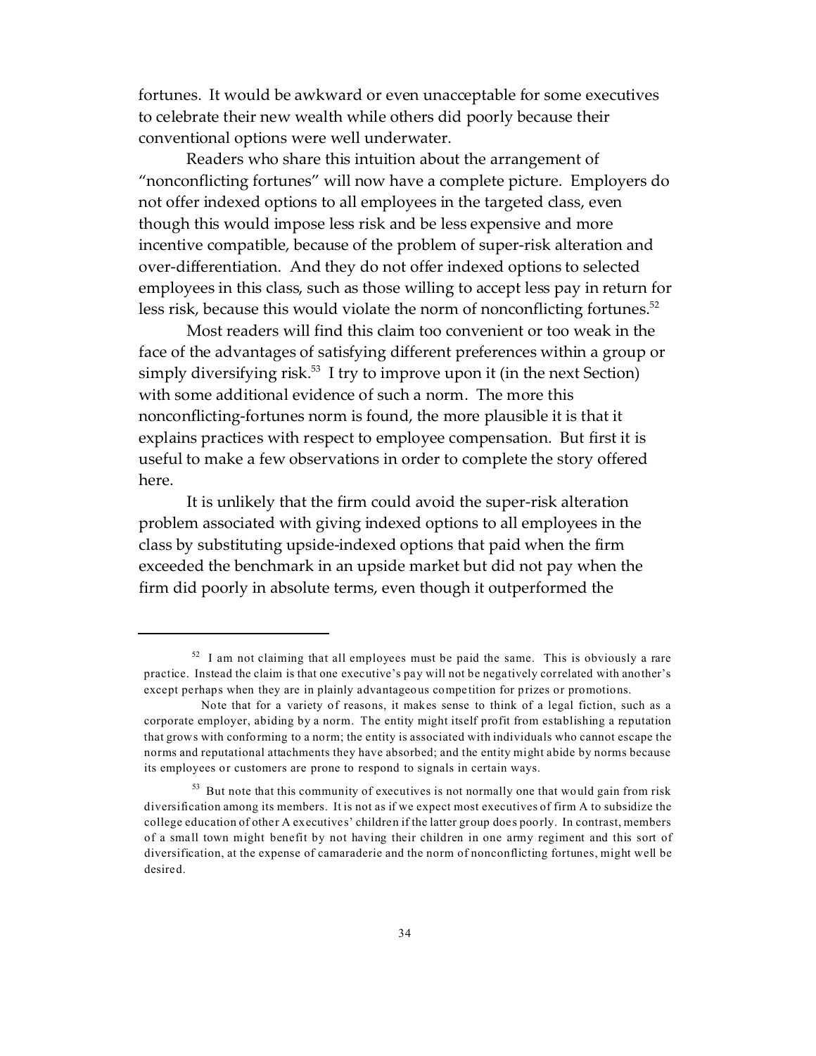fortunes. It would be awkward or even unacceptable for some executives to celebrate their new wealth while others did poorly because their conventional options were well underwater.

Readers who share this intuition about the arrangement of "nonconflicting fortunes" will now have a complete picture. Employers do not offer indexed options to all employees in the targeted class, even though this would impose less risk and be less expensive and more incentive compatible, because of the problem of super-risk alteration and over-differentiation. And they do not offer indexed options to selected employees in this class, such as those willing to accept less pay in return for less risk, because this would violate the norm of nonconflicting fortunes.[52]

Most readers will find this claim too convenient or too weak in the face of the advantages of satisfying different preferences within a group or simply diversifying risk.[53] I try to improve upon it (in the next Section) with some additional evidence of such a norm. The more this nonconflicting-fortunes norm is found, the more plausible it is that it explains practices with respect to employee compensation. But first it is useful to make a few observations in order to complete the story offered here.

It is unlikely that the firm could avoid the super-risk alteration problem associated with giving indexed options to all employees in the class by substituting upside-indexed options that paid when the firm exceeded the benchmark in an upside market but did not pay when the firm did poorly in absolute terms, even though it outperformed the

---

[52] I am not claiming that all employees must be paid the same. This is obviously a rare practice. Instead the claim is that one executive's pay will not be negatively correlated with another's except perhaps when they are in plainly advantageous competition for prizes or promotions.

Note that for a variety of reasons, it makes sense to think of a legal fiction, such as a corporate employer, abiding by a norm. The entity might itself profit from establishing a reputation that grows with conforming to a norm; the entity is associated with individuals who cannot escape the norms and reputational attachments they have absorbed; and the entity might abide by norms because its employees or customers are prone to respond to signals in certain ways.

[53] But note that this community of executives is not normally one that would gain from risk diversification among its members. It is not as if we expect most executives of firm A to subsidize the college education of other A executives' children if the latter group does poorly. In contrast, members of a small town might benefit by not having their children in one army regiment and this sort of diversification, at the expense of camaraderie and the norm of nonconflicting fortunes, might well be desired.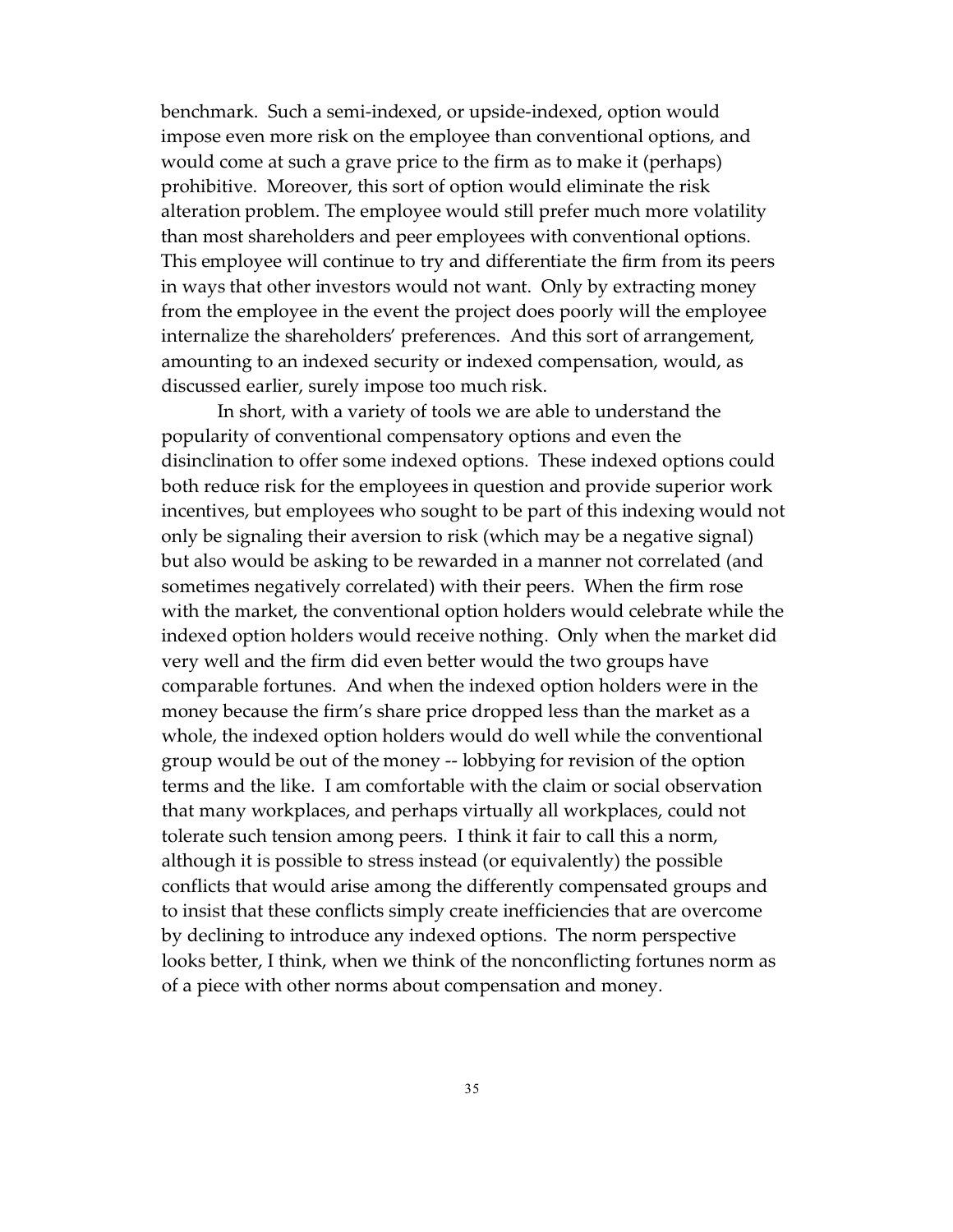benchmark. Such a semi-indexed, or upside-indexed, option would impose even more risk on the employee than conventional options, and would come at such a grave price to the firm as to make it (perhaps) prohibitive. Moreover, this sort of option would eliminate the risk alteration problem. The employee would still prefer much more volatility than most shareholders and peer employees with conventional options. This employee will continue to try and differentiate the firm from its peers in ways that other investors would not want. Only by extracting money from the employee in the event the project does poorly will the employee internalize the shareholders' preferences. And this sort of arrangement, amounting to an indexed security or indexed compensation, would, as discussed earlier, surely impose too much risk.

In short, with a variety of tools we are able to understand the popularity of conventional compensatory options and even the disinclination to offer some indexed options. These indexed options could both reduce risk for the employees in question and provide superior work incentives, but employees who sought to be part of this indexing would not only be signaling their aversion to risk (which may be a negative signal) but also would be asking to be rewarded in a manner not correlated (and sometimes negatively correlated) with their peers. When the firm rose with the market, the conventional option holders would celebrate while the indexed option holders would receive nothing. Only when the market did very well and the firm did even better would the two groups have comparable fortunes. And when the indexed option holders were in the money because the firm's share price dropped less than the market as a whole, the indexed option holders would do well while the conventional group would be out of the money -- lobbying for revision of the option terms and the like. I am comfortable with the claim or social observation that many workplaces, and perhaps virtually all workplaces, could not tolerate such tension among peers. I think it fair to call this a norm, although it is possible to stress instead (or equivalently) the possible conflicts that would arise among the differently compensated groups and to insist that these conflicts simply create inefficiencies that are overcome by declining to introduce any indexed options. The norm perspective looks better, I think, when we think of the nonconflicting fortunes norm as of a piece with other norms about compensation and money.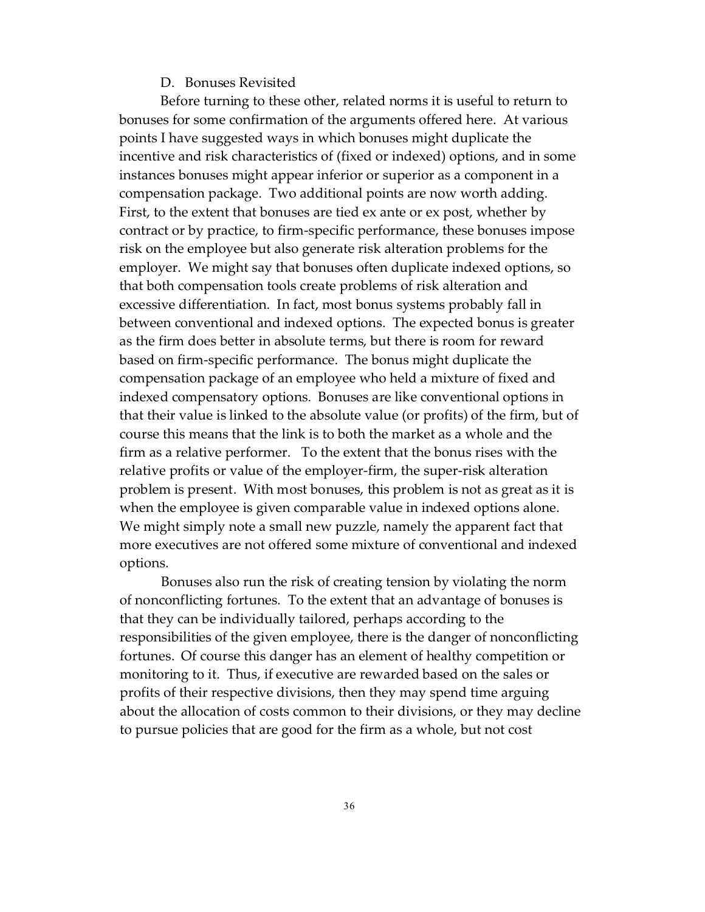### D. Bonuses Revisited

Before turning to these other, related norms it is useful to return to bonuses for some confirmation of the arguments offered here. At various points I have suggested ways in which bonuses might duplicate the incentive and risk characteristics of (fixed or indexed) options, and in some instances bonuses might appear inferior or superior as a component in a compensation package. Two additional points are now worth adding. First, to the extent that bonuses are tied ex ante or ex post, whether by contract or by practice, to firm-specific performance, these bonuses impose risk on the employee but also generate risk alteration problems for the employer. We might say that bonuses often duplicate indexed options, so that both compensation tools create problems of risk alteration and excessive differentiation. In fact, most bonus systems probably fall in between conventional and indexed options. The expected bonus is greater as the firm does better in absolute terms, but there is room for reward based on firm-specific performance. The bonus might duplicate the compensation package of an employee who held a mixture of fixed and indexed compensatory options. Bonuses are like conventional options in that their value is linked to the absolute value (or profits) of the firm, but of course this means that the link is to both the market as a whole and the firm as a relative performer. To the extent that the bonus rises with the relative profits or value of the employer-firm, the super-risk alteration problem is present. With most bonuses, this problem is not as great as it is when the employee is given comparable value in indexed options alone. We might simply note a small new puzzle, namely the apparent fact that more executives are not offered some mixture of conventional and indexed options.

Bonuses also run the risk of creating tension by violating the norm of nonconflicting fortunes. To the extent that an advantage of bonuses is that they can be individually tailored, perhaps according to the responsibilities of the given employee, there is the danger of nonconflicting fortunes. Of course this danger has an element of healthy competition or monitoring to it. Thus, if executive are rewarded based on the sales or profits of their respective divisions, then they may spend time arguing about the allocation of costs common to their divisions, or they may decline to pursue policies that are good for the firm as a whole, but not cost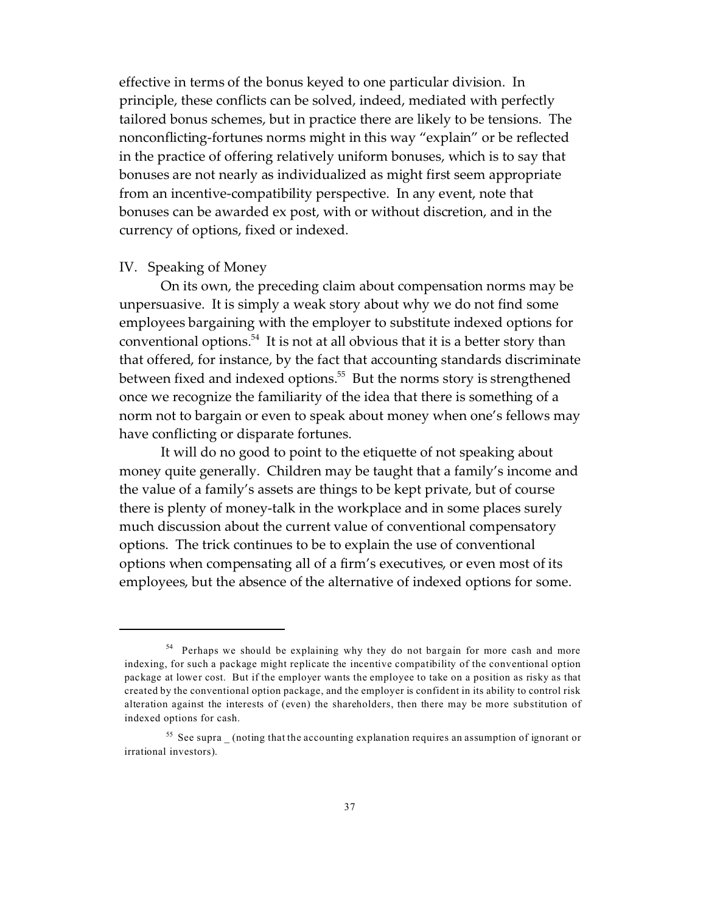effective in terms of the bonus keyed to one particular division. In principle, these conflicts can be solved, indeed, mediated with perfectly tailored bonus schemes, but in practice there are likely to be tensions. The nonconflicting-fortunes norms might in this way "explain" or be reflected in the practice of offering relatively uniform bonuses, which is to say that bonuses are not nearly as individualized as might first seem appropriate from an incentive-compatibility perspective. In any event, note that bonuses can be awarded ex post, with or without discretion, and in the currency of options, fixed or indexed.

## IV. Speaking of Money

On its own, the preceding claim about compensation norms may be unpersuasive. It is simply a weak story about why we do not find some employees bargaining with the employer to substitute indexed options for conventional options.[54] It is not at all obvious that it is a better story than that offered, for instance, by the fact that accounting standards discriminate between fixed and indexed options.[55] But the norms story is strengthened once we recognize the familiarity of the idea that there is something of a norm not to bargain or even to speak about money when one's fellows may have conflicting or disparate fortunes.

It will do no good to point to the etiquette of not speaking about money quite generally. Children may be taught that a family's income and the value of a family's assets are things to be kept private, but of course there is plenty of money-talk in the workplace and in some places surely much discussion about the current value of conventional compensatory options. The trick continues to be to explain the use of conventional options when compensating all of a firm's executives, or even most of its employees, but the absence of the alternative of indexed options for some.

---

[54] Perhaps we should be explaining why they do not bargain for more cash and more indexing, for such a package might replicate the incentive compatibility of the conventional option package at lower cost. But if the employer wants the employee to take on a position as risky as that created by the conventional option package, and the employer is confident in its ability to control risk alteration against the interests of (even) the shareholders, then there may be more substitution of indexed options for cash.

[55] See supra _ (noting that the accounting explanation requires an assumption of ignorant or irrational investors).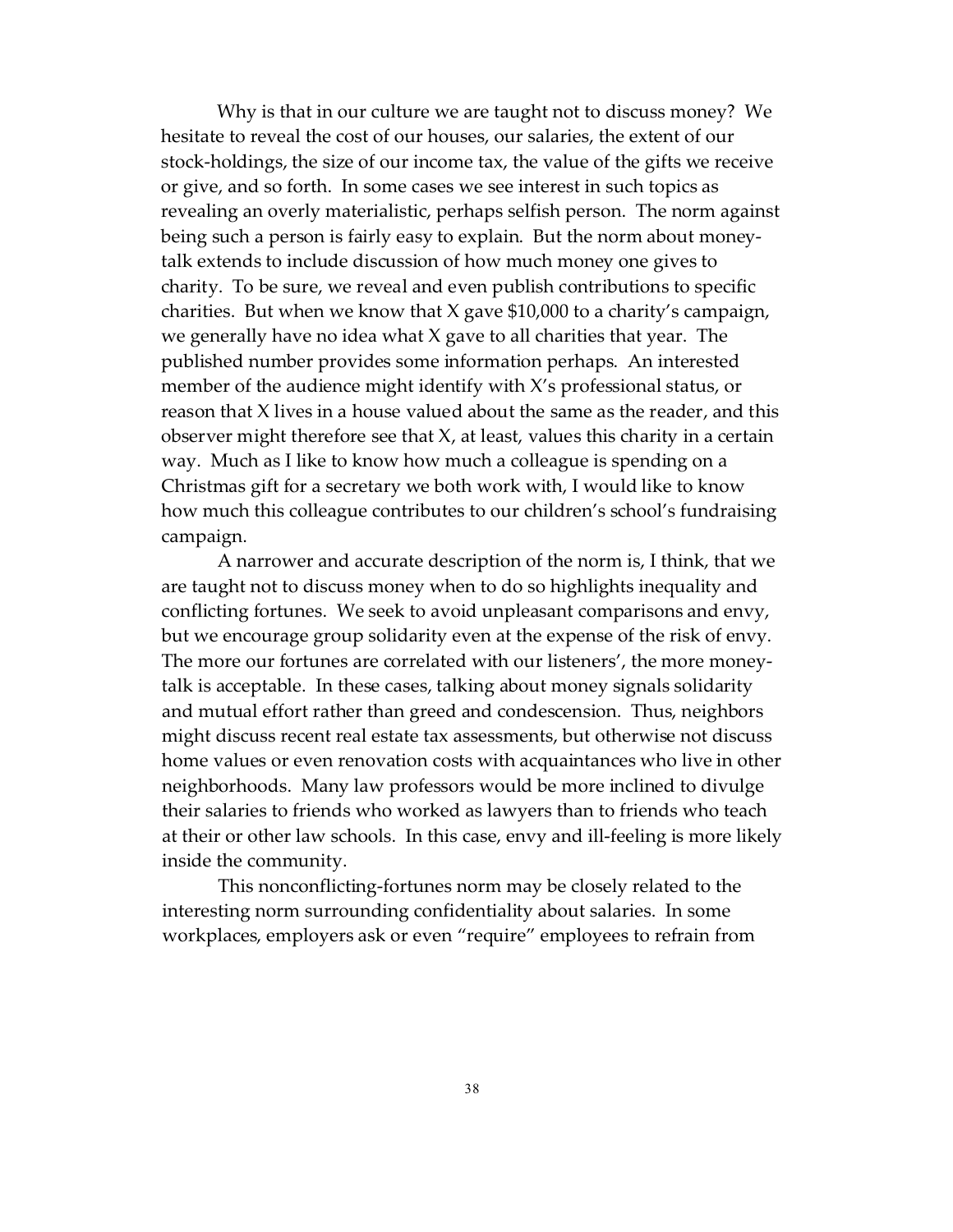Why is that in our culture we are taught not to discuss money? We hesitate to reveal the cost of our houses, our salaries, the extent of our stock-holdings, the size of our income tax, the value of the gifts we receive or give, and so forth. In some cases we see interest in such topics as revealing an overly materialistic, perhaps selfish person. The norm against being such a person is fairly easy to explain. But the norm about money-talk extends to include discussion of how much money one gives to charity. To be sure, we reveal and even publish contributions to specific charities. But when we know that X gave $10,000 to a charity's campaign, we generally have no idea what X gave to all charities that year. The published number provides some information perhaps. An interested member of the audience might identify with X's professional status, or reason that X lives in a house valued about the same as the reader, and this observer might therefore see that X, at least, values this charity in a certain way. Much as I like to know how much a colleague is spending on a Christmas gift for a secretary we both work with, I would like to know how much this colleague contributes to our children's school's fundraising campaign.

A narrower and accurate description of the norm is, I think, that we are taught not to discuss money when to do so highlights inequality and conflicting fortunes. We seek to avoid unpleasant comparisons and envy, but we encourage group solidarity even at the expense of the risk of envy. The more our fortunes are correlated with our listeners', the more money-talk is acceptable. In these cases, talking about money signals solidarity and mutual effort rather than greed and condescension. Thus, neighbors might discuss recent real estate tax assessments, but otherwise not discuss home values or even renovation costs with acquaintances who live in other neighborhoods. Many law professors would be more inclined to divulge their salaries to friends who worked as lawyers than to friends who teach at their or other law schools. In this case, envy and ill-feeling is more likely inside the community.

This nonconflicting-fortunes norm may be closely related to the interesting norm surrounding confidentiality about salaries. In some workplaces, employers ask or even "require" employees to refrain from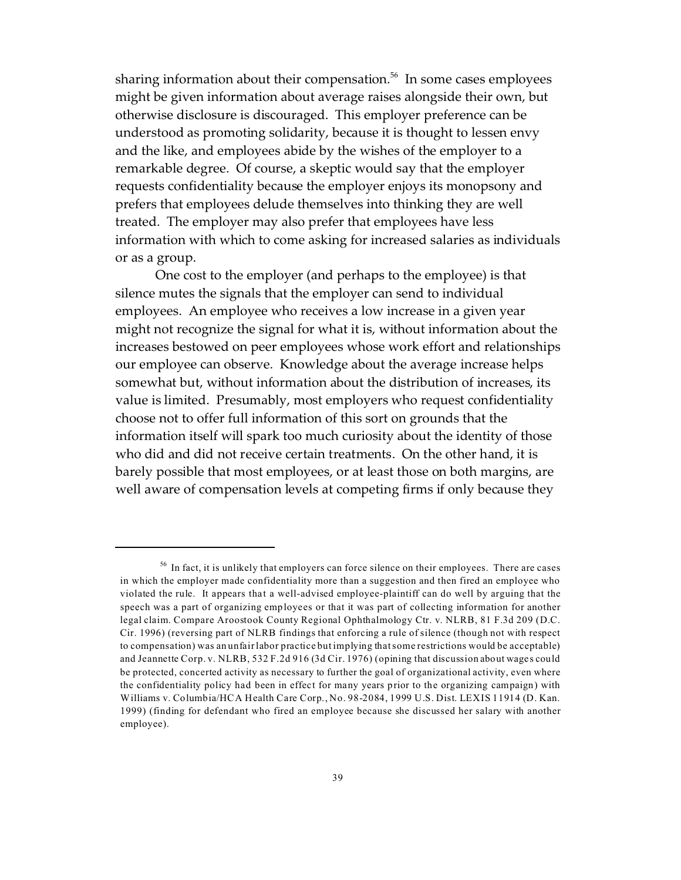sharing information about their compensation.[56] In some cases employees might be given information about average raises alongside their own, but otherwise disclosure is discouraged. This employer preference can be understood as promoting solidarity, because it is thought to lessen envy and the like, and employees abide by the wishes of the employer to a remarkable degree. Of course, a skeptic would say that the employer requests confidentiality because the employer enjoys its monopsony and prefers that employees delude themselves into thinking they are well treated. The employer may also prefer that employees have less information with which to come asking for increased salaries as individuals or as a group.

One cost to the employer (and perhaps to the employee) is that silence mutes the signals that the employer can send to individual employees. An employee who receives a low increase in a given year might not recognize the signal for what it is, without information about the increases bestowed on peer employees whose work effort and relationships our employee can observe. Knowledge about the average increase helps somewhat but, without information about the distribution of increases, its value is limited. Presumably, most employers who request confidentiality choose not to offer full information of this sort on grounds that the information itself will spark too much curiosity about the identity of those who did and did not receive certain treatments. On the other hand, it is barely possible that most employees, or at least those on both margins, are well aware of compensation levels at competing firms if only because they

---

[56] In fact, it is unlikely that employers can force silence on their employees. There are cases in which the employer made confidentiality more than a suggestion and then fired an employee who violated the rule. It appears that a well-advised employee-plaintiff can do well by arguing that the speech was a part of organizing employees or that it was part of collecting information for another legal claim. Compare Aroostook County Regional Ophthalmology Ctr. v. NLRB, 81 F.3d 209 (D.C. Cir. 1996) (reversing part of NLRB findings that enforcing a rule of silence (though not with respect to compensation) was an unfair labor practice but implying that some restrictions would be acceptable) and Jeannette Corp. v. NLRB, 532 F.2d 916 (3d Cir. 1976) (opining that discussion about wages could be protected, concerted activity as necessary to further the goal of organizational activity, even where the confidentiality policy had been in effect for many years prior to the organizing campaign) with Williams v. Columbia/HCA Health Care Corp., No. 98-2084, 1999 U.S. Dist. LEXIS 11914 (D. Kan. 1999) (finding for defendant who fired an employee because she discussed her salary with another employee).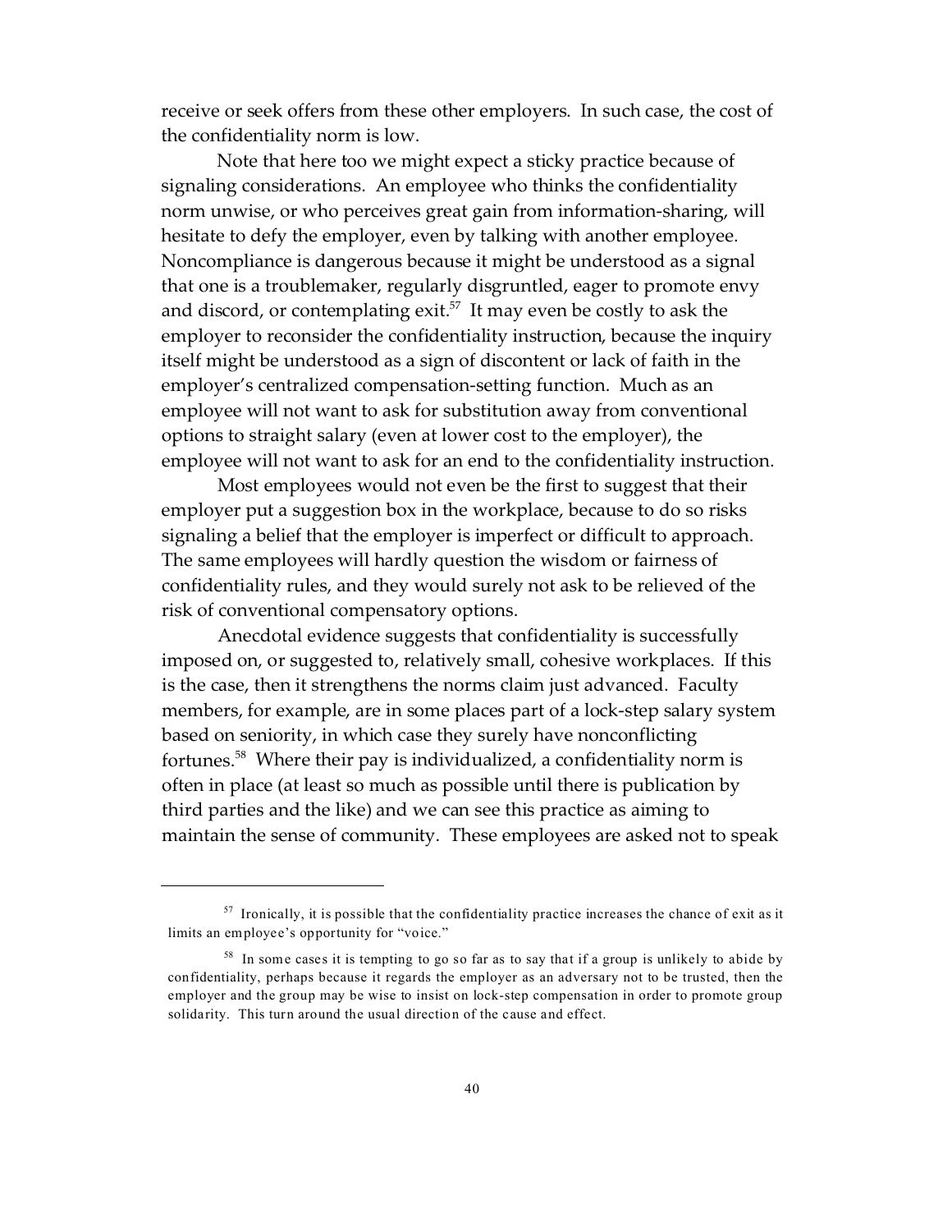receive or seek offers from these other employers. In such case, the cost of the confidentiality norm is low.

Note that here too we might expect a sticky practice because of signaling considerations. An employee who thinks the confidentiality norm unwise, or who perceives great gain from information-sharing, will hesitate to defy the employer, even by talking with another employee. Noncompliance is dangerous because it might be understood as a signal that one is a troublemaker, regularly disgruntled, eager to promote envy and discord, or contemplating exit.[57] It may even be costly to ask the employer to reconsider the confidentiality instruction, because the inquiry itself might be understood as a sign of discontent or lack of faith in the employer's centralized compensation-setting function. Much as an employee will not want to ask for substitution away from conventional options to straight salary (even at lower cost to the employer), the employee will not want to ask for an end to the confidentiality instruction.

Most employees would not even be the first to suggest that their employer put a suggestion box in the workplace, because to do so risks signaling a belief that the employer is imperfect or difficult to approach. The same employees will hardly question the wisdom or fairness of confidentiality rules, and they would surely not ask to be relieved of the risk of conventional compensatory options.

Anecdotal evidence suggests that confidentiality is successfully imposed on, or suggested to, relatively small, cohesive workplaces. If this is the case, then it strengthens the norms claim just advanced. Faculty members, for example, are in some places part of a lock-step salary system based on seniority, in which case they surely have nonconflicting fortunes.[58] Where their pay is individualized, a confidentiality norm is often in place (at least so much as possible until there is publication by third parties and the like) and we can see this practice as aiming to maintain the sense of community. These employees are asked not to speak

---

[57] Ironically, it is possible that the confidentiality practice increases the chance of exit as it limits an employee's opportunity for "voice."

[58] In some cases it is tempting to go so far as to say that if a group is unlikely to abide by confidentiality, perhaps because it regards the employer as an adversary not to be trusted, then the employer and the group may be wise to insist on lock-step compensation in order to promote group solidarity. This turn around the usual direction of the cause and effect.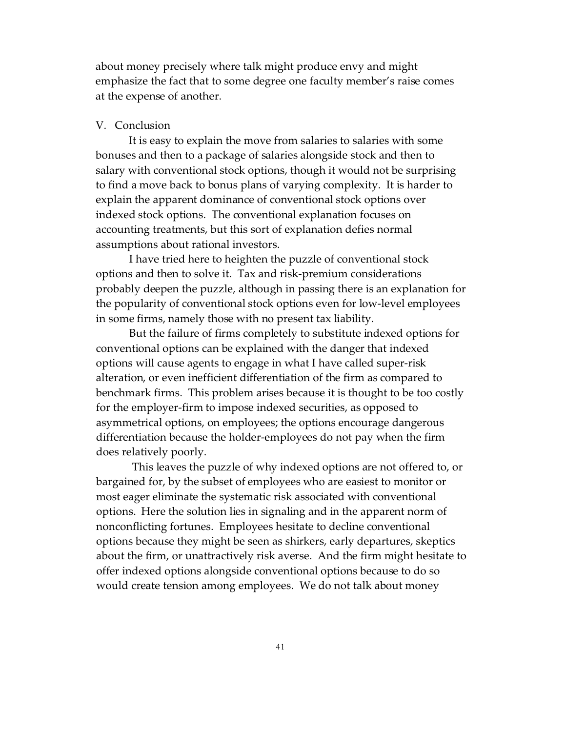about money precisely where talk might produce envy and might emphasize the fact that to some degree one faculty member's raise comes at the expense of another.

## V. Conclusion

It is easy to explain the move from salaries to salaries with some bonuses and then to a package of salaries alongside stock and then to salary with conventional stock options, though it would not be surprising to find a move back to bonus plans of varying complexity. It is harder to explain the apparent dominance of conventional stock options over indexed stock options. The conventional explanation focuses on accounting treatments, but this sort of explanation defies normal assumptions about rational investors.

I have tried here to heighten the puzzle of conventional stock options and then to solve it. Tax and risk-premium considerations probably deepen the puzzle, although in passing there is an explanation for the popularity of conventional stock options even for low-level employees in some firms, namely those with no present tax liability.

But the failure of firms completely to substitute indexed options for conventional options can be explained with the danger that indexed options will cause agents to engage in what I have called super-risk alteration, or even inefficient differentiation of the firm as compared to benchmark firms. This problem arises because it is thought to be too costly for the employer-firm to impose indexed securities, as opposed to asymmetrical options, on employees; the options encourage dangerous differentiation because the holder-employees do not pay when the firm does relatively poorly.

This leaves the puzzle of why indexed options are not offered to, or bargained for, by the subset of employees who are easiest to monitor or most eager eliminate the systematic risk associated with conventional options. Here the solution lies in signaling and in the apparent norm of nonconflicting fortunes. Employees hesitate to decline conventional options because they might be seen as shirkers, early departures, skeptics about the firm, or unattractively risk averse. And the firm might hesitate to offer indexed options alongside conventional options because to do so would create tension among employees. We do not talk about money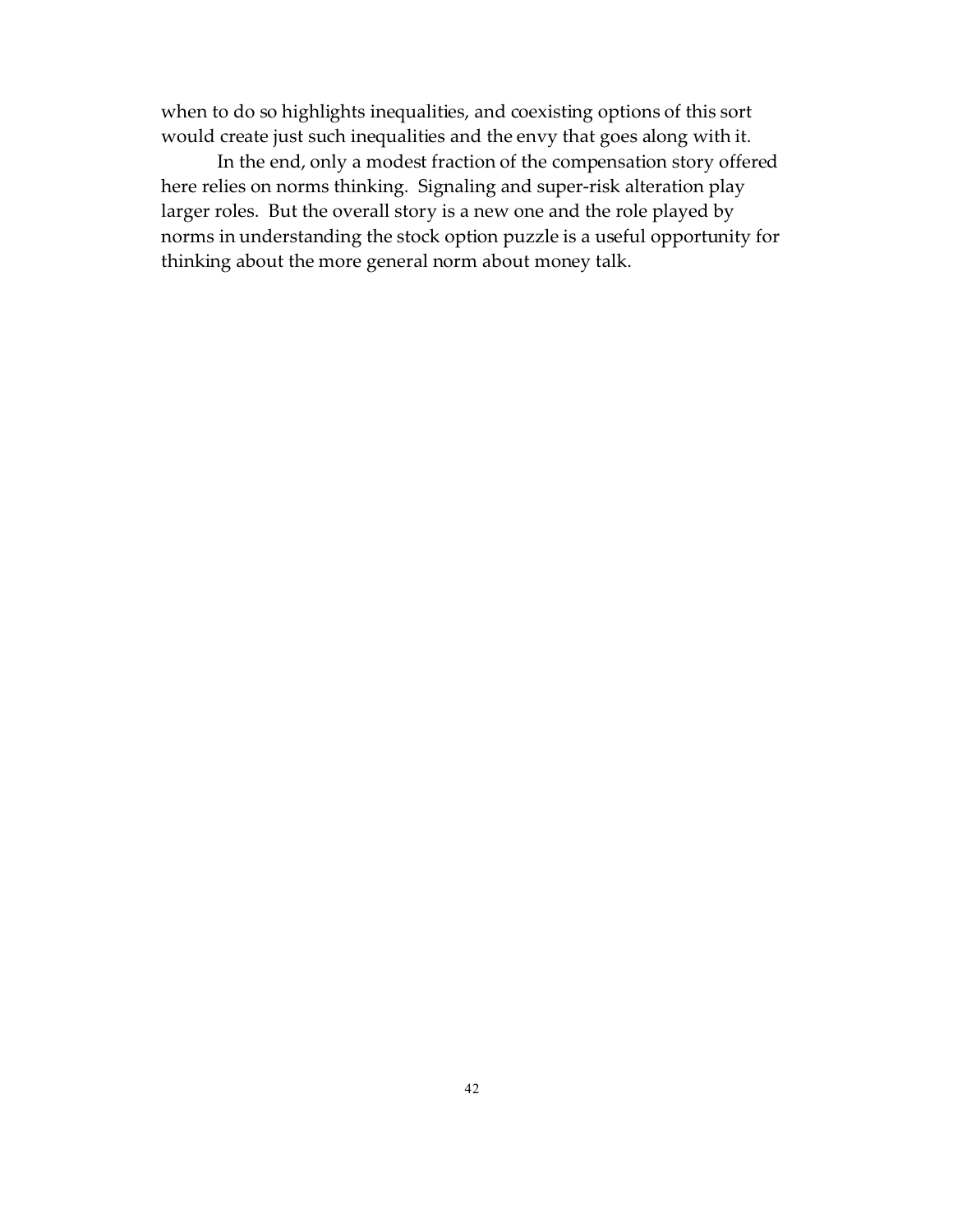when to do so highlights inequalities, and coexisting options of this sort would create just such inequalities and the envy that goes along with it.

In the end, only a modest fraction of the compensation story offered here relies on norms thinking. Signaling and super-risk alteration play larger roles. But the overall story is a new one and the role played by norms in understanding the stock option puzzle is a useful opportunity for thinking about the more general norm about money talk.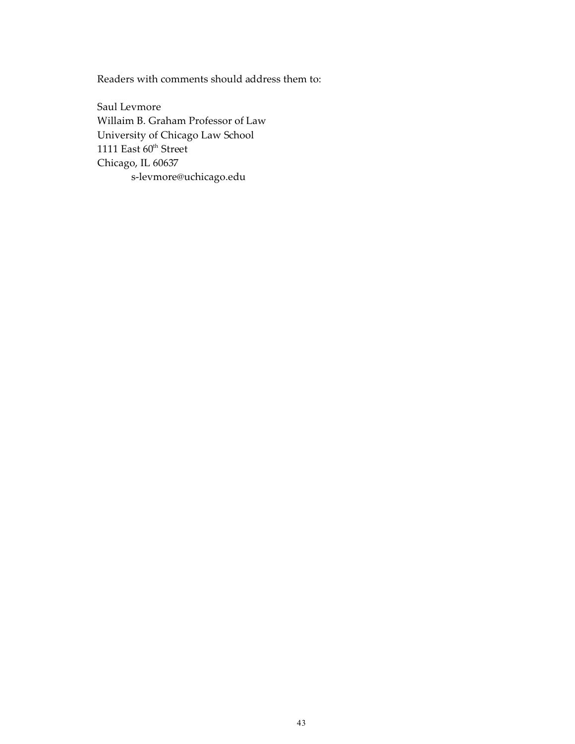Readers with comments should address them to:

Saul Levmore
Willaim B. Graham Professor of Law
University of Chicago Law School
1111 East 60th Street
Chicago, IL 60637
s-levmore@uchicago.edu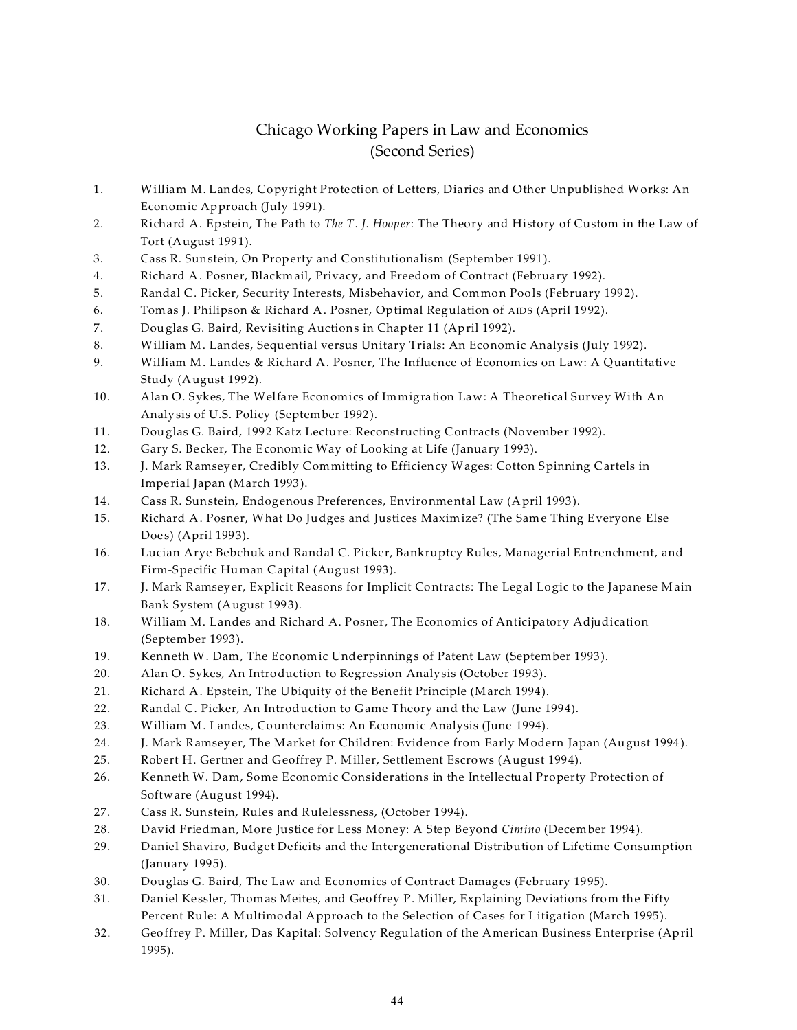# Chicago Working Papers in Law and Economics
## (Second Series)

1. William M. Landes, Copyright Protection of Letters, Diaries and Other Unpublished Works: An Economic Approach (July 1991).
2. Richard A. Epstein, The Path to *The T. J. Hooper*: The Theory and History of Custom in the Law of Tort (August 1991).
3. Cass R. Sunstein, On Property and Constitutionalism (September 1991).
4. Richard A. Posner, Blackmail, Privacy, and Freedom of Contract (February 1992).
5. Randal C. Picker, Security Interests, Misbehavior, and Common Pools (February 1992).
6. Tomas J. Philipson & Richard A. Posner, Optimal Regulation of AIDS (April 1992).
7. Douglas G. Baird, Revisiting Auctions in Chapter 11 (April 1992).
8. William M. Landes, Sequential versus Unitary Trials: An Economic Analysis (July 1992).
9. William M. Landes & Richard A. Posner, The Influence of Economics on Law: A Quantitative Study (August 1992).
10. Alan O. Sykes, The Welfare Economics of Immigration Law: A Theoretical Survey With An Analysis of U.S. Policy (September 1992).
11. Douglas G. Baird, 1992 Katz Lecture: Reconstructing Contracts (November 1992).
12. Gary S. Becker, The Economic Way of Looking at Life (January 1993).
13. J. Mark Ramseyer, Credibly Committing to Efficiency Wages: Cotton Spinning Cartels in Imperial Japan (March 1993).
14. Cass R. Sunstein, Endogenous Preferences, Environmental Law (April 1993).
15. Richard A. Posner, What Do Judges and Justices Maximize? (The Same Thing Everyone Else Does) (April 1993).
16. Lucian Arye Bebchuk and Randal C. Picker, Bankruptcy Rules, Managerial Entrenchment, and Firm-Specific Human Capital (August 1993).
17. J. Mark Ramseyer, Explicit Reasons for Implicit Contracts: The Legal Logic to the Japanese Main Bank System (August 1993).
18. William M. Landes and Richard A. Posner, The Economics of Anticipatory Adjudication (September 1993).
19. Kenneth W. Dam, The Economic Underpinnings of Patent Law (September 1993).
20. Alan O. Sykes, An Introduction to Regression Analysis (October 1993).
21. Richard A. Epstein, The Ubiquity of the Benefit Principle (March 1994).
22. Randal C. Picker, An Introduction to Game Theory and the Law (June 1994).
23. William M. Landes, Counterclaims: An Economic Analysis (June 1994).
24. J. Mark Ramseyer, The Market for Children: Evidence from Early Modern Japan (August 1994).
25. Robert H. Gertner and Geoffrey P. Miller, Settlement Escrows (August 1994).
26. Kenneth W. Dam, Some Economic Considerations in the Intellectual Property Protection of Software (August 1994).
27. Cass R. Sunstein, Rules and Rulelessness, (October 1994).
28. David Friedman, More Justice for Less Money: A Step Beyond *Cimino* (December 1994).
29. Daniel Shaviro, Budget Deficits and the Intergenerational Distribution of Lifetime Consumption (January 1995).
30. Douglas G. Baird, The Law and Economics of Contract Damages (February 1995).
31. Daniel Kessler, Thomas Meites, and Geoffrey P. Miller, Explaining Deviations from the Fifty Percent Rule: A Multimodal Approach to the Selection of Cases for Litigation (March 1995).
32. Geoffrey P. Miller, Das Kapital: Solvency Regulation of the American Business Enterprise (April 1995).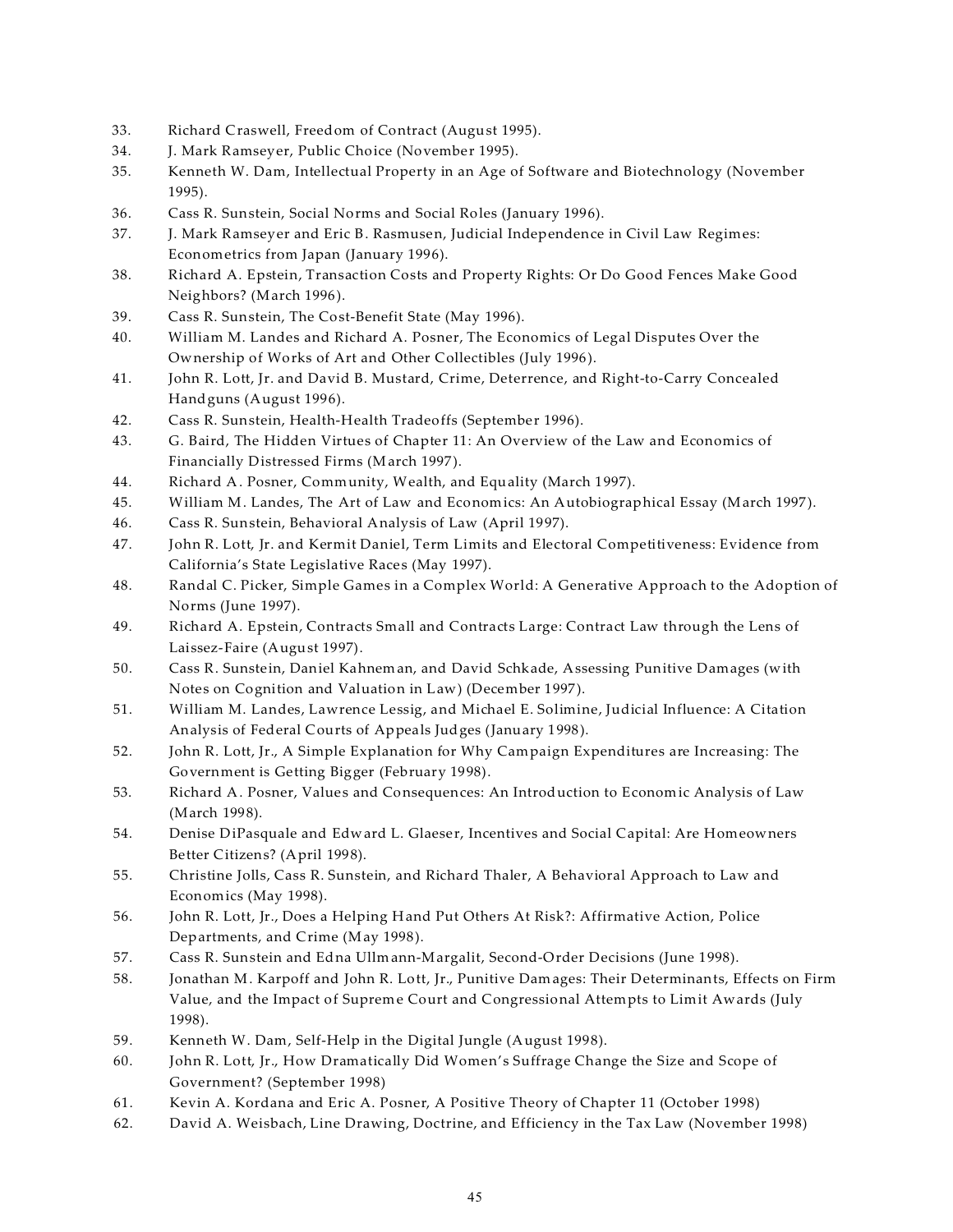33. Richard Craswell, Freedom of Contract (August 1995).
34. J. Mark Ramseyer, Public Choice (November 1995).
35. Kenneth W. Dam, Intellectual Property in an Age of Software and Biotechnology (November 1995).
36. Cass R. Sunstein, Social Norms and Social Roles (January 1996).
37. J. Mark Ramseyer and Eric B. Rasmusen, Judicial Independence in Civil Law Regimes: Econometrics from Japan (January 1996).
38. Richard A. Epstein, Transaction Costs and Property Rights: Or Do Good Fences Make Good Neighbors? (March 1996).
39. Cass R. Sunstein, The Cost-Benefit State (May 1996).
40. William M. Landes and Richard A. Posner, The Economics of Legal Disputes Over the Ownership of Works of Art and Other Collectibles (July 1996).
41. John R. Lott, Jr. and David B. Mustard, Crime, Deterrence, and Right-to-Carry Concealed Handguns (August 1996).
42. Cass R. Sunstein, Health-Health Tradeoffs (September 1996).
43. G. Baird, The Hidden Virtues of Chapter 11: An Overview of the Law and Economics of Financially Distressed Firms (March 1997).
44. Richard A. Posner, Community, Wealth, and Equality (March 1997).
45. William M. Landes, The Art of Law and Economics: An Autobiographical Essay (March 1997).
46. Cass R. Sunstein, Behavioral Analysis of Law (April 1997).
47. John R. Lott, Jr. and Kermit Daniel, Term Limits and Electoral Competitiveness: Evidence from California's State Legislative Races (May 1997).
48. Randal C. Picker, Simple Games in a Complex World: A Generative Approach to the Adoption of Norms (June 1997).
49. Richard A. Epstein, Contracts Small and Contracts Large: Contract Law through the Lens of Laissez-Faire (August 1997).
50. Cass R. Sunstein, Daniel Kahneman, and David Schkade, Assessing Punitive Damages (with Notes on Cognition and Valuation in Law) (December 1997).
51. William M. Landes, Lawrence Lessig, and Michael E. Solimine, Judicial Influence: A Citation Analysis of Federal Courts of Appeals Judges (January 1998).
52. John R. Lott, Jr., A Simple Explanation for Why Campaign Expenditures are Increasing: The Government is Getting Bigger (February 1998).
53. Richard A. Posner, Values and Consequences: An Introduction to Economic Analysis of Law (March 1998).
54. Denise DiPasquale and Edward L. Glaeser, Incentives and Social Capital: Are Homeowners Better Citizens? (April 1998).
55. Christine Jolls, Cass R. Sunstein, and Richard Thaler, A Behavioral Approach to Law and Economics (May 1998).
56. John R. Lott, Jr., Does a Helping Hand Put Others At Risk?: Affirmative Action, Police Departments, and Crime (May 1998).
57. Cass R. Sunstein and Edna Ullmann-Margalit, Second-Order Decisions (June 1998).
58. Jonathan M. Karpoff and John R. Lott, Jr., Punitive Damages: Their Determinants, Effects on Firm Value, and the Impact of Supreme Court and Congressional Attempts to Limit Awards (July 1998).
59. Kenneth W. Dam, Self-Help in the Digital Jungle (August 1998).
60. John R. Lott, Jr., How Dramatically Did Women's Suffrage Change the Size and Scope of Government? (September 1998)
61. Kevin A. Kordana and Eric A. Posner, A Positive Theory of Chapter 11 (October 1998)
62. David A. Weisbach, Line Drawing, Doctrine, and Efficiency in the Tax Law (November 1998)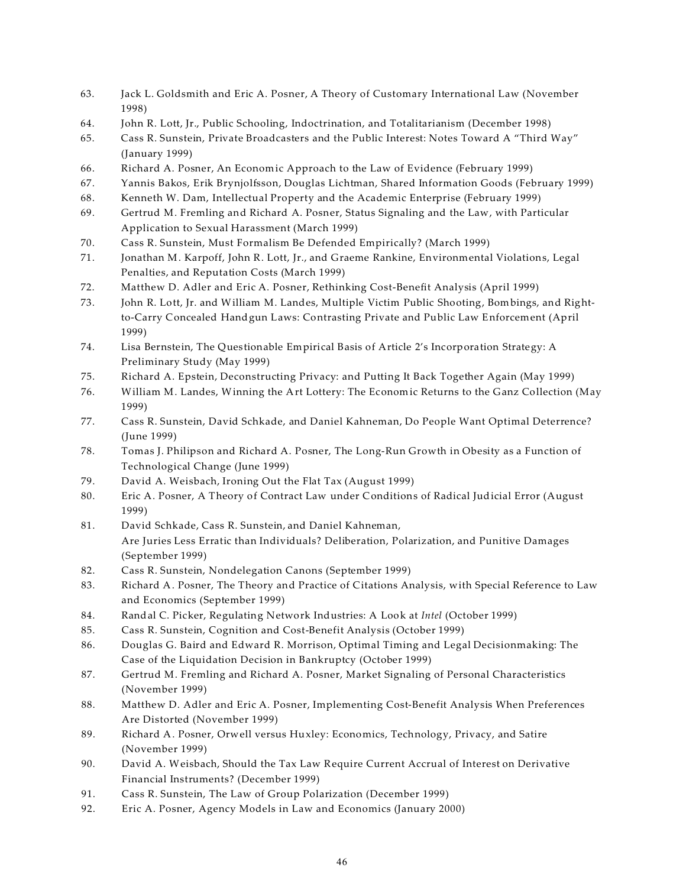63. Jack L. Goldsmith and Eric A. Posner, A Theory of Customary International Law (November 1998)
64. John R. Lott, Jr., Public Schooling, Indoctrination, and Totalitarianism (December 1998)
65. Cass R. Sunstein, Private Broadcasters and the Public Interest: Notes Toward A "Third Way" (January 1999)
66. Richard A. Posner, An Economic Approach to the Law of Evidence (February 1999)
67. Yannis Bakos, Erik Brynjolfsson, Douglas Lichtman, Shared Information Goods (February 1999)
68. Kenneth W. Dam, Intellectual Property and the Academic Enterprise (February 1999)
69. Gertrud M. Fremling and Richard A. Posner, Status Signaling and the Law, with Particular Application to Sexual Harassment (March 1999)
70. Cass R. Sunstein, Must Formalism Be Defended Empirically? (March 1999)
71. Jonathan M. Karpoff, John R. Lott, Jr., and Graeme Rankine, Environmental Violations, Legal Penalties, and Reputation Costs (March 1999)
72. Matthew D. Adler and Eric A. Posner, Rethinking Cost-Benefit Analysis (April 1999)
73. John R. Lott, Jr. and William M. Landes, Multiple Victim Public Shooting, Bombings, and Right-to-Carry Concealed Handgun Laws: Contrasting Private and Public Law Enforcement (April 1999)
74. Lisa Bernstein, The Questionable Empirical Basis of Article 2's Incorporation Strategy: A Preliminary Study (May 1999)
75. Richard A. Epstein, Deconstructing Privacy: and Putting It Back Together Again (May 1999)
76. William M. Landes, Winning the Art Lottery: The Economic Returns to the Ganz Collection (May 1999)
77. Cass R. Sunstein, David Schkade, and Daniel Kahneman, Do People Want Optimal Deterrence? (June 1999)
78. Tomas J. Philipson and Richard A. Posner, The Long-Run Growth in Obesity as a Function of Technological Change (June 1999)
79. David A. Weisbach, Ironing Out the Flat Tax (August 1999)
80. Eric A. Posner, A Theory of Contract Law under Conditions of Radical Judicial Error (August 1999)
81. David Schkade, Cass R. Sunstein, and Daniel Kahneman, Are Juries Less Erratic than Individuals? Deliberation, Polarization, and Punitive Damages (September 1999)
82. Cass R. Sunstein, Nondelegation Canons (September 1999)
83. Richard A. Posner, The Theory and Practice of Citations Analysis, with Special Reference to Law and Economics (September 1999)
84. Randal C. Picker, Regulating Network Industries: A Look at *Intel* (October 1999)
85. Cass R. Sunstein, Cognition and Cost-Benefit Analysis (October 1999)
86. Douglas G. Baird and Edward R. Morrison, Optimal Timing and Legal Decisionmaking: The Case of the Liquidation Decision in Bankruptcy (October 1999)
87. Gertrud M. Fremling and Richard A. Posner, Market Signaling of Personal Characteristics (November 1999)
88. Matthew D. Adler and Eric A. Posner, Implementing Cost-Benefit Analysis When Preferences Are Distorted (November 1999)
89. Richard A. Posner, Orwell versus Huxley: Economics, Technology, Privacy, and Satire (November 1999)
90. David A. Weisbach, Should the Tax Law Require Current Accrual of Interest on Derivative Financial Instruments? (December 1999)
91. Cass R. Sunstein, The Law of Group Polarization (December 1999)
92. Eric A. Posner, Agency Models in Law and Economics (January 2000)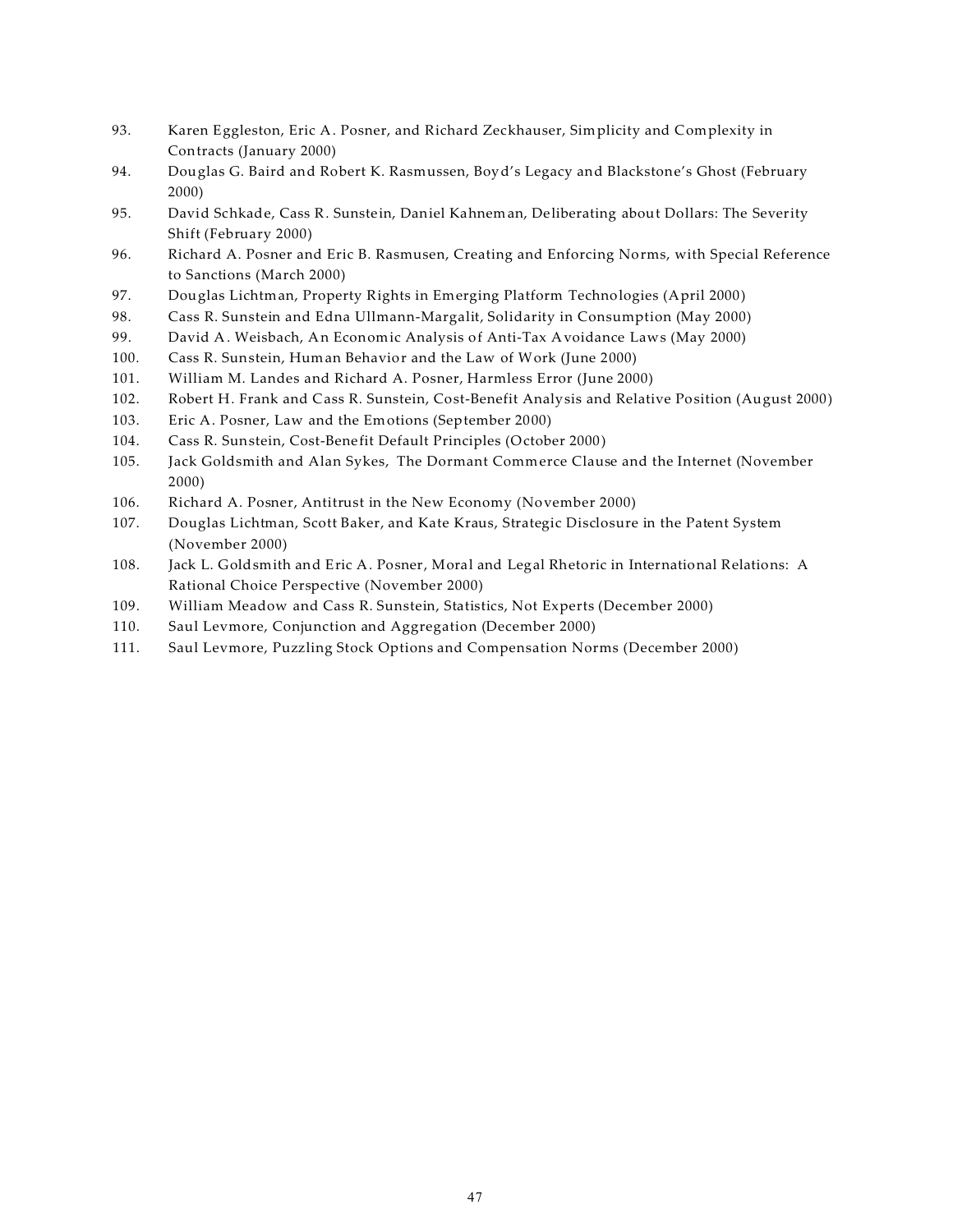93. Karen Eggleston, Eric A. Posner, and Richard Zeckhauser, Simplicity and Complexity in Contracts (January 2000)
94. Douglas G. Baird and Robert K. Rasmussen, Boyd's Legacy and Blackstone's Ghost (February 2000)
95. David Schkade, Cass R. Sunstein, Daniel Kahneman, Deliberating about Dollars: The Severity Shift (February 2000)
96. Richard A. Posner and Eric B. Rasmusen, Creating and Enforcing Norms, with Special Reference to Sanctions (March 2000)
97. Douglas Lichtman, Property Rights in Emerging Platform Technologies (April 2000)
98. Cass R. Sunstein and Edna Ullmann-Margalit, Solidarity in Consumption (May 2000)
99. David A. Weisbach, An Economic Analysis of Anti-Tax Avoidance Laws (May 2000)
100. Cass R. Sunstein, Human Behavior and the Law of Work (June 2000)
101. William M. Landes and Richard A. Posner, Harmless Error (June 2000)
102. Robert H. Frank and Cass R. Sunstein, Cost-Benefit Analysis and Relative Position (August 2000)
103. Eric A. Posner, Law and the Emotions (September 2000)
104. Cass R. Sunstein, Cost-Benefit Default Principles (October 2000)
105. Jack Goldsmith and Alan Sykes, The Dormant Commerce Clause and the Internet (November 2000)
106. Richard A. Posner, Antitrust in the New Economy (November 2000)
107. Douglas Lichtman, Scott Baker, and Kate Kraus, Strategic Disclosure in the Patent System (November 2000)
108. Jack L. Goldsmith and Eric A. Posner, Moral and Legal Rhetoric in International Relations: A Rational Choice Perspective (November 2000)
109. William Meadow and Cass R. Sunstein, Statistics, Not Experts (December 2000)
110. Saul Levmore, Conjunction and Aggregation (December 2000)
111. Saul Levmore, Puzzling Stock Options and Compensation Norms (December 2000)